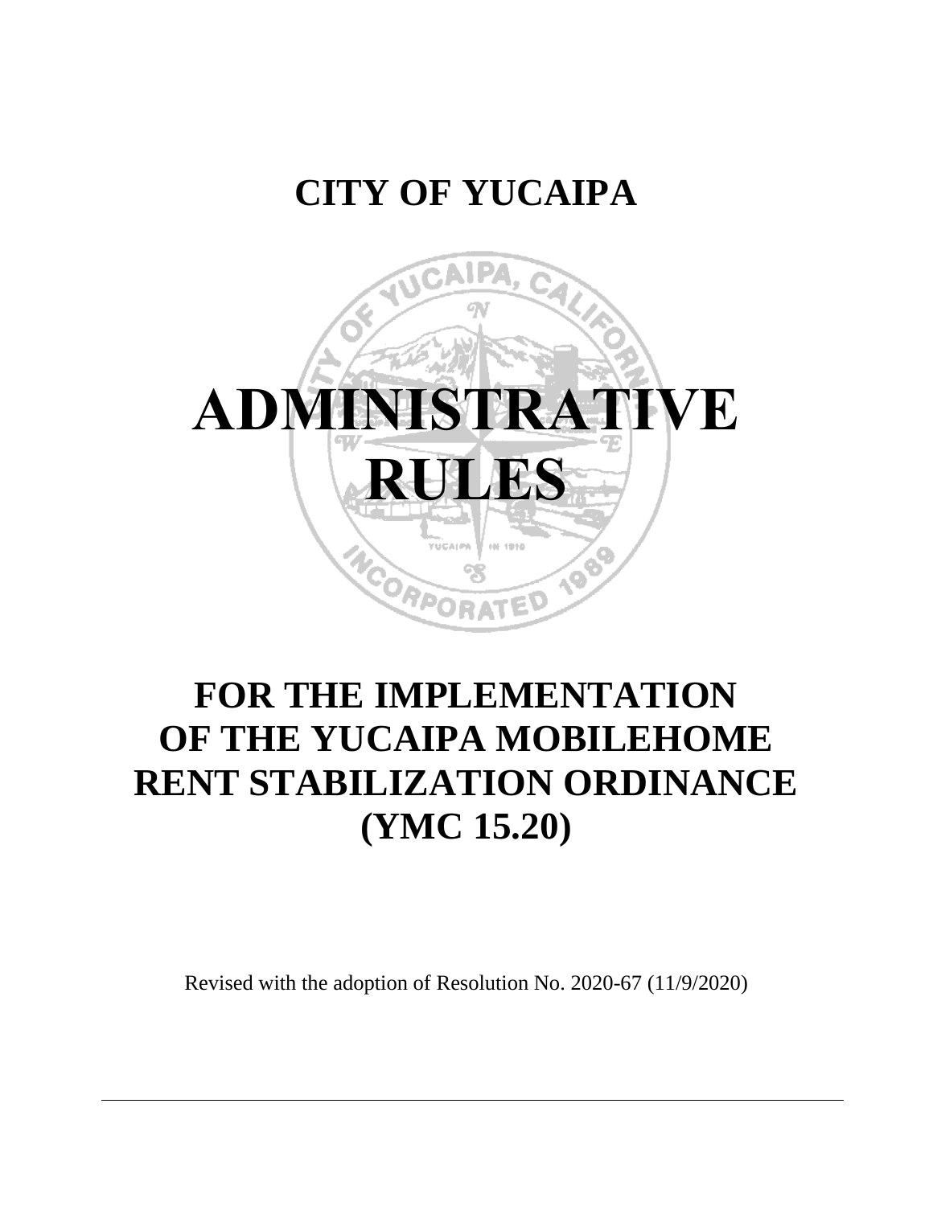# CITY OF YUCAIPA

# ADMINISTRATIVE RULES

## FOR THE IMPLEMENTATION OF THE YUCAIPA MOBILEHOME RENT STABILIZATION ORDINANCE (YMC 15.20)

Revised with the adoption of Resolution No. 2020-67 (11/9/2020)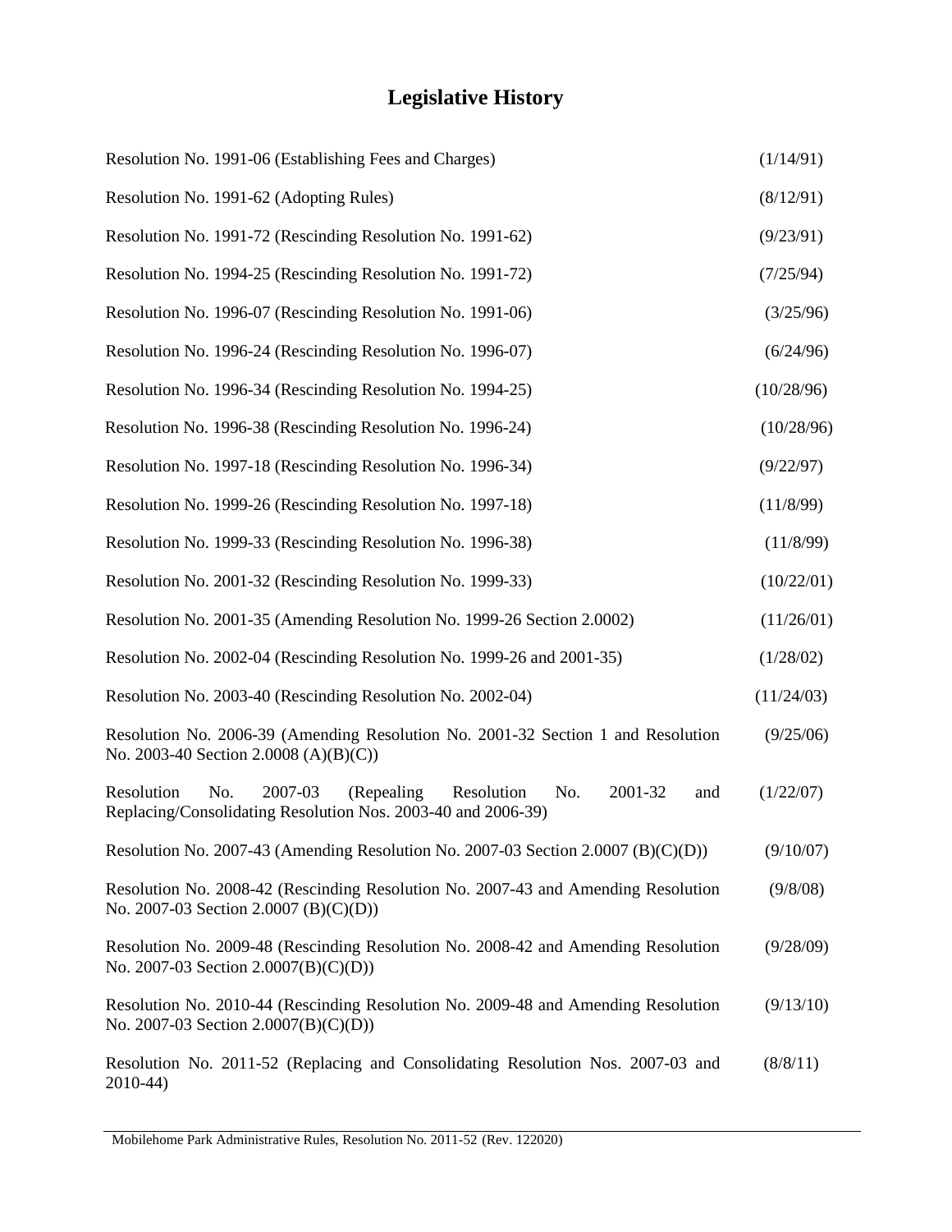# Legislative History

| | |
|---|---|
| Resolution No. 1991-06 (Establishing Fees and Charges) | (1/14/91) |
| Resolution No. 1991-62 (Adopting Rules) | (8/12/91) |
| Resolution No. 1991-72 (Rescinding Resolution No. 1991-62) | (9/23/91) |
| Resolution No. 1994-25 (Rescinding Resolution No. 1991-72) | (7/25/94) |
| Resolution No. 1996-07 (Rescinding Resolution No. 1991-06) | (3/25/96) |
| Resolution No. 1996-24 (Rescinding Resolution No. 1996-07) | (6/24/96) |
| Resolution No. 1996-34 (Rescinding Resolution No. 1994-25) | (10/28/96) |
| Resolution No. 1996-38 (Rescinding Resolution No. 1996-24) | (10/28/96) |
| Resolution No. 1997-18 (Rescinding Resolution No. 1996-34) | (9/22/97) |
| Resolution No. 1999-26 (Rescinding Resolution No. 1997-18) | (11/8/99) |
| Resolution No. 1999-33 (Rescinding Resolution No. 1996-38) | (11/8/99) |
| Resolution No. 2001-32 (Rescinding Resolution No. 1999-33) | (10/22/01) |
| Resolution No. 2001-35 (Amending Resolution No. 1999-26 Section 2.0002) | (11/26/01) |
| Resolution No. 2002-04 (Rescinding Resolution No. 1999-26 and 2001-35) | (1/28/02) |
| Resolution No. 2003-40 (Rescinding Resolution No. 2002-04) | (11/24/03) |
| Resolution No. 2006-39 (Amending Resolution No. 2001-32 Section 1 and Resolution No. 2003-40 Section 2.0008 (A)(B)(C)) | (9/25/06) |
| Resolution No. 2007-03 (Repealing Resolution No. 2001-32 and Replacing/Consolidating Resolution Nos. 2003-40 and 2006-39) | (1/22/07) |
| Resolution No. 2007-43 (Amending Resolution No. 2007-03 Section 2.0007 (B)(C)(D)) | (9/10/07) |
| Resolution No. 2008-42 (Rescinding Resolution No. 2007-43 and Amending Resolution No. 2007-03 Section 2.0007 (B)(C)(D)) | (9/8/08) |
| Resolution No. 2009-48 (Rescinding Resolution No. 2008-42 and Amending Resolution No. 2007-03 Section 2.0007(B)(C)(D)) | (9/28/09) |
| Resolution No. 2010-44 (Rescinding Resolution No. 2009-48 and Amending Resolution No. 2007-03 Section 2.0007(B)(C)(D)) | (9/13/10) |
| Resolution No. 2011-52 (Replacing and Consolidating Resolution Nos. 2007-03 and 2010-44) | (8/8/11) |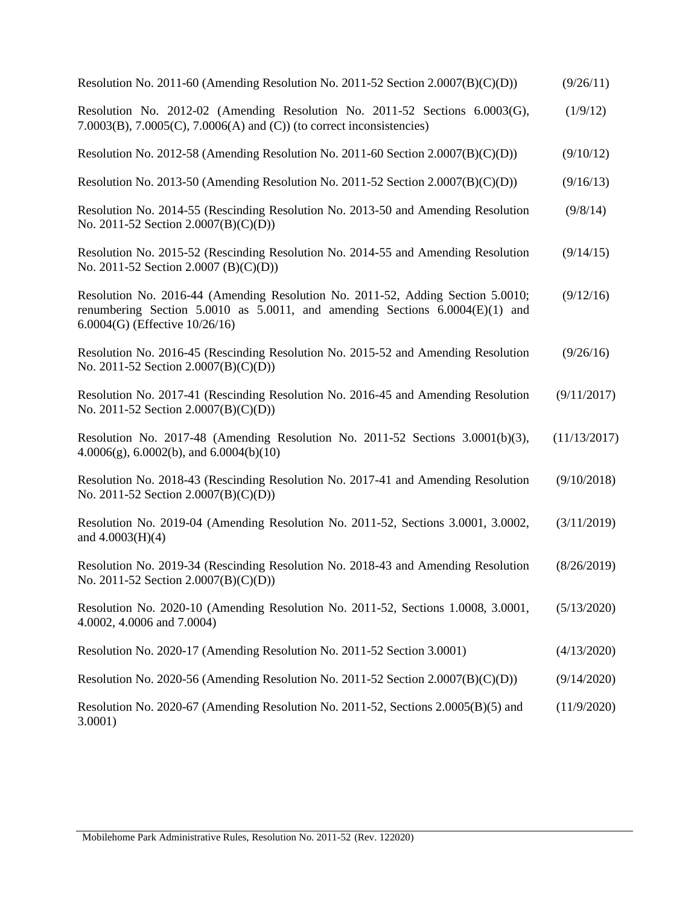| | |
|---|---|
| Resolution No. 2011-60 (Amending Resolution No. 2011-52 Section 2.0007(B)(C)(D)) | (9/26/11) |
| Resolution No. 2012-02 (Amending Resolution No. 2011-52 Sections 6.0003(G), 7.0003(B), 7.0005(C), 7.0006(A) and (C)) (to correct inconsistencies) | (1/9/12) |
| Resolution No. 2012-58 (Amending Resolution No. 2011-60 Section 2.0007(B)(C)(D)) | (9/10/12) |
| Resolution No. 2013-50 (Amending Resolution No. 2011-52 Section 2.0007(B)(C)(D)) | (9/16/13) |
| Resolution No. 2014-55 (Rescinding Resolution No. 2013-50 and Amending Resolution No. 2011-52 Section 2.0007(B)(C)(D)) | (9/8/14) |
| Resolution No. 2015-52 (Rescinding Resolution No. 2014-55 and Amending Resolution No. 2011-52 Section 2.0007 (B)(C)(D)) | (9/14/15) |
| Resolution No. 2016-44 (Amending Resolution No. 2011-52, Adding Section 5.0010; renumbering Section 5.0010 as 5.0011, and amending Sections 6.0004(E)(1) and 6.0004(G) (Effective 10/26/16) | (9/12/16) |
| Resolution No. 2016-45 (Rescinding Resolution No. 2015-52 and Amending Resolution No. 2011-52 Section 2.0007(B)(C)(D)) | (9/26/16) |
| Resolution No. 2017-41 (Rescinding Resolution No. 2016-45 and Amending Resolution No. 2011-52 Section 2.0007(B)(C)(D)) | (9/11/2017) |
| Resolution No. 2017-48 (Amending Resolution No. 2011-52 Sections 3.0001(b)(3), 4.0006(g), 6.0002(b), and 6.0004(b)(10) | (11/13/2017) |
| Resolution No. 2018-43 (Rescinding Resolution No. 2017-41 and Amending Resolution No. 2011-52 Section 2.0007(B)(C)(D)) | (9/10/2018) |
| Resolution No. 2019-04 (Amending Resolution No. 2011-52, Sections 3.0001, 3.0002, and 4.0003(H)(4) | (3/11/2019) |
| Resolution No. 2019-34 (Rescinding Resolution No. 2018-43 and Amending Resolution No. 2011-52 Section 2.0007(B)(C)(D)) | (8/26/2019) |
| Resolution No. 2020-10 (Amending Resolution No. 2011-52, Sections 1.0008, 3.0001, 4.0002, 4.0006 and 7.0004) | (5/13/2020) |
| Resolution No. 2020-17 (Amending Resolution No. 2011-52 Section 3.0001) | (4/13/2020) |
| Resolution No. 2020-56 (Amending Resolution No. 2011-52 Section 2.0007(B)(C)(D)) | (9/14/2020) |
| Resolution No. 2020-67 (Amending Resolution No. 2011-52, Sections 2.0005(B)(5) and 3.0001) | (11/9/2020) |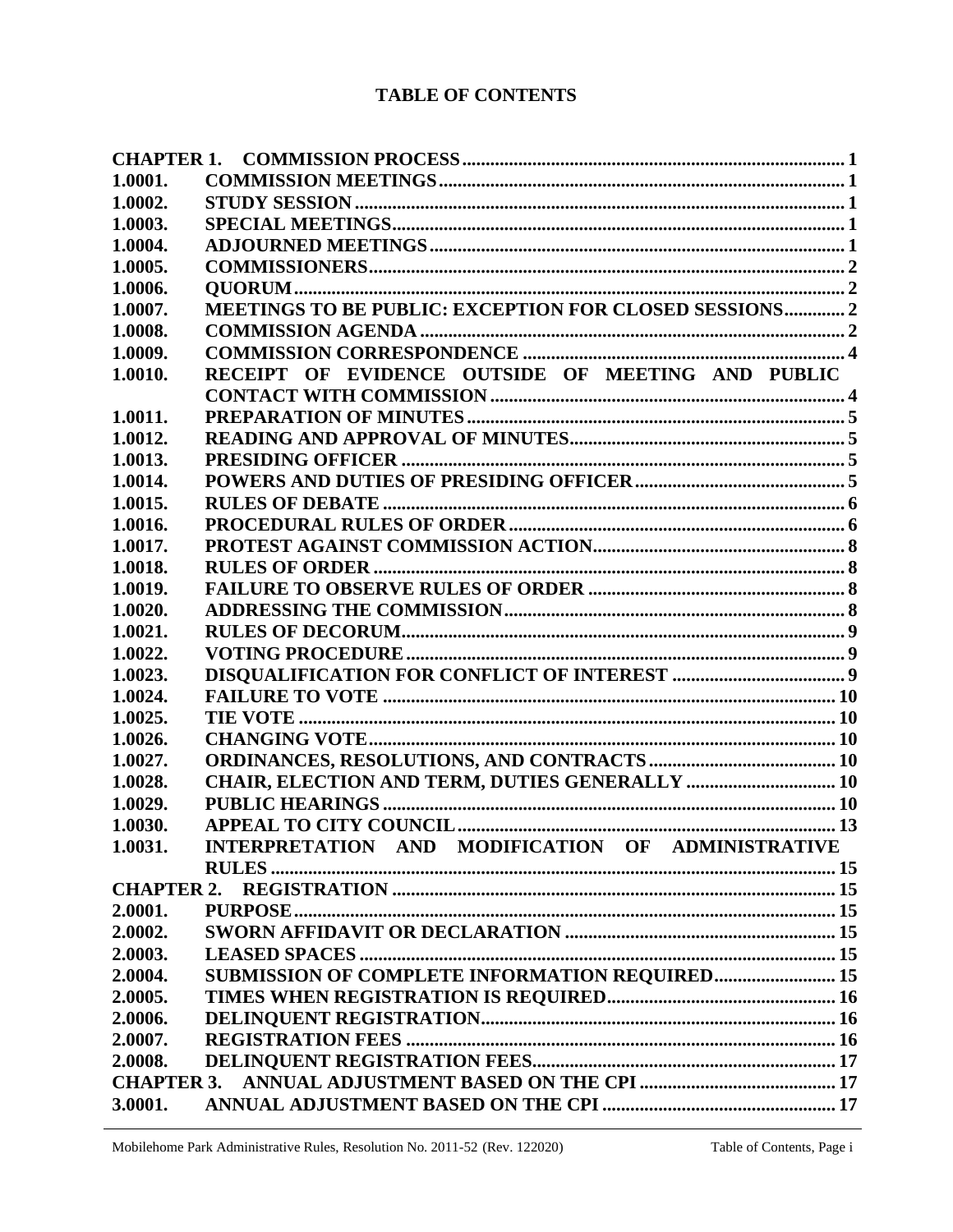# TABLE OF CONTENTS

| | | |
|---|---|---|
| **CHAPTER 1.** | **COMMISSION PROCESS** | **1** |
| **1.0001.** | **COMMISSION MEETINGS** | **1** |
| **1.0002.** | **STUDY SESSION** | **1** |
| **1.0003.** | **SPECIAL MEETINGS** | **1** |
| **1.0004.** | **ADJOURNED MEETINGS** | **1** |
| **1.0005.** | **COMMISSIONERS** | **2** |
| **1.0006.** | **QUORUM** | **2** |
| **1.0007.** | **MEETINGS TO BE PUBLIC: EXCEPTION FOR CLOSED SESSIONS** | **2** |
| **1.0008.** | **COMMISSION AGENDA** | **2** |
| **1.0009.** | **COMMISSION CORRESPONDENCE** | **4** |
| **1.0010.** | **RECEIPT OF EVIDENCE OUTSIDE OF MEETING AND PUBLIC CONTACT WITH COMMISSION** | **4** |
| **1.0011.** | **PREPARATION OF MINUTES** | **5** |
| **1.0012.** | **READING AND APPROVAL OF MINUTES** | **5** |
| **1.0013.** | **PRESIDING OFFICER** | **5** |
| **1.0014.** | **POWERS AND DUTIES OF PRESIDING OFFICER** | **5** |
| **1.0015.** | **RULES OF DEBATE** | **6** |
| **1.0016.** | **PROCEDURAL RULES OF ORDER** | **6** |
| **1.0017.** | **PROTEST AGAINST COMMISSION ACTION** | **8** |
| **1.0018.** | **RULES OF ORDER** | **8** |
| **1.0019.** | **FAILURE TO OBSERVE RULES OF ORDER** | **8** |
| **1.0020.** | **ADDRESSING THE COMMISSION** | **8** |
| **1.0021.** | **RULES OF DECORUM** | **9** |
| **1.0022.** | **VOTING PROCEDURE** | **9** |
| **1.0023.** | **DISQUALIFICATION FOR CONFLICT OF INTEREST** | **9** |
| **1.0024.** | **FAILURE TO VOTE** | **10** |
| **1.0025.** | **TIE VOTE** | **10** |
| **1.0026.** | **CHANGING VOTE** | **10** |
| **1.0027.** | **ORDINANCES, RESOLUTIONS, AND CONTRACTS** | **10** |
| **1.0028.** | **CHAIR, ELECTION AND TERM, DUTIES GENERALLY** | **10** |
| **1.0029.** | **PUBLIC HEARINGS** | **10** |
| **1.0030.** | **APPEAL TO CITY COUNCIL** | **13** |
| **1.0031.** | **INTERPRETATION AND MODIFICATION OF ADMINISTRATIVE RULES** | **15** |
| **CHAPTER 2.** | **REGISTRATION** | **15** |
| **2.0001.** | **PURPOSE** | **15** |
| **2.0002.** | **SWORN AFFIDAVIT OR DECLARATION** | **15** |
| **2.0003.** | **LEASED SPACES** | **15** |
| **2.0004.** | **SUBMISSION OF COMPLETE INFORMATION REQUIRED** | **15** |
| **2.0005.** | **TIMES WHEN REGISTRATION IS REQUIRED** | **16** |
| **2.0006.** | **DELINQUENT REGISTRATION** | **16** |
| **2.0007.** | **REGISTRATION FEES** | **16** |
| **2.0008.** | **DELINQUENT REGISTRATION FEES** | **17** |
| **CHAPTER 3.** | **ANNUAL ADJUSTMENT BASED ON THE CPI** | **17** |
| **3.0001.** | **ANNUAL ADJUSTMENT BASED ON THE CPI** | **17** |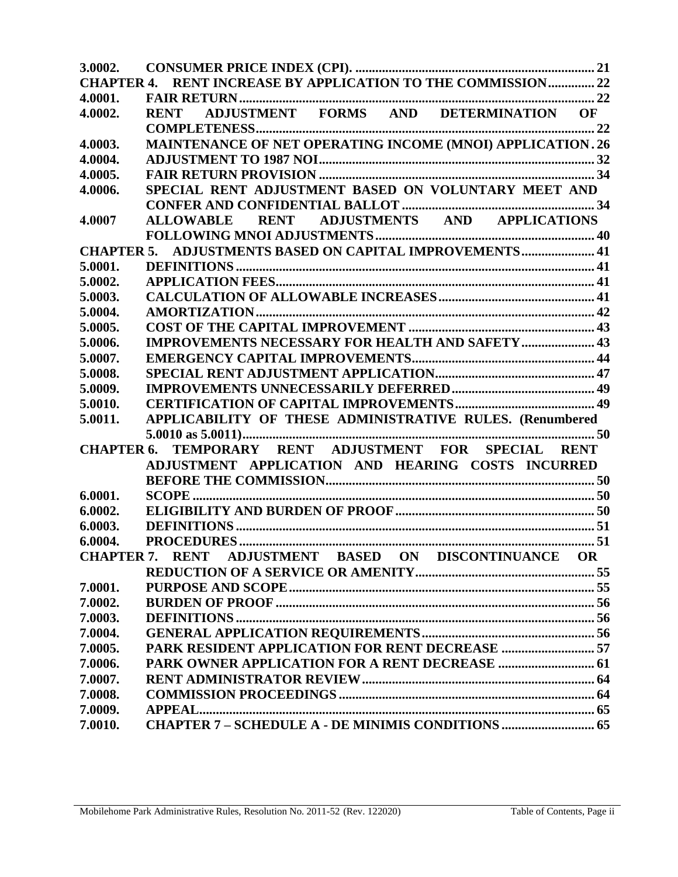| | | |
|---|---|---|
| **3.0002.** | **CONSUMER PRICE INDEX (CPI).** | **21** |
| **CHAPTER 4.** | **RENT INCREASE BY APPLICATION TO THE COMMISSION** | **22** |
| **4.0001.** | **FAIR RETURN** | **22** |
| **4.0002.** | **RENT ADJUSTMENT FORMS AND DETERMINATION OF COMPLETENESS** | **22** |
| **4.0003.** | **MAINTENANCE OF NET OPERATING INCOME (MNOI) APPLICATION** | **26** |
| **4.0004.** | **ADJUSTMENT TO 1987 NOI** | **32** |
| **4.0005.** | **FAIR RETURN PROVISION** | **34** |
| **4.0006.** | **SPECIAL RENT ADJUSTMENT BASED ON VOLUNTARY MEET AND CONFER AND CONFIDENTIAL BALLOT** | **34** |
| **4.0007** | **ALLOWABLE RENT ADJUSTMENTS AND APPLICATIONS FOLLOWING MNOI ADJUSTMENTS** | **40** |
| **CHAPTER 5.** | **ADJUSTMENTS BASED ON CAPITAL IMPROVEMENTS** | **41** |
| **5.0001.** | **DEFINITIONS** | **41** |
| **5.0002.** | **APPLICATION FEES** | **41** |
| **5.0003.** | **CALCULATION OF ALLOWABLE INCREASES** | **41** |
| **5.0004.** | **AMORTIZATION** | **42** |
| **5.0005.** | **COST OF THE CAPITAL IMPROVEMENT** | **43** |
| **5.0006.** | **IMPROVEMENTS NECESSARY FOR HEALTH AND SAFETY** | **43** |
| **5.0007.** | **EMERGENCY CAPITAL IMPROVEMENTS** | **44** |
| **5.0008.** | **SPECIAL RENT ADJUSTMENT APPLICATION** | **47** |
| **5.0009.** | **IMPROVEMENTS UNNECESSARILY DEFERRED** | **49** |
| **5.0010.** | **CERTIFICATION OF CAPITAL IMPROVEMENTS** | **49** |
| **5.0011.** | **APPLICABILITY OF THESE ADMINISTRATIVE RULES. (Renumbered 5.0010 as 5.0011)** | **50** |
| **CHAPTER 6.** | **TEMPORARY RENT ADJUSTMENT FOR SPECIAL RENT ADJUSTMENT APPLICATION AND HEARING COSTS INCURRED BEFORE THE COMMISSION** | **50** |
| **6.0001.** | **SCOPE** | **50** |
| **6.0002.** | **ELIGIBILITY AND BURDEN OF PROOF** | **50** |
| **6.0003.** | **DEFINITIONS** | **51** |
| **6.0004.** | **PROCEDURES** | **51** |
| **CHAPTER 7.** | **RENT ADJUSTMENT BASED ON DISCONTINUANCE OR REDUCTION OF A SERVICE OR AMENITY** | **55** |
| **7.0001.** | **PURPOSE AND SCOPE** | **55** |
| **7.0002.** | **BURDEN OF PROOF** | **56** |
| **7.0003.** | **DEFINITIONS** | **56** |
| **7.0004.** | **GENERAL APPLICATION REQUIREMENTS** | **56** |
| **7.0005.** | **PARK RESIDENT APPLICATION FOR RENT DECREASE** | **57** |
| **7.0006.** | **PARK OWNER APPLICATION FOR A RENT DECREASE** | **61** |
| **7.0007.** | **RENT ADMINISTRATOR REVIEW** | **64** |
| **7.0008.** | **COMMISSION PROCEEDINGS** | **64** |
| **7.0009.** | **APPEAL** | **65** |
| **7.0010.** | **CHAPTER 7 – SCHEDULE A - DE MINIMIS CONDITIONS** | **65** |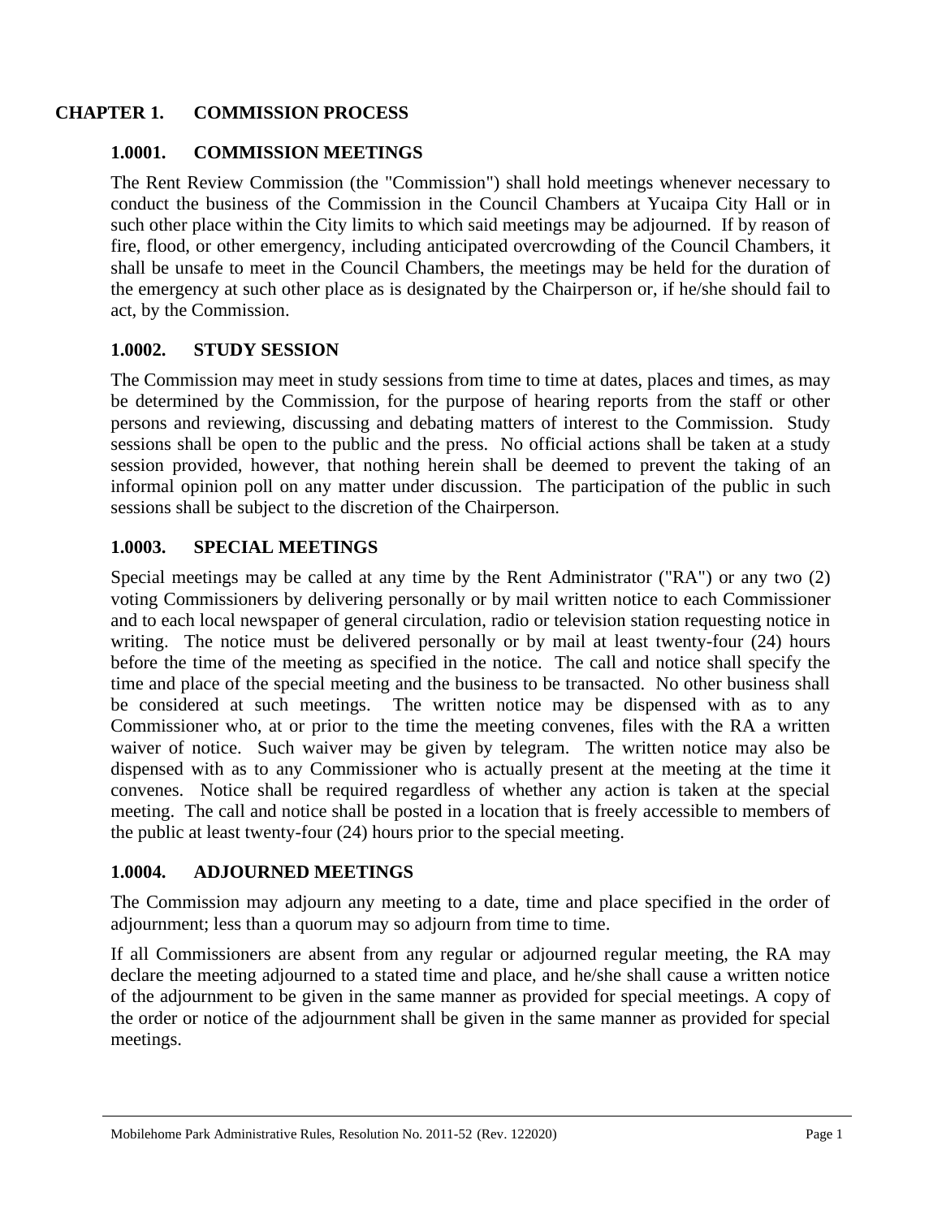# CHAPTER 1. COMMISSION PROCESS

## 1.0001. COMMISSION MEETINGS

The Rent Review Commission (the "Commission") shall hold meetings whenever necessary to conduct the business of the Commission in the Council Chambers at Yucaipa City Hall or in such other place within the City limits to which said meetings may be adjourned. If by reason of fire, flood, or other emergency, including anticipated overcrowding of the Council Chambers, it shall be unsafe to meet in the Council Chambers, the meetings may be held for the duration of the emergency at such other place as is designated by the Chairperson or, if he/she should fail to act, by the Commission.

## 1.0002. STUDY SESSION

The Commission may meet in study sessions from time to time at dates, places and times, as may be determined by the Commission, for the purpose of hearing reports from the staff or other persons and reviewing, discussing and debating matters of interest to the Commission. Study sessions shall be open to the public and the press. No official actions shall be taken at a study session provided, however, that nothing herein shall be deemed to prevent the taking of an informal opinion poll on any matter under discussion. The participation of the public in such sessions shall be subject to the discretion of the Chairperson.

## 1.0003. SPECIAL MEETINGS

Special meetings may be called at any time by the Rent Administrator ("RA") or any two (2) voting Commissioners by delivering personally or by mail written notice to each Commissioner and to each local newspaper of general circulation, radio or television station requesting notice in writing. The notice must be delivered personally or by mail at least twenty-four (24) hours before the time of the meeting as specified in the notice. The call and notice shall specify the time and place of the special meeting and the business to be transacted. No other business shall be considered at such meetings. The written notice may be dispensed with as to any Commissioner who, at or prior to the time the meeting convenes, files with the RA a written waiver of notice. Such waiver may be given by telegram. The written notice may also be dispensed with as to any Commissioner who is actually present at the meeting at the time it convenes. Notice shall be required regardless of whether any action is taken at the special meeting. The call and notice shall be posted in a location that is freely accessible to members of the public at least twenty-four (24) hours prior to the special meeting.

## 1.0004. ADJOURNED MEETINGS

The Commission may adjourn any meeting to a date, time and place specified in the order of adjournment; less than a quorum may so adjourn from time to time.

If all Commissioners are absent from any regular or adjourned regular meeting, the RA may declare the meeting adjourned to a stated time and place, and he/she shall cause a written notice of the adjournment to be given in the same manner as provided for special meetings. A copy of the order or notice of the adjournment shall be given in the same manner as provided for special meetings.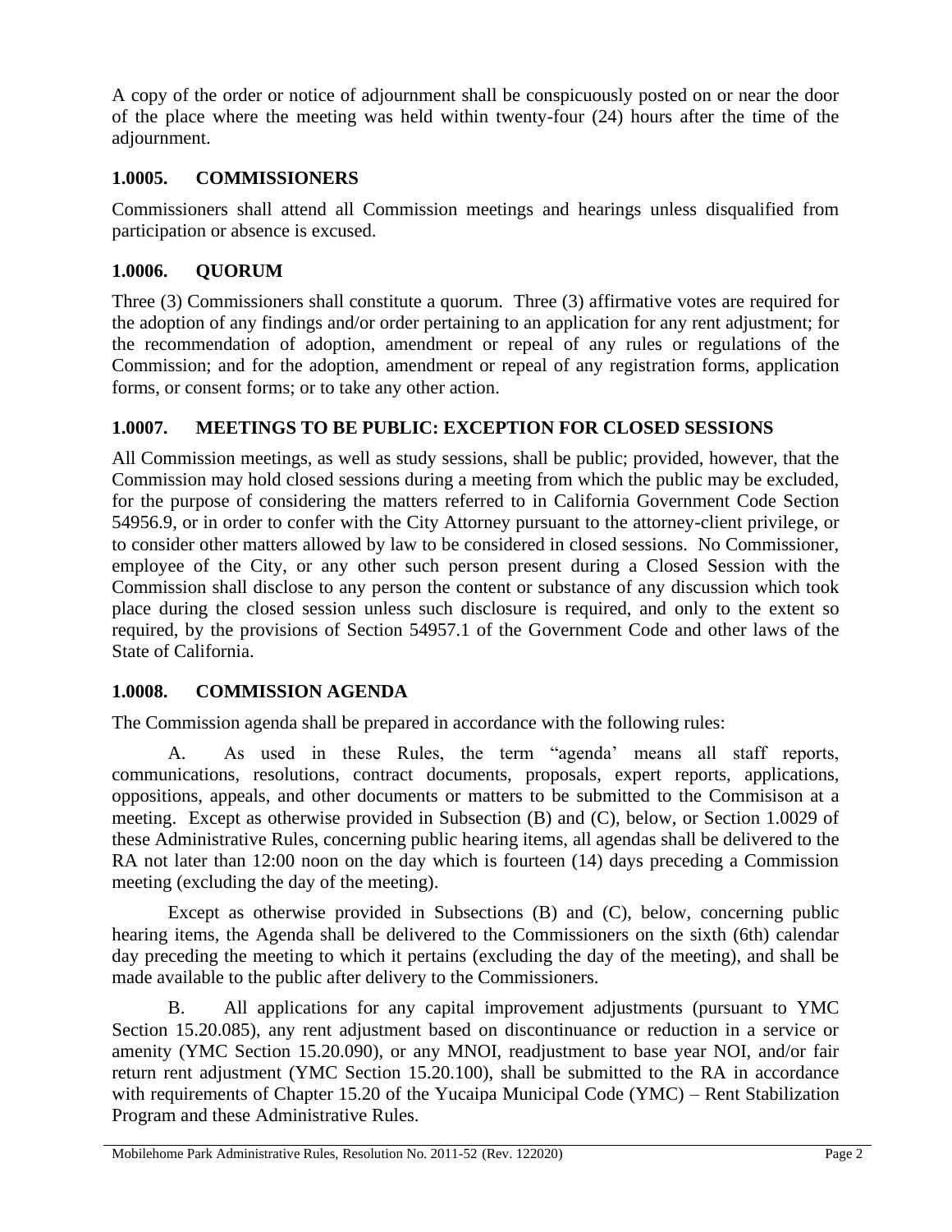A copy of the order or notice of adjournment shall be conspicuously posted on or near the door of the place where the meeting was held within twenty-four (24) hours after the time of the adjournment.

### 1.0005. COMMISSIONERS

Commissioners shall attend all Commission meetings and hearings unless disqualified from participation or absence is excused.

### 1.0006. QUORUM

Three (3) Commissioners shall constitute a quorum. Three (3) affirmative votes are required for the adoption of any findings and/or order pertaining to an application for any rent adjustment; for the recommendation of adoption, amendment or repeal of any rules or regulations of the Commission; and for the adoption, amendment or repeal of any registration forms, application forms, or consent forms; or to take any other action.

### 1.0007. MEETINGS TO BE PUBLIC: EXCEPTION FOR CLOSED SESSIONS

All Commission meetings, as well as study sessions, shall be public; provided, however, that the Commission may hold closed sessions during a meeting from which the public may be excluded, for the purpose of considering the matters referred to in California Government Code Section 54956.9, or in order to confer with the City Attorney pursuant to the attorney-client privilege, or to consider other matters allowed by law to be considered in closed sessions. No Commissioner, employee of the City, or any other such person present during a Closed Session with the Commission shall disclose to any person the content or substance of any discussion which took place during the closed session unless such disclosure is required, and only to the extent so required, by the provisions of Section 54957.1 of the Government Code and other laws of the State of California.

### 1.0008. COMMISSION AGENDA

The Commission agenda shall be prepared in accordance with the following rules:

A. As used in these Rules, the term "agenda' means all staff reports, communications, resolutions, contract documents, proposals, expert reports, applications, oppositions, appeals, and other documents or matters to be submitted to the Commisison at a meeting. Except as otherwise provided in Subsection (B) and (C), below, or Section 1.0029 of these Administrative Rules, concerning public hearing items, all agendas shall be delivered to the RA not later than 12:00 noon on the day which is fourteen (14) days preceding a Commission meeting (excluding the day of the meeting).

Except as otherwise provided in Subsections (B) and (C), below, concerning public hearing items, the Agenda shall be delivered to the Commissioners on the sixth (6th) calendar day preceding the meeting to which it pertains (excluding the day of the meeting), and shall be made available to the public after delivery to the Commissioners.

B. All applications for any capital improvement adjustments (pursuant to YMC Section 15.20.085), any rent adjustment based on discontinuance or reduction in a service or amenity (YMC Section 15.20.090), or any MNOI, readjustment to base year NOI, and/or fair return rent adjustment (YMC Section 15.20.100), shall be submitted to the RA in accordance with requirements of Chapter 15.20 of the Yucaipa Municipal Code (YMC) – Rent Stabilization Program and these Administrative Rules.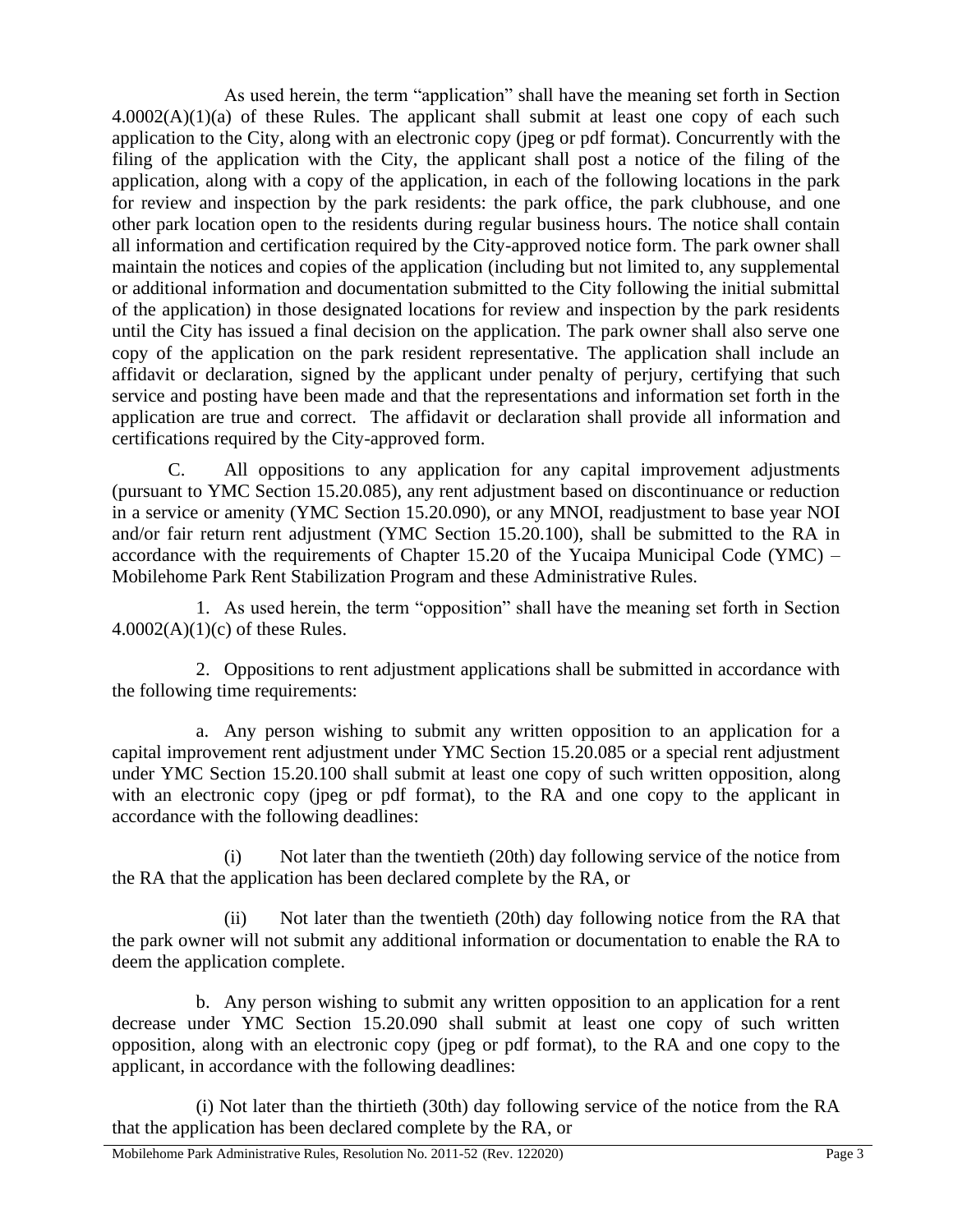As used herein, the term "application" shall have the meaning set forth in Section 4.0002(A)(1)(a) of these Rules. The applicant shall submit at least one copy of each such application to the City, along with an electronic copy (jpeg or pdf format). Concurrently with the filing of the application with the City, the applicant shall post a notice of the filing of the application, along with a copy of the application, in each of the following locations in the park for review and inspection by the park residents: the park office, the park clubhouse, and one other park location open to the residents during regular business hours. The notice shall contain all information and certification required by the City-approved notice form. The park owner shall maintain the notices and copies of the application (including but not limited to, any supplemental or additional information and documentation submitted to the City following the initial submittal of the application) in those designated locations for review and inspection by the park residents until the City has issued a final decision on the application. The park owner shall also serve one copy of the application on the park resident representative. The application shall include an affidavit or declaration, signed by the applicant under penalty of perjury, certifying that such service and posting have been made and that the representations and information set forth in the application are true and correct. The affidavit or declaration shall provide all information and certifications required by the City-approved form.

C. All oppositions to any application for any capital improvement adjustments (pursuant to YMC Section 15.20.085), any rent adjustment based on discontinuance or reduction in a service or amenity (YMC Section 15.20.090), or any MNOI, readjustment to base year NOI and/or fair return rent adjustment (YMC Section 15.20.100), shall be submitted to the RA in accordance with the requirements of Chapter 15.20 of the Yucaipa Municipal Code (YMC) – Mobilehome Park Rent Stabilization Program and these Administrative Rules.

1. As used herein, the term "opposition" shall have the meaning set forth in Section 4.0002(A)(1)(c) of these Rules.

2. Oppositions to rent adjustment applications shall be submitted in accordance with the following time requirements:

a. Any person wishing to submit any written opposition to an application for a capital improvement rent adjustment under YMC Section 15.20.085 or a special rent adjustment under YMC Section 15.20.100 shall submit at least one copy of such written opposition, along with an electronic copy (jpeg or pdf format), to the RA and one copy to the applicant in accordance with the following deadlines:

(i) Not later than the twentieth (20th) day following service of the notice from the RA that the application has been declared complete by the RA, or

(ii) Not later than the twentieth (20th) day following notice from the RA that the park owner will not submit any additional information or documentation to enable the RA to deem the application complete.

b. Any person wishing to submit any written opposition to an application for a rent decrease under YMC Section 15.20.090 shall submit at least one copy of such written opposition, along with an electronic copy (jpeg or pdf format), to the RA and one copy to the applicant, in accordance with the following deadlines:

(i) Not later than the thirtieth (30th) day following service of the notice from the RA that the application has been declared complete by the RA, or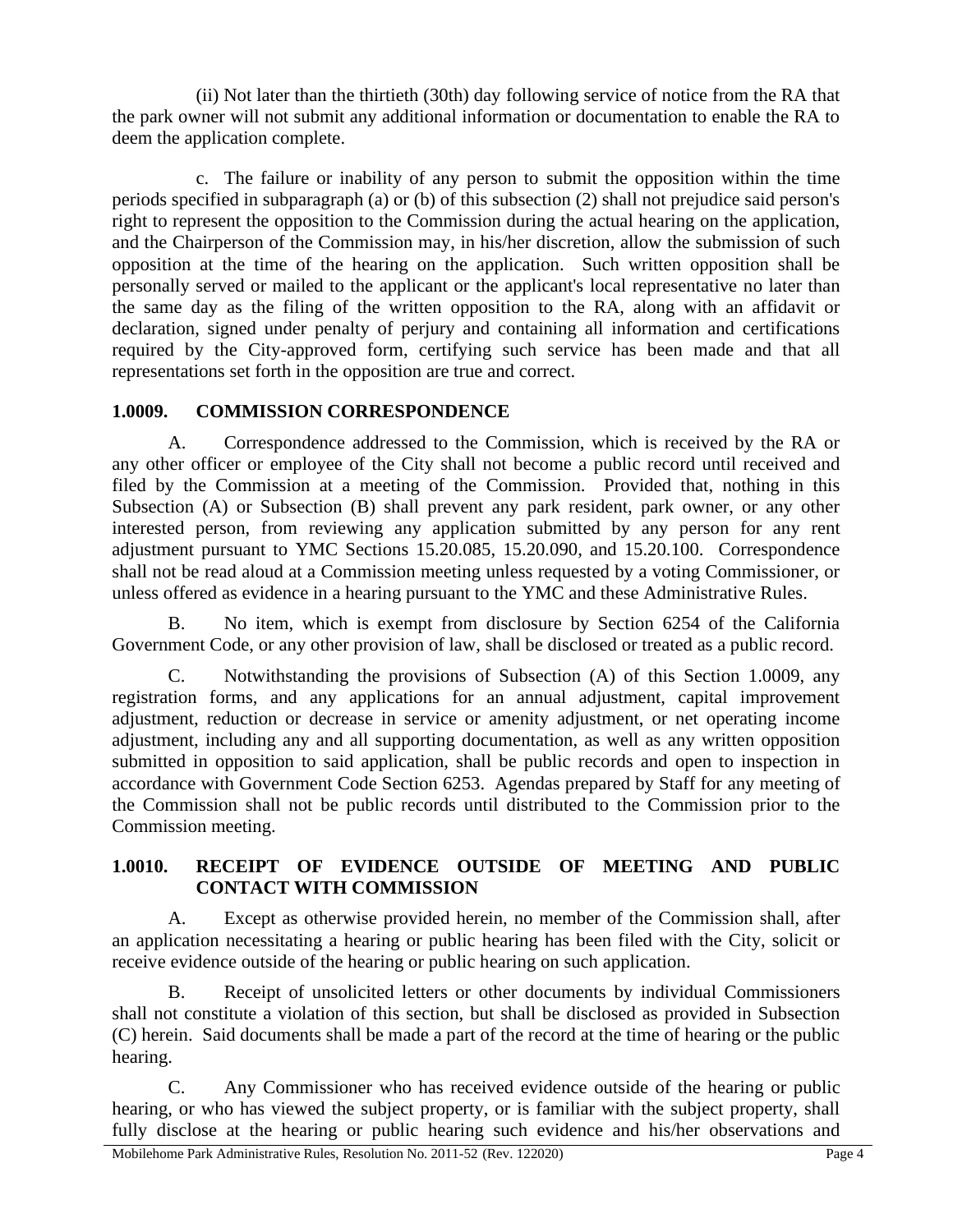(ii) Not later than the thirtieth (30th) day following service of notice from the RA that the park owner will not submit any additional information or documentation to enable the RA to deem the application complete.

c. The failure or inability of any person to submit the opposition within the time periods specified in subparagraph (a) or (b) of this subsection (2) shall not prejudice said person's right to represent the opposition to the Commission during the actual hearing on the application, and the Chairperson of the Commission may, in his/her discretion, allow the submission of such opposition at the time of the hearing on the application. Such written opposition shall be personally served or mailed to the applicant or the applicant's local representative no later than the same day as the filing of the written opposition to the RA, along with an affidavit or declaration, signed under penalty of perjury and containing all information and certifications required by the City-approved form, certifying such service has been made and that all representations set forth in the opposition are true and correct.

## 1.0009. COMMISSION CORRESPONDENCE

A. Correspondence addressed to the Commission, which is received by the RA or any other officer or employee of the City shall not become a public record until received and filed by the Commission at a meeting of the Commission. Provided that, nothing in this Subsection (A) or Subsection (B) shall prevent any park resident, park owner, or any other interested person, from reviewing any application submitted by any person for any rent adjustment pursuant to YMC Sections 15.20.085, 15.20.090, and 15.20.100. Correspondence shall not be read aloud at a Commission meeting unless requested by a voting Commissioner, or unless offered as evidence in a hearing pursuant to the YMC and these Administrative Rules.

B. No item, which is exempt from disclosure by Section 6254 of the California Government Code, or any other provision of law, shall be disclosed or treated as a public record.

C. Notwithstanding the provisions of Subsection (A) of this Section 1.0009, any registration forms, and any applications for an annual adjustment, capital improvement adjustment, reduction or decrease in service or amenity adjustment, or net operating income adjustment, including any and all supporting documentation, as well as any written opposition submitted in opposition to said application, shall be public records and open to inspection in accordance with Government Code Section 6253. Agendas prepared by Staff for any meeting of the Commission shall not be public records until distributed to the Commission prior to the Commission meeting.

## 1.0010. RECEIPT OF EVIDENCE OUTSIDE OF MEETING AND PUBLIC CONTACT WITH COMMISSION

A. Except as otherwise provided herein, no member of the Commission shall, after an application necessitating a hearing or public hearing has been filed with the City, solicit or receive evidence outside of the hearing or public hearing on such application.

B. Receipt of unsolicited letters or other documents by individual Commissioners shall not constitute a violation of this section, but shall be disclosed as provided in Subsection (C) herein. Said documents shall be made a part of the record at the time of hearing or the public hearing.

C. Any Commissioner who has received evidence outside of the hearing or public hearing, or who has viewed the subject property, or is familiar with the subject property, shall fully disclose at the hearing or public hearing such evidence and his/her observations and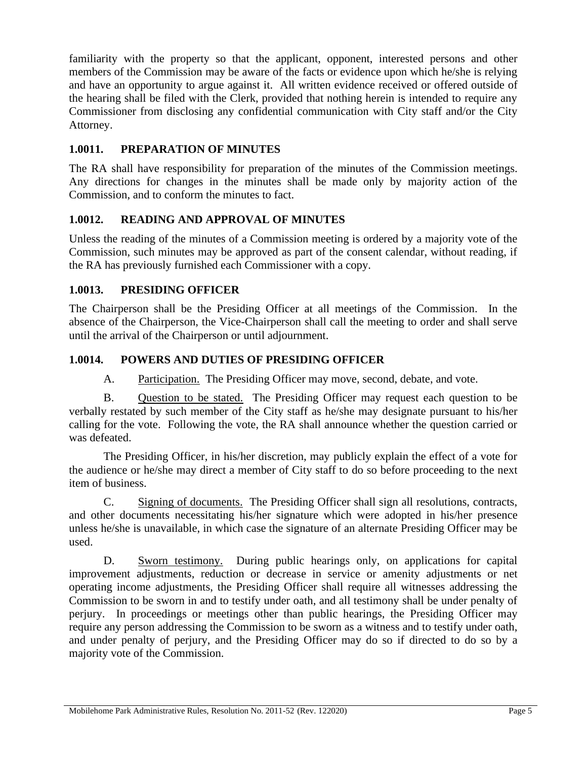familiarity with the property so that the applicant, opponent, interested persons and other members of the Commission may be aware of the facts or evidence upon which he/she is relying and have an opportunity to argue against it. All written evidence received or offered outside of the hearing shall be filed with the Clerk, provided that nothing herein is intended to require any Commissioner from disclosing any confidential communication with City staff and/or the City Attorney.

### 1.0011. PREPARATION OF MINUTES

The RA shall have responsibility for preparation of the minutes of the Commission meetings. Any directions for changes in the minutes shall be made only by majority action of the Commission, and to conform the minutes to fact.

### 1.0012. READING AND APPROVAL OF MINUTES

Unless the reading of the minutes of a Commission meeting is ordered by a majority vote of the Commission, such minutes may be approved as part of the consent calendar, without reading, if the RA has previously furnished each Commissioner with a copy.

### 1.0013. PRESIDING OFFICER

The Chairperson shall be the Presiding Officer at all meetings of the Commission. In the absence of the Chairperson, the Vice-Chairperson shall call the meeting to order and shall serve until the arrival of the Chairperson or until adjournment.

### 1.0014. POWERS AND DUTIES OF PRESIDING OFFICER

A. Participation. The Presiding Officer may move, second, debate, and vote.

B. Question to be stated. The Presiding Officer may request each question to be verbally restated by such member of the City staff as he/she may designate pursuant to his/her calling for the vote. Following the vote, the RA shall announce whether the question carried or was defeated.

The Presiding Officer, in his/her discretion, may publicly explain the effect of a vote for the audience or he/she may direct a member of City staff to do so before proceeding to the next item of business.

C. Signing of documents. The Presiding Officer shall sign all resolutions, contracts, and other documents necessitating his/her signature which were adopted in his/her presence unless he/she is unavailable, in which case the signature of an alternate Presiding Officer may be used.

D. Sworn testimony. During public hearings only, on applications for capital improvement adjustments, reduction or decrease in service or amenity adjustments or net operating income adjustments, the Presiding Officer shall require all witnesses addressing the Commission to be sworn in and to testify under oath, and all testimony shall be under penalty of perjury. In proceedings or meetings other than public hearings, the Presiding Officer may require any person addressing the Commission to be sworn as a witness and to testify under oath, and under penalty of perjury, and the Presiding Officer may do so if directed to do so by a majority vote of the Commission.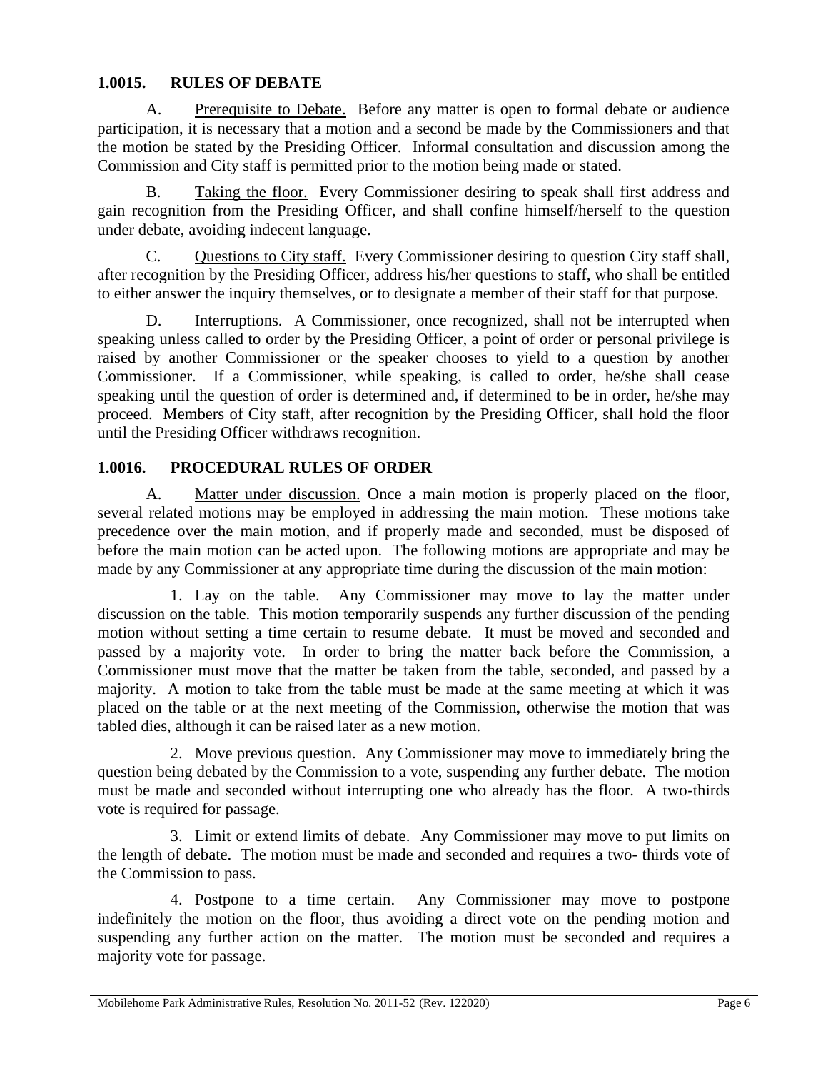## 1.0015. RULES OF DEBATE

A. Prerequisite to Debate. Before any matter is open to formal debate or audience participation, it is necessary that a motion and a second be made by the Commissioners and that the motion be stated by the Presiding Officer. Informal consultation and discussion among the Commission and City staff is permitted prior to the motion being made or stated.

B. Taking the floor. Every Commissioner desiring to speak shall first address and gain recognition from the Presiding Officer, and shall confine himself/herself to the question under debate, avoiding indecent language.

C. Questions to City staff. Every Commissioner desiring to question City staff shall, after recognition by the Presiding Officer, address his/her questions to staff, who shall be entitled to either answer the inquiry themselves, or to designate a member of their staff for that purpose.

D. Interruptions. A Commissioner, once recognized, shall not be interrupted when speaking unless called to order by the Presiding Officer, a point of order or personal privilege is raised by another Commissioner or the speaker chooses to yield to a question by another Commissioner. If a Commissioner, while speaking, is called to order, he/she shall cease speaking until the question of order is determined and, if determined to be in order, he/she may proceed. Members of City staff, after recognition by the Presiding Officer, shall hold the floor until the Presiding Officer withdraws recognition.

## 1.0016. PROCEDURAL RULES OF ORDER

A. Matter under discussion. Once a main motion is properly placed on the floor, several related motions may be employed in addressing the main motion. These motions take precedence over the main motion, and if properly made and seconded, must be disposed of before the main motion can be acted upon. The following motions are appropriate and may be made by any Commissioner at any appropriate time during the discussion of the main motion:

1. Lay on the table. Any Commissioner may move to lay the matter under discussion on the table. This motion temporarily suspends any further discussion of the pending motion without setting a time certain to resume debate. It must be moved and seconded and passed by a majority vote. In order to bring the matter back before the Commission, a Commissioner must move that the matter be taken from the table, seconded, and passed by a majority. A motion to take from the table must be made at the same meeting at which it was placed on the table or at the next meeting of the Commission, otherwise the motion that was tabled dies, although it can be raised later as a new motion.

2. Move previous question. Any Commissioner may move to immediately bring the question being debated by the Commission to a vote, suspending any further debate. The motion must be made and seconded without interrupting one who already has the floor. A two-thirds vote is required for passage.

3. Limit or extend limits of debate. Any Commissioner may move to put limits on the length of debate. The motion must be made and seconded and requires a two- thirds vote of the Commission to pass.

4. Postpone to a time certain. Any Commissioner may move to postpone indefinitely the motion on the floor, thus avoiding a direct vote on the pending motion and suspending any further action on the matter. The motion must be seconded and requires a majority vote for passage.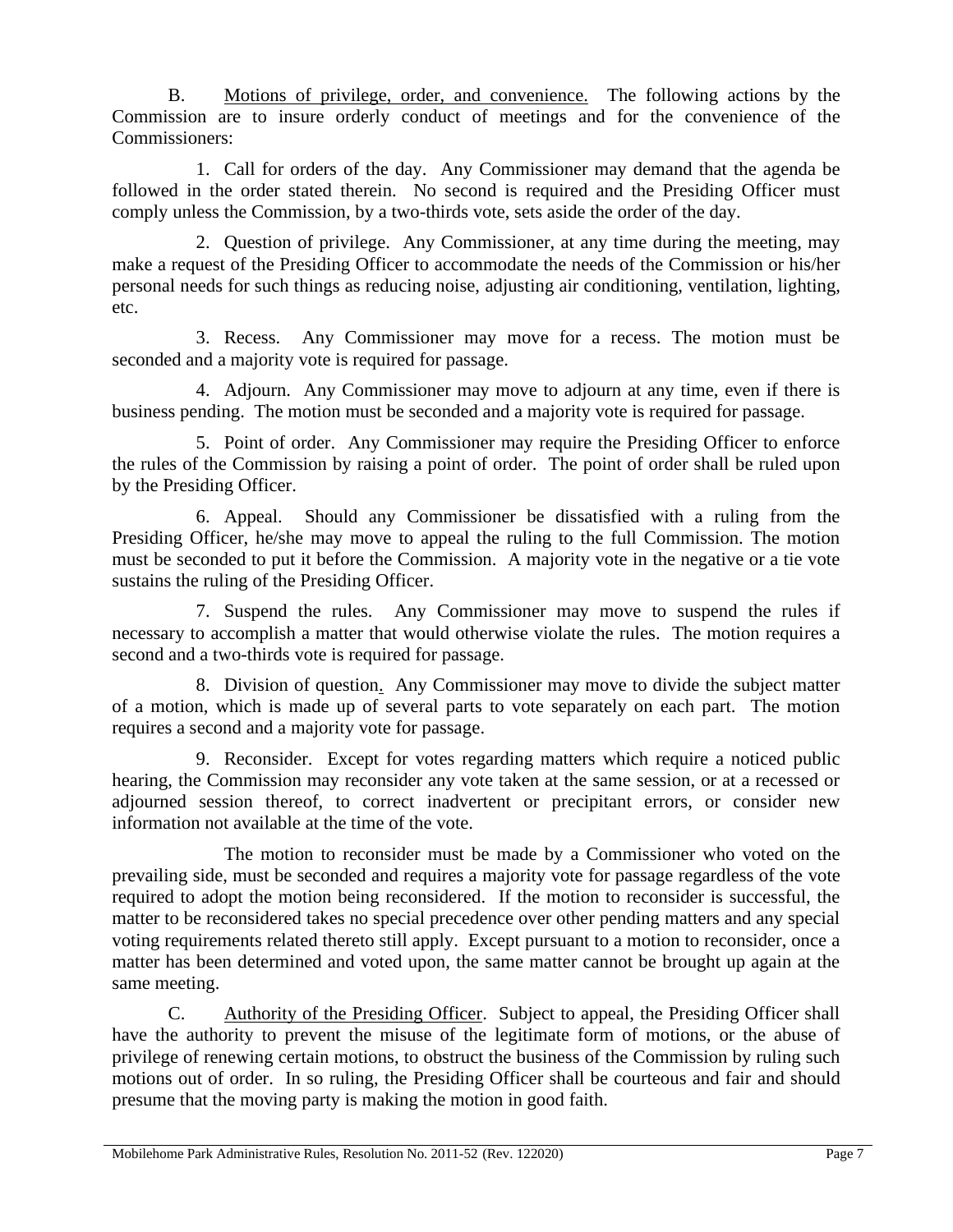B. <u>Motions of privilege, order, and convenience.</u> The following actions by the Commission are to insure orderly conduct of meetings and for the convenience of the Commissioners:

1. Call for orders of the day. Any Commissioner may demand that the agenda be followed in the order stated therein. No second is required and the Presiding Officer must comply unless the Commission, by a two-thirds vote, sets aside the order of the day.

2. Question of privilege. Any Commissioner, at any time during the meeting, may make a request of the Presiding Officer to accommodate the needs of the Commission or his/her personal needs for such things as reducing noise, adjusting air conditioning, ventilation, lighting, etc.

3. Recess. Any Commissioner may move for a recess. The motion must be seconded and a majority vote is required for passage.

4. Adjourn. Any Commissioner may move to adjourn at any time, even if there is business pending. The motion must be seconded and a majority vote is required for passage.

5. Point of order. Any Commissioner may require the Presiding Officer to enforce the rules of the Commission by raising a point of order. The point of order shall be ruled upon by the Presiding Officer.

6. Appeal. Should any Commissioner be dissatisfied with a ruling from the Presiding Officer, he/she may move to appeal the ruling to the full Commission. The motion must be seconded to put it before the Commission. A majority vote in the negative or a tie vote sustains the ruling of the Presiding Officer.

7. Suspend the rules. Any Commissioner may move to suspend the rules if necessary to accomplish a matter that would otherwise violate the rules. The motion requires a second and a two-thirds vote is required for passage.

8. Division of question. Any Commissioner may move to divide the subject matter of a motion, which is made up of several parts to vote separately on each part. The motion requires a second and a majority vote for passage.

9. Reconsider. Except for votes regarding matters which require a noticed public hearing, the Commission may reconsider any vote taken at the same session, or at a recessed or adjourned session thereof, to correct inadvertent or precipitant errors, or consider new information not available at the time of the vote.

The motion to reconsider must be made by a Commissioner who voted on the prevailing side, must be seconded and requires a majority vote for passage regardless of the vote required to adopt the motion being reconsidered. If the motion to reconsider is successful, the matter to be reconsidered takes no special precedence over other pending matters and any special voting requirements related thereto still apply. Except pursuant to a motion to reconsider, once a matter has been determined and voted upon, the same matter cannot be brought up again at the same meeting.

C. <u>Authority of the Presiding Officer</u>. Subject to appeal, the Presiding Officer shall have the authority to prevent the misuse of the legitimate form of motions, or the abuse of privilege of renewing certain motions, to obstruct the business of the Commission by ruling such motions out of order. In so ruling, the Presiding Officer shall be courteous and fair and should presume that the moving party is making the motion in good faith.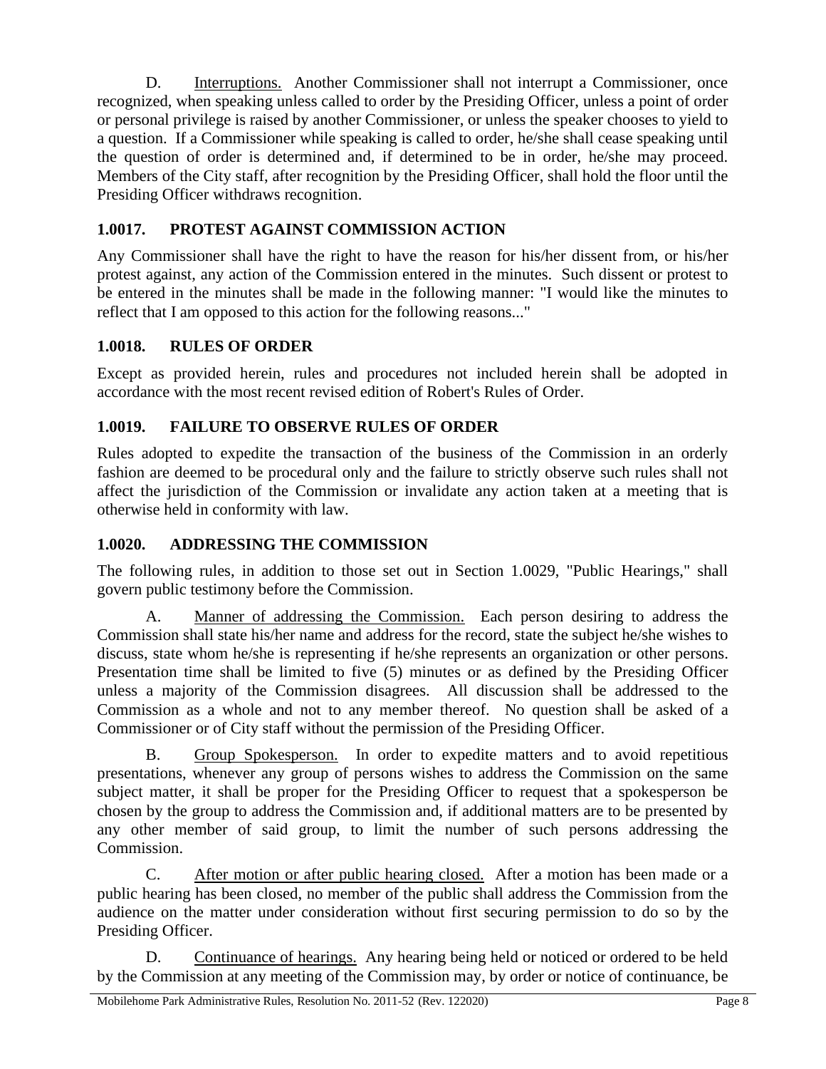D. Interruptions. Another Commissioner shall not interrupt a Commissioner, once recognized, when speaking unless called to order by the Presiding Officer, unless a point of order or personal privilege is raised by another Commissioner, or unless the speaker chooses to yield to a question. If a Commissioner while speaking is called to order, he/she shall cease speaking until the question of order is determined and, if determined to be in order, he/she may proceed. Members of the City staff, after recognition by the Presiding Officer, shall hold the floor until the Presiding Officer withdraws recognition.

### 1.0017. PROTEST AGAINST COMMISSION ACTION

Any Commissioner shall have the right to have the reason for his/her dissent from, or his/her protest against, any action of the Commission entered in the minutes. Such dissent or protest to be entered in the minutes shall be made in the following manner: "I would like the minutes to reflect that I am opposed to this action for the following reasons..."

### 1.0018. RULES OF ORDER

Except as provided herein, rules and procedures not included herein shall be adopted in accordance with the most recent revised edition of Robert's Rules of Order.

### 1.0019. FAILURE TO OBSERVE RULES OF ORDER

Rules adopted to expedite the transaction of the business of the Commission in an orderly fashion are deemed to be procedural only and the failure to strictly observe such rules shall not affect the jurisdiction of the Commission or invalidate any action taken at a meeting that is otherwise held in conformity with law.

### 1.0020. ADDRESSING THE COMMISSION

The following rules, in addition to those set out in Section 1.0029, "Public Hearings," shall govern public testimony before the Commission.

A. Manner of addressing the Commission. Each person desiring to address the Commission shall state his/her name and address for the record, state the subject he/she wishes to discuss, state whom he/she is representing if he/she represents an organization or other persons. Presentation time shall be limited to five (5) minutes or as defined by the Presiding Officer unless a majority of the Commission disagrees. All discussion shall be addressed to the Commission as a whole and not to any member thereof. No question shall be asked of a Commissioner or of City staff without the permission of the Presiding Officer.

B. Group Spokesperson. In order to expedite matters and to avoid repetitious presentations, whenever any group of persons wishes to address the Commission on the same subject matter, it shall be proper for the Presiding Officer to request that a spokesperson be chosen by the group to address the Commission and, if additional matters are to be presented by any other member of said group, to limit the number of such persons addressing the Commission.

C. After motion or after public hearing closed. After a motion has been made or a public hearing has been closed, no member of the public shall address the Commission from the audience on the matter under consideration without first securing permission to do so by the Presiding Officer.

D. Continuance of hearings. Any hearing being held or noticed or ordered to be held by the Commission at any meeting of the Commission may, by order or notice of continuance, be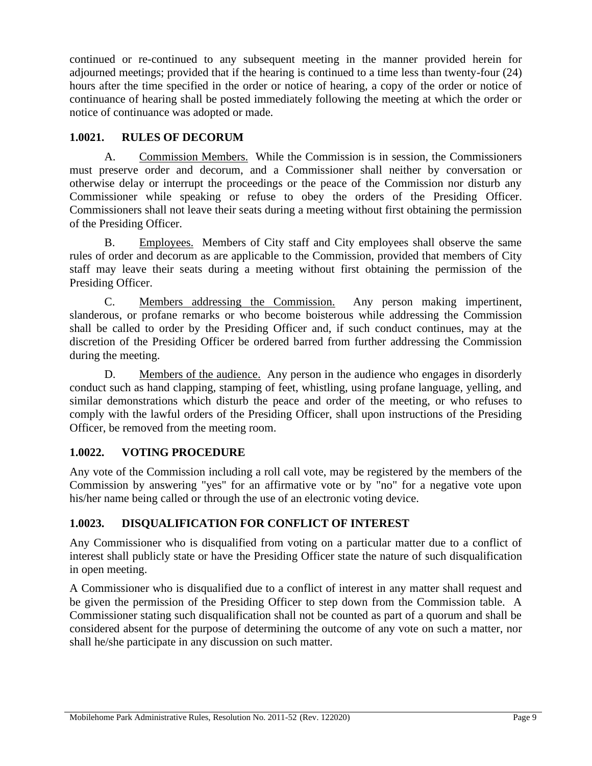continued or re-continued to any subsequent meeting in the manner provided herein for adjourned meetings; provided that if the hearing is continued to a time less than twenty-four (24) hours after the time specified in the order or notice of hearing, a copy of the order or notice of continuance of hearing shall be posted immediately following the meeting at which the order or notice of continuance was adopted or made.

### 1.0021. RULES OF DECORUM

A. Commission Members. While the Commission is in session, the Commissioners must preserve order and decorum, and a Commissioner shall neither by conversation or otherwise delay or interrupt the proceedings or the peace of the Commission nor disturb any Commissioner while speaking or refuse to obey the orders of the Presiding Officer. Commissioners shall not leave their seats during a meeting without first obtaining the permission of the Presiding Officer.

B. Employees. Members of City staff and City employees shall observe the same rules of order and decorum as are applicable to the Commission, provided that members of City staff may leave their seats during a meeting without first obtaining the permission of the Presiding Officer.

C. Members addressing the Commission. Any person making impertinent, slanderous, or profane remarks or who become boisterous while addressing the Commission shall be called to order by the Presiding Officer and, if such conduct continues, may at the discretion of the Presiding Officer be ordered barred from further addressing the Commission during the meeting.

D. Members of the audience. Any person in the audience who engages in disorderly conduct such as hand clapping, stamping of feet, whistling, using profane language, yelling, and similar demonstrations which disturb the peace and order of the meeting, or who refuses to comply with the lawful orders of the Presiding Officer, shall upon instructions of the Presiding Officer, be removed from the meeting room.

### 1.0022. VOTING PROCEDURE

Any vote of the Commission including a roll call vote, may be registered by the members of the Commission by answering "yes" for an affirmative vote or by "no" for a negative vote upon his/her name being called or through the use of an electronic voting device.

### 1.0023. DISQUALIFICATION FOR CONFLICT OF INTEREST

Any Commissioner who is disqualified from voting on a particular matter due to a conflict of interest shall publicly state or have the Presiding Officer state the nature of such disqualification in open meeting.

A Commissioner who is disqualified due to a conflict of interest in any matter shall request and be given the permission of the Presiding Officer to step down from the Commission table. A Commissioner stating such disqualification shall not be counted as part of a quorum and shall be considered absent for the purpose of determining the outcome of any vote on such a matter, nor shall he/she participate in any discussion on such matter.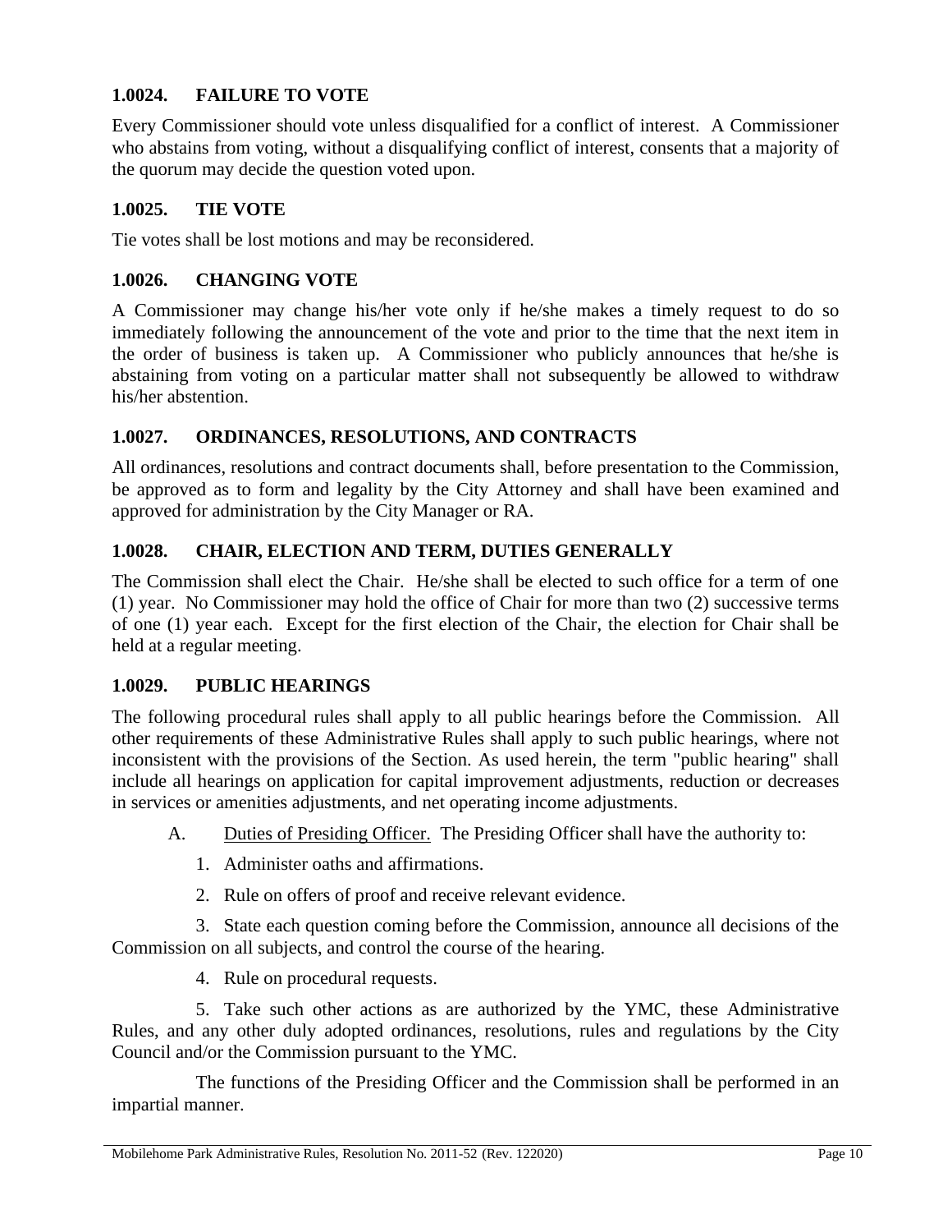### 1.0024. FAILURE TO VOTE

Every Commissioner should vote unless disqualified for a conflict of interest. A Commissioner who abstains from voting, without a disqualifying conflict of interest, consents that a majority of the quorum may decide the question voted upon.

### 1.0025. TIE VOTE

Tie votes shall be lost motions and may be reconsidered.

### 1.0026. CHANGING VOTE

A Commissioner may change his/her vote only if he/she makes a timely request to do so immediately following the announcement of the vote and prior to the time that the next item in the order of business is taken up. A Commissioner who publicly announces that he/she is abstaining from voting on a particular matter shall not subsequently be allowed to withdraw his/her abstention.

### 1.0027. ORDINANCES, RESOLUTIONS, AND CONTRACTS

All ordinances, resolutions and contract documents shall, before presentation to the Commission, be approved as to form and legality by the City Attorney and shall have been examined and approved for administration by the City Manager or RA.

### 1.0028. CHAIR, ELECTION AND TERM, DUTIES GENERALLY

The Commission shall elect the Chair. He/she shall be elected to such office for a term of one (1) year. No Commissioner may hold the office of Chair for more than two (2) successive terms of one (1) year each. Except for the first election of the Chair, the election for Chair shall be held at a regular meeting.

### 1.0029. PUBLIC HEARINGS

The following procedural rules shall apply to all public hearings before the Commission. All other requirements of these Administrative Rules shall apply to such public hearings, where not inconsistent with the provisions of the Section. As used herein, the term "public hearing" shall include all hearings on application for capital improvement adjustments, reduction or decreases in services or amenities adjustments, and net operating income adjustments.

A. Duties of Presiding Officer. The Presiding Officer shall have the authority to:

1. Administer oaths and affirmations.

2. Rule on offers of proof and receive relevant evidence.

3. State each question coming before the Commission, announce all decisions of the Commission on all subjects, and control the course of the hearing.

4. Rule on procedural requests.

5. Take such other actions as are authorized by the YMC, these Administrative Rules, and any other duly adopted ordinances, resolutions, rules and regulations by the City Council and/or the Commission pursuant to the YMC.

The functions of the Presiding Officer and the Commission shall be performed in an impartial manner.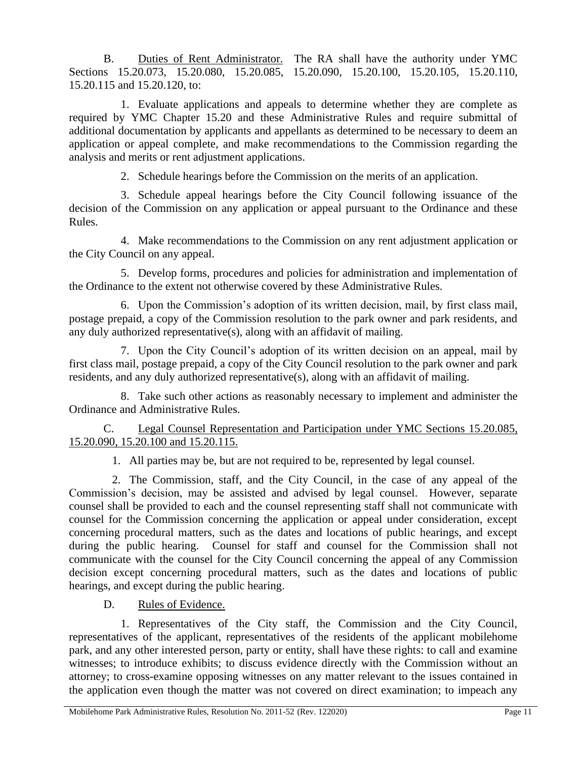B. Duties of Rent Administrator. The RA shall have the authority under YMC Sections 15.20.073, 15.20.080, 15.20.085, 15.20.090, 15.20.100, 15.20.105, 15.20.110, 15.20.115 and 15.20.120, to:

1. Evaluate applications and appeals to determine whether they are complete as required by YMC Chapter 15.20 and these Administrative Rules and require submittal of additional documentation by applicants and appellants as determined to be necessary to deem an application or appeal complete, and make recommendations to the Commission regarding the analysis and merits or rent adjustment applications.

2. Schedule hearings before the Commission on the merits of an application.

3. Schedule appeal hearings before the City Council following issuance of the decision of the Commission on any application or appeal pursuant to the Ordinance and these Rules.

4. Make recommendations to the Commission on any rent adjustment application or the City Council on any appeal.

5. Develop forms, procedures and policies for administration and implementation of the Ordinance to the extent not otherwise covered by these Administrative Rules.

6. Upon the Commission's adoption of its written decision, mail, by first class mail, postage prepaid, a copy of the Commission resolution to the park owner and park residents, and any duly authorized representative(s), along with an affidavit of mailing.

7. Upon the City Council's adoption of its written decision on an appeal, mail by first class mail, postage prepaid, a copy of the City Council resolution to the park owner and park residents, and any duly authorized representative(s), along with an affidavit of mailing.

8. Take such other actions as reasonably necessary to implement and administer the Ordinance and Administrative Rules.

C. Legal Counsel Representation and Participation under YMC Sections 15.20.085, 15.20.090, 15.20.100 and 15.20.115.

1. All parties may be, but are not required to be, represented by legal counsel.

2. The Commission, staff, and the City Council, in the case of any appeal of the Commission's decision, may be assisted and advised by legal counsel. However, separate counsel shall be provided to each and the counsel representing staff shall not communicate with counsel for the Commission concerning the application or appeal under consideration, except concerning procedural matters, such as the dates and locations of public hearings, and except during the public hearing. Counsel for staff and counsel for the Commission shall not communicate with the counsel for the City Council concerning the appeal of any Commission decision except concerning procedural matters, such as the dates and locations of public hearings, and except during the public hearing.

D. Rules of Evidence.

1. Representatives of the City staff, the Commission and the City Council, representatives of the applicant, representatives of the residents of the applicant mobilehome park, and any other interested person, party or entity, shall have these rights: to call and examine witnesses; to introduce exhibits; to discuss evidence directly with the Commission without an attorney; to cross-examine opposing witnesses on any matter relevant to the issues contained in the application even though the matter was not covered on direct examination; to impeach any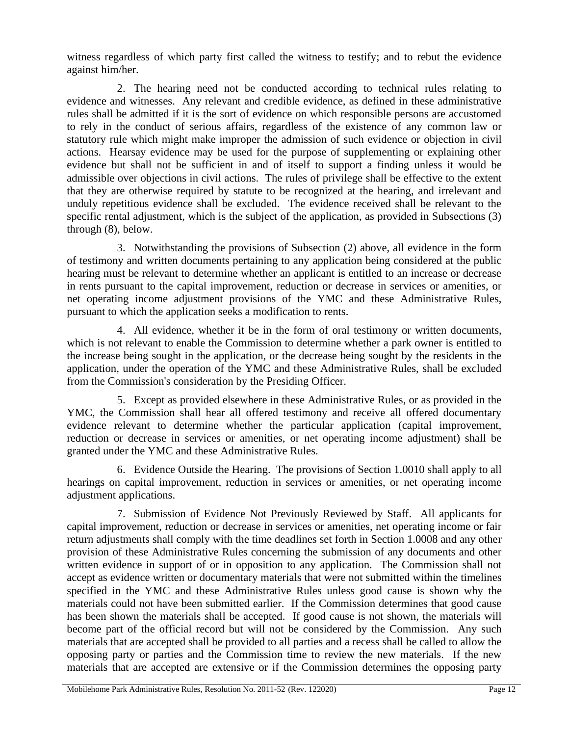witness regardless of which party first called the witness to testify; and to rebut the evidence against him/her.

2. The hearing need not be conducted according to technical rules relating to evidence and witnesses. Any relevant and credible evidence, as defined in these administrative rules shall be admitted if it is the sort of evidence on which responsible persons are accustomed to rely in the conduct of serious affairs, regardless of the existence of any common law or statutory rule which might make improper the admission of such evidence or objection in civil actions. Hearsay evidence may be used for the purpose of supplementing or explaining other evidence but shall not be sufficient in and of itself to support a finding unless it would be admissible over objections in civil actions. The rules of privilege shall be effective to the extent that they are otherwise required by statute to be recognized at the hearing, and irrelevant and unduly repetitious evidence shall be excluded. The evidence received shall be relevant to the specific rental adjustment, which is the subject of the application, as provided in Subsections (3) through (8), below.

3. Notwithstanding the provisions of Subsection (2) above, all evidence in the form of testimony and written documents pertaining to any application being considered at the public hearing must be relevant to determine whether an applicant is entitled to an increase or decrease in rents pursuant to the capital improvement, reduction or decrease in services or amenities, or net operating income adjustment provisions of the YMC and these Administrative Rules, pursuant to which the application seeks a modification to rents.

4. All evidence, whether it be in the form of oral testimony or written documents, which is not relevant to enable the Commission to determine whether a park owner is entitled to the increase being sought in the application, or the decrease being sought by the residents in the application, under the operation of the YMC and these Administrative Rules, shall be excluded from the Commission's consideration by the Presiding Officer.

5. Except as provided elsewhere in these Administrative Rules, or as provided in the YMC, the Commission shall hear all offered testimony and receive all offered documentary evidence relevant to determine whether the particular application (capital improvement, reduction or decrease in services or amenities, or net operating income adjustment) shall be granted under the YMC and these Administrative Rules.

6. Evidence Outside the Hearing. The provisions of Section 1.0010 shall apply to all hearings on capital improvement, reduction in services or amenities, or net operating income adjustment applications.

7. Submission of Evidence Not Previously Reviewed by Staff. All applicants for capital improvement, reduction or decrease in services or amenities, net operating income or fair return adjustments shall comply with the time deadlines set forth in Section 1.0008 and any other provision of these Administrative Rules concerning the submission of any documents and other written evidence in support of or in opposition to any application. The Commission shall not accept as evidence written or documentary materials that were not submitted within the timelines specified in the YMC and these Administrative Rules unless good cause is shown why the materials could not have been submitted earlier. If the Commission determines that good cause has been shown the materials shall be accepted. If good cause is not shown, the materials will become part of the official record but will not be considered by the Commission. Any such materials that are accepted shall be provided to all parties and a recess shall be called to allow the opposing party or parties and the Commission time to review the new materials. If the new materials that are accepted are extensive or if the Commission determines the opposing party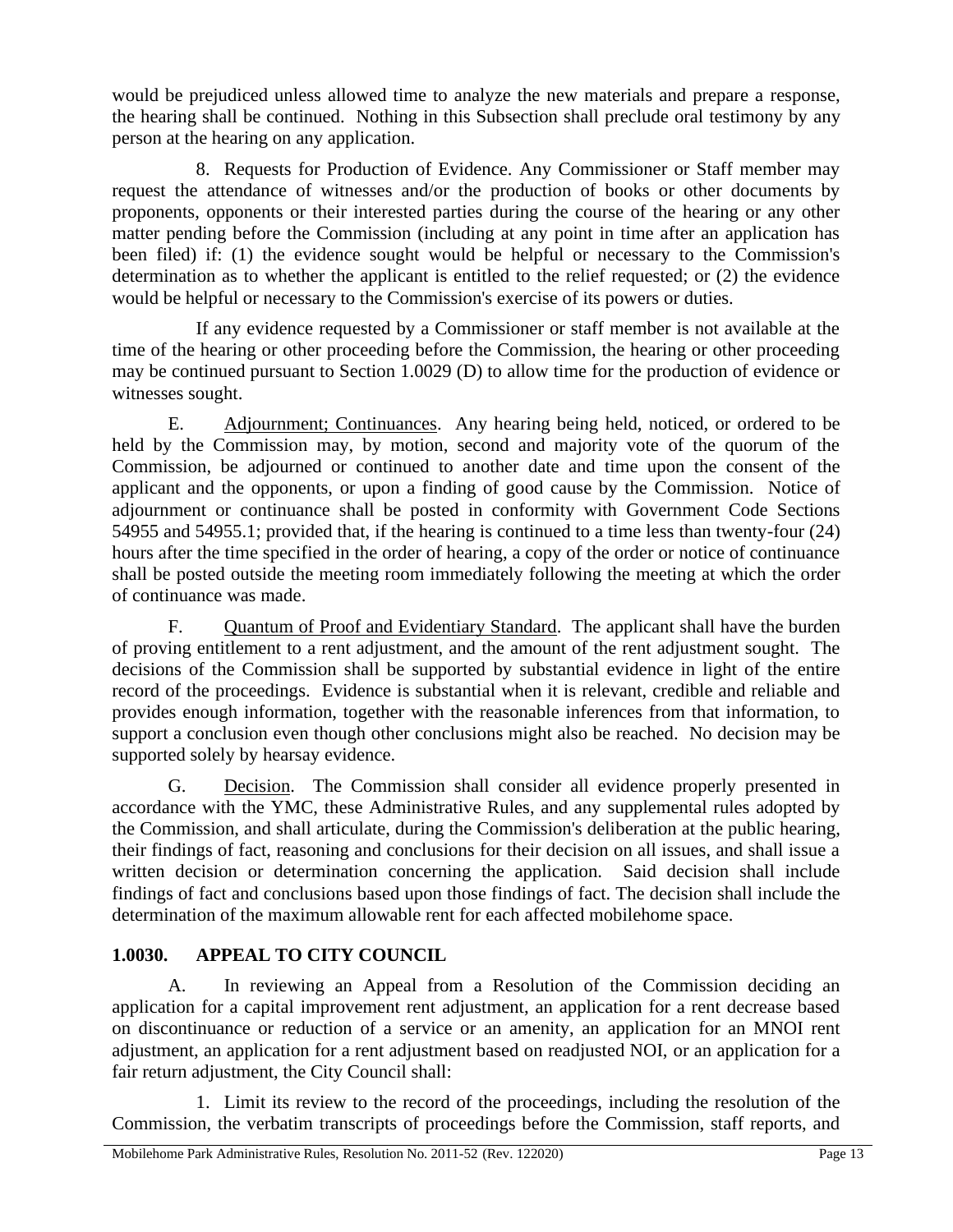would be prejudiced unless allowed time to analyze the new materials and prepare a response, the hearing shall be continued. Nothing in this Subsection shall preclude oral testimony by any person at the hearing on any application.

8. Requests for Production of Evidence. Any Commissioner or Staff member may request the attendance of witnesses and/or the production of books or other documents by proponents, opponents or their interested parties during the course of the hearing or any other matter pending before the Commission (including at any point in time after an application has been filed) if: (1) the evidence sought would be helpful or necessary to the Commission's determination as to whether the applicant is entitled to the relief requested; or (2) the evidence would be helpful or necessary to the Commission's exercise of its powers or duties.

If any evidence requested by a Commissioner or staff member is not available at the time of the hearing or other proceeding before the Commission, the hearing or other proceeding may be continued pursuant to Section 1.0029 (D) to allow time for the production of evidence or witnesses sought.

E. Adjournment; Continuances. Any hearing being held, noticed, or ordered to be held by the Commission may, by motion, second and majority vote of the quorum of the Commission, be adjourned or continued to another date and time upon the consent of the applicant and the opponents, or upon a finding of good cause by the Commission. Notice of adjournment or continuance shall be posted in conformity with Government Code Sections 54955 and 54955.1; provided that, if the hearing is continued to a time less than twenty-four (24) hours after the time specified in the order of hearing, a copy of the order or notice of continuance shall be posted outside the meeting room immediately following the meeting at which the order of continuance was made.

F. Quantum of Proof and Evidentiary Standard. The applicant shall have the burden of proving entitlement to a rent adjustment, and the amount of the rent adjustment sought. The decisions of the Commission shall be supported by substantial evidence in light of the entire record of the proceedings. Evidence is substantial when it is relevant, credible and reliable and provides enough information, together with the reasonable inferences from that information, to support a conclusion even though other conclusions might also be reached. No decision may be supported solely by hearsay evidence.

G. Decision. The Commission shall consider all evidence properly presented in accordance with the YMC, these Administrative Rules, and any supplemental rules adopted by the Commission, and shall articulate, during the Commission's deliberation at the public hearing, their findings of fact, reasoning and conclusions for their decision on all issues, and shall issue a written decision or determination concerning the application. Said decision shall include findings of fact and conclusions based upon those findings of fact. The decision shall include the determination of the maximum allowable rent for each affected mobilehome space.

## 1.0030. APPEAL TO CITY COUNCIL

A. In reviewing an Appeal from a Resolution of the Commission deciding an application for a capital improvement rent adjustment, an application for a rent decrease based on discontinuance or reduction of a service or an amenity, an application for an MNOI rent adjustment, an application for a rent adjustment based on readjusted NOI, or an application for a fair return adjustment, the City Council shall:

1. Limit its review to the record of the proceedings, including the resolution of the Commission, the verbatim transcripts of proceedings before the Commission, staff reports, and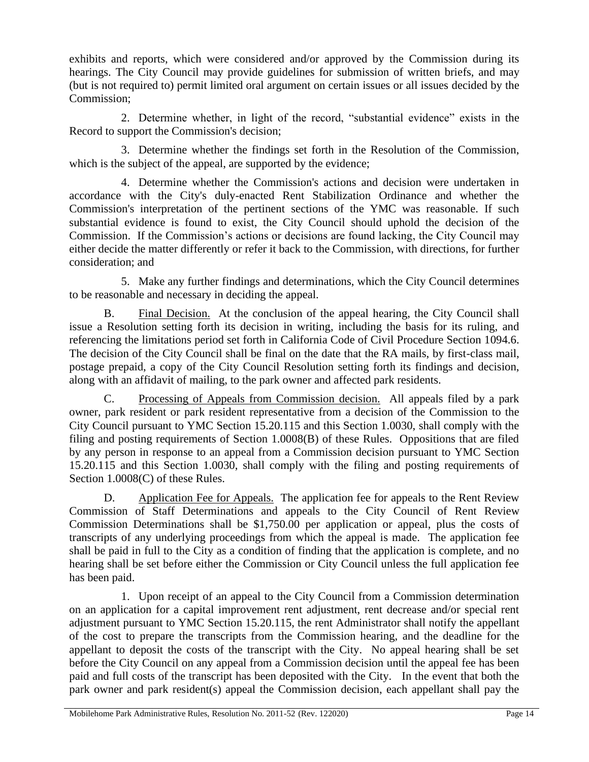exhibits and reports, which were considered and/or approved by the Commission during its hearings. The City Council may provide guidelines for submission of written briefs, and may (but is not required to) permit limited oral argument on certain issues or all issues decided by the Commission;

2. Determine whether, in light of the record, "substantial evidence" exists in the Record to support the Commission's decision;

3. Determine whether the findings set forth in the Resolution of the Commission, which is the subject of the appeal, are supported by the evidence;

4. Determine whether the Commission's actions and decision were undertaken in accordance with the City's duly-enacted Rent Stabilization Ordinance and whether the Commission's interpretation of the pertinent sections of the YMC was reasonable. If such substantial evidence is found to exist, the City Council should uphold the decision of the Commission. If the Commission's actions or decisions are found lacking, the City Council may either decide the matter differently or refer it back to the Commission, with directions, for further consideration; and

5. Make any further findings and determinations, which the City Council determines to be reasonable and necessary in deciding the appeal.

B. Final Decision. At the conclusion of the appeal hearing, the City Council shall issue a Resolution setting forth its decision in writing, including the basis for its ruling, and referencing the limitations period set forth in California Code of Civil Procedure Section 1094.6. The decision of the City Council shall be final on the date that the RA mails, by first-class mail, postage prepaid, a copy of the City Council Resolution setting forth its findings and decision, along with an affidavit of mailing, to the park owner and affected park residents.

C. Processing of Appeals from Commission decision. All appeals filed by a park owner, park resident or park resident representative from a decision of the Commission to the City Council pursuant to YMC Section 15.20.115 and this Section 1.0030, shall comply with the filing and posting requirements of Section 1.0008(B) of these Rules. Oppositions that are filed by any person in response to an appeal from a Commission decision pursuant to YMC Section 15.20.115 and this Section 1.0030, shall comply with the filing and posting requirements of Section 1.0008(C) of these Rules.

D. Application Fee for Appeals. The application fee for appeals to the Rent Review Commission of Staff Determinations and appeals to the City Council of Rent Review Commission Determinations shall be $1,750.00 per application or appeal, plus the costs of transcripts of any underlying proceedings from which the appeal is made. The application fee shall be paid in full to the City as a condition of finding that the application is complete, and no hearing shall be set before either the Commission or City Council unless the full application fee has been paid.

1. Upon receipt of an appeal to the City Council from a Commission determination on an application for a capital improvement rent adjustment, rent decrease and/or special rent adjustment pursuant to YMC Section 15.20.115, the rent Administrator shall notify the appellant of the cost to prepare the transcripts from the Commission hearing, and the deadline for the appellant to deposit the costs of the transcript with the City. No appeal hearing shall be set before the City Council on any appeal from a Commission decision until the appeal fee has been paid and full costs of the transcript has been deposited with the City. In the event that both the park owner and park resident(s) appeal the Commission decision, each appellant shall pay the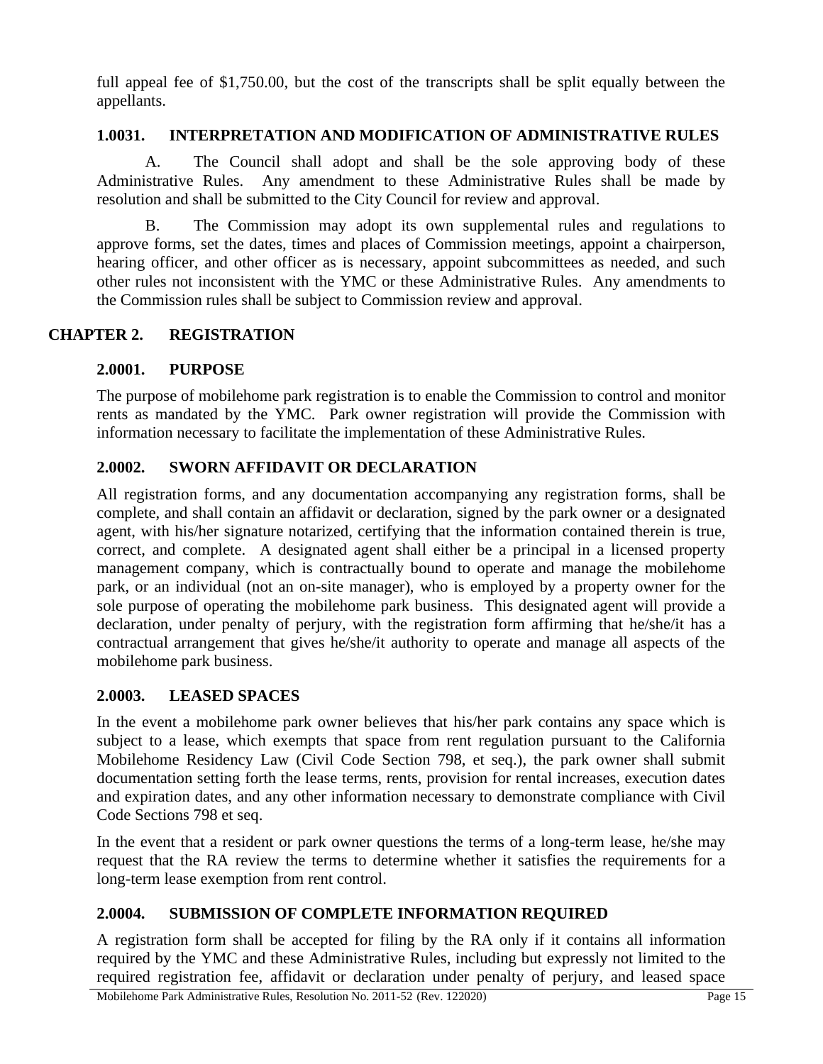full appeal fee of $1,750.00, but the cost of the transcripts shall be split equally between the appellants.

### 1.0031. INTERPRETATION AND MODIFICATION OF ADMINISTRATIVE RULES

A. The Council shall adopt and shall be the sole approving body of these Administrative Rules. Any amendment to these Administrative Rules shall be made by resolution and shall be submitted to the City Council for review and approval.

B. The Commission may adopt its own supplemental rules and regulations to approve forms, set the dates, times and places of Commission meetings, appoint a chairperson, hearing officer, and other officer as is necessary, appoint subcommittees as needed, and such other rules not inconsistent with the YMC or these Administrative Rules. Any amendments to the Commission rules shall be subject to Commission review and approval.

## CHAPTER 2. REGISTRATION

### 2.0001. PURPOSE

The purpose of mobilehome park registration is to enable the Commission to control and monitor rents as mandated by the YMC. Park owner registration will provide the Commission with information necessary to facilitate the implementation of these Administrative Rules.

### 2.0002. SWORN AFFIDAVIT OR DECLARATION

All registration forms, and any documentation accompanying any registration forms, shall be complete, and shall contain an affidavit or declaration, signed by the park owner or a designated agent, with his/her signature notarized, certifying that the information contained therein is true, correct, and complete. A designated agent shall either be a principal in a licensed property management company, which is contractually bound to operate and manage the mobilehome park, or an individual (not an on-site manager), who is employed by a property owner for the sole purpose of operating the mobilehome park business. This designated agent will provide a declaration, under penalty of perjury, with the registration form affirming that he/she/it has a contractual arrangement that gives he/she/it authority to operate and manage all aspects of the mobilehome park business.

### 2.0003. LEASED SPACES

In the event a mobilehome park owner believes that his/her park contains any space which is subject to a lease, which exempts that space from rent regulation pursuant to the California Mobilehome Residency Law (Civil Code Section 798, et seq.), the park owner shall submit documentation setting forth the lease terms, rents, provision for rental increases, execution dates and expiration dates, and any other information necessary to demonstrate compliance with Civil Code Sections 798 et seq.

In the event that a resident or park owner questions the terms of a long-term lease, he/she may request that the RA review the terms to determine whether it satisfies the requirements for a long-term lease exemption from rent control.

### 2.0004. SUBMISSION OF COMPLETE INFORMATION REQUIRED

A registration form shall be accepted for filing by the RA only if it contains all information required by the YMC and these Administrative Rules, including but expressly not limited to the required registration fee, affidavit or declaration under penalty of perjury, and leased space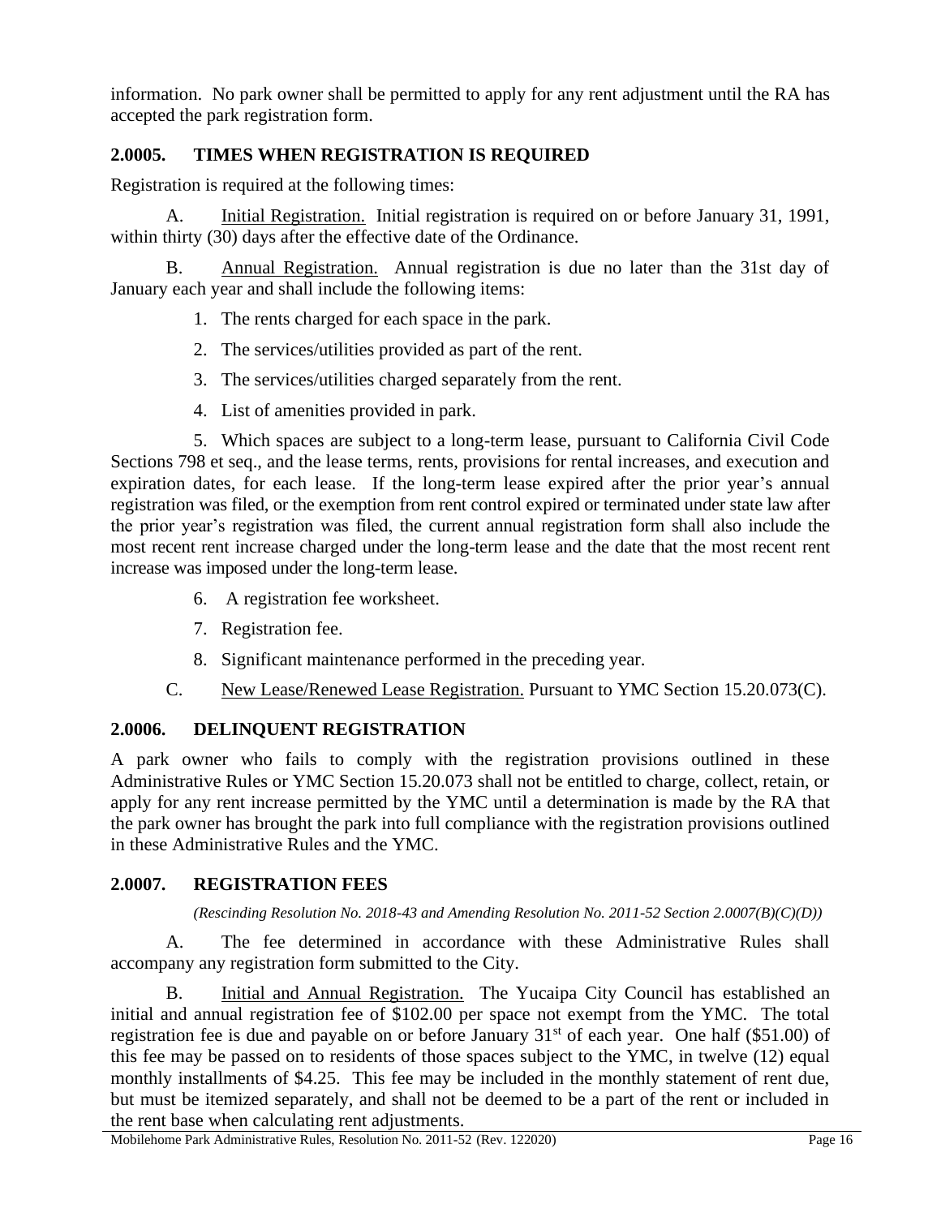information. No park owner shall be permitted to apply for any rent adjustment until the RA has accepted the park registration form.

## 2.0005. TIMES WHEN REGISTRATION IS REQUIRED

Registration is required at the following times:

A. Initial Registration. Initial registration is required on or before January 31, 1991, within thirty (30) days after the effective date of the Ordinance.

B. Annual Registration. Annual registration is due no later than the 31st day of January each year and shall include the following items:

1. The rents charged for each space in the park.
2. The services/utilities provided as part of the rent.
3. The services/utilities charged separately from the rent.
4. List of amenities provided in park.
5. Which spaces are subject to a long-term lease, pursuant to California Civil Code Sections 798 et seq., and the lease terms, rents, provisions for rental increases, and execution and expiration dates, for each lease. If the long-term lease expired after the prior year's annual registration was filed, or the exemption from rent control expired or terminated under state law after the prior year's registration was filed, the current annual registration form shall also include the most recent rent increase charged under the long-term lease and the date that the most recent rent increase was imposed under the long-term lease.
6. A registration fee worksheet.
7. Registration fee.
8. Significant maintenance performed in the preceding year.

C. New Lease/Renewed Lease Registration. Pursuant to YMC Section 15.20.073(C).

## 2.0006. DELINQUENT REGISTRATION

A park owner who fails to comply with the registration provisions outlined in these Administrative Rules or YMC Section 15.20.073 shall not be entitled to charge, collect, retain, or apply for any rent increase permitted by the YMC until a determination is made by the RA that the park owner has brought the park into full compliance with the registration provisions outlined in these Administrative Rules and the YMC.

## 2.0007. REGISTRATION FEES

*(Rescinding Resolution No. 2018-43 and Amending Resolution No. 2011-52 Section 2.0007(B)(C)(D))*

A. The fee determined in accordance with these Administrative Rules shall accompany any registration form submitted to the City.

B. Initial and Annual Registration. The Yucaipa City Council has established an initial and annual registration fee of $102.00 per space not exempt from the YMC. The total registration fee is due and payable on or before January 31st of each year. One half ($51.00) of this fee may be passed on to residents of those spaces subject to the YMC, in twelve (12) equal monthly installments of $4.25. This fee may be included in the monthly statement of rent due, but must be itemized separately, and shall not be deemed to be a part of the rent or included in the rent base when calculating rent adjustments.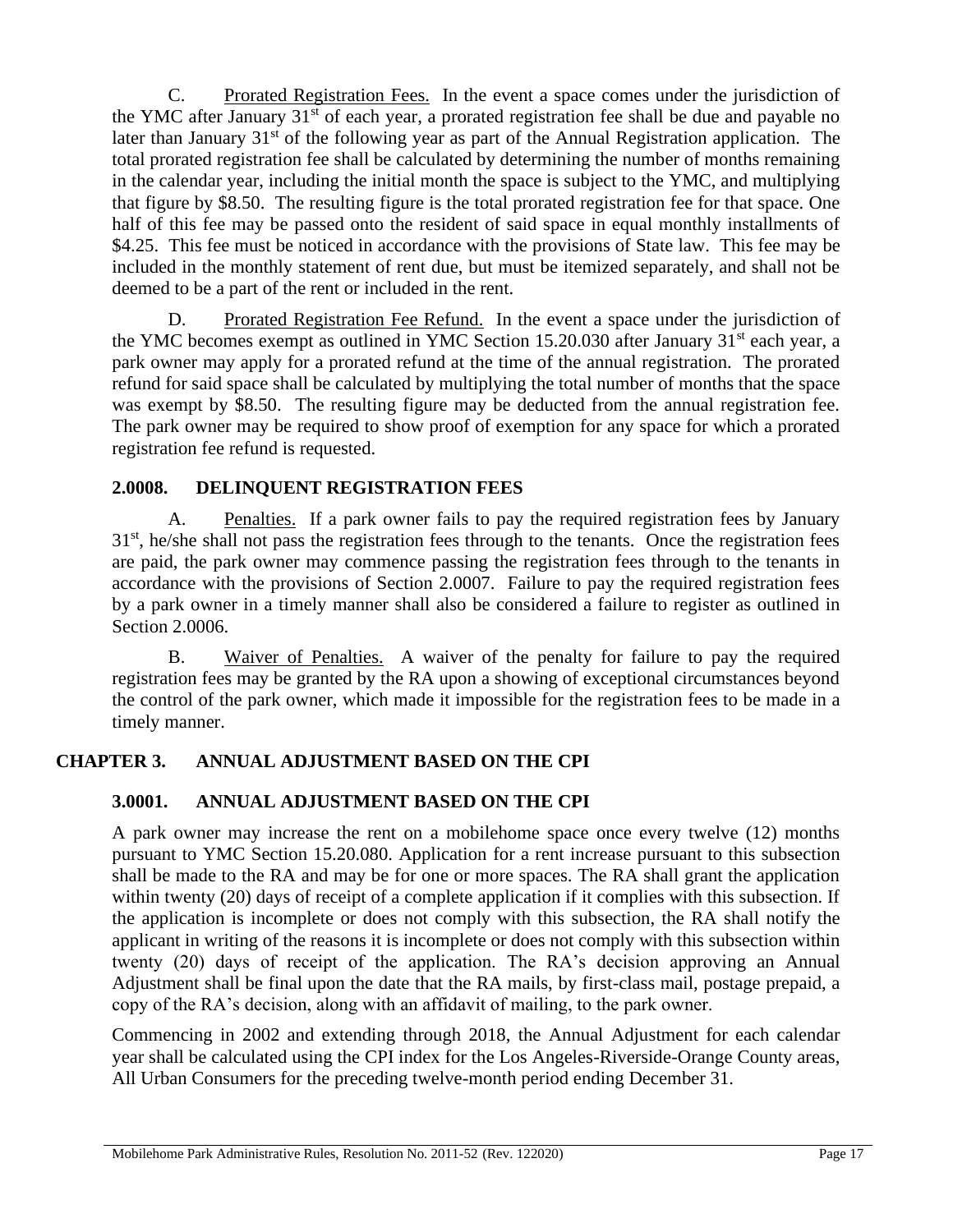C. Prorated Registration Fees. In the event a space comes under the jurisdiction of the YMC after January 31st of each year, a prorated registration fee shall be due and payable no later than January 31st of the following year as part of the Annual Registration application. The total prorated registration fee shall be calculated by determining the number of months remaining in the calendar year, including the initial month the space is subject to the YMC, and multiplying that figure by $8.50. The resulting figure is the total prorated registration fee for that space. One half of this fee may be passed onto the resident of said space in equal monthly installments of $4.25. This fee must be noticed in accordance with the provisions of State law. This fee may be included in the monthly statement of rent due, but must be itemized separately, and shall not be deemed to be a part of the rent or included in the rent.

D. Prorated Registration Fee Refund. In the event a space under the jurisdiction of the YMC becomes exempt as outlined in YMC Section 15.20.030 after January 31st each year, a park owner may apply for a prorated refund at the time of the annual registration. The prorated refund for said space shall be calculated by multiplying the total number of months that the space was exempt by $8.50. The resulting figure may be deducted from the annual registration fee. The park owner may be required to show proof of exemption for any space for which a prorated registration fee refund is requested.

### 2.0008. DELINQUENT REGISTRATION FEES

A. Penalties. If a park owner fails to pay the required registration fees by January 31st, he/she shall not pass the registration fees through to the tenants. Once the registration fees are paid, the park owner may commence passing the registration fees through to the tenants in accordance with the provisions of Section 2.0007. Failure to pay the required registration fees by a park owner in a timely manner shall also be considered a failure to register as outlined in Section 2.0006.

B. Waiver of Penalties. A waiver of the penalty for failure to pay the required registration fees may be granted by the RA upon a showing of exceptional circumstances beyond the control of the park owner, which made it impossible for the registration fees to be made in a timely manner.

## CHAPTER 3. ANNUAL ADJUSTMENT BASED ON THE CPI

### 3.0001. ANNUAL ADJUSTMENT BASED ON THE CPI

A park owner may increase the rent on a mobilehome space once every twelve (12) months pursuant to YMC Section 15.20.080. Application for a rent increase pursuant to this subsection shall be made to the RA and may be for one or more spaces. The RA shall grant the application within twenty (20) days of receipt of a complete application if it complies with this subsection. If the application is incomplete or does not comply with this subsection, the RA shall notify the applicant in writing of the reasons it is incomplete or does not comply with this subsection within twenty (20) days of receipt of the application. The RA's decision approving an Annual Adjustment shall be final upon the date that the RA mails, by first-class mail, postage prepaid, a copy of the RA's decision, along with an affidavit of mailing, to the park owner.

Commencing in 2002 and extending through 2018, the Annual Adjustment for each calendar year shall be calculated using the CPI index for the Los Angeles-Riverside-Orange County areas, All Urban Consumers for the preceding twelve-month period ending December 31.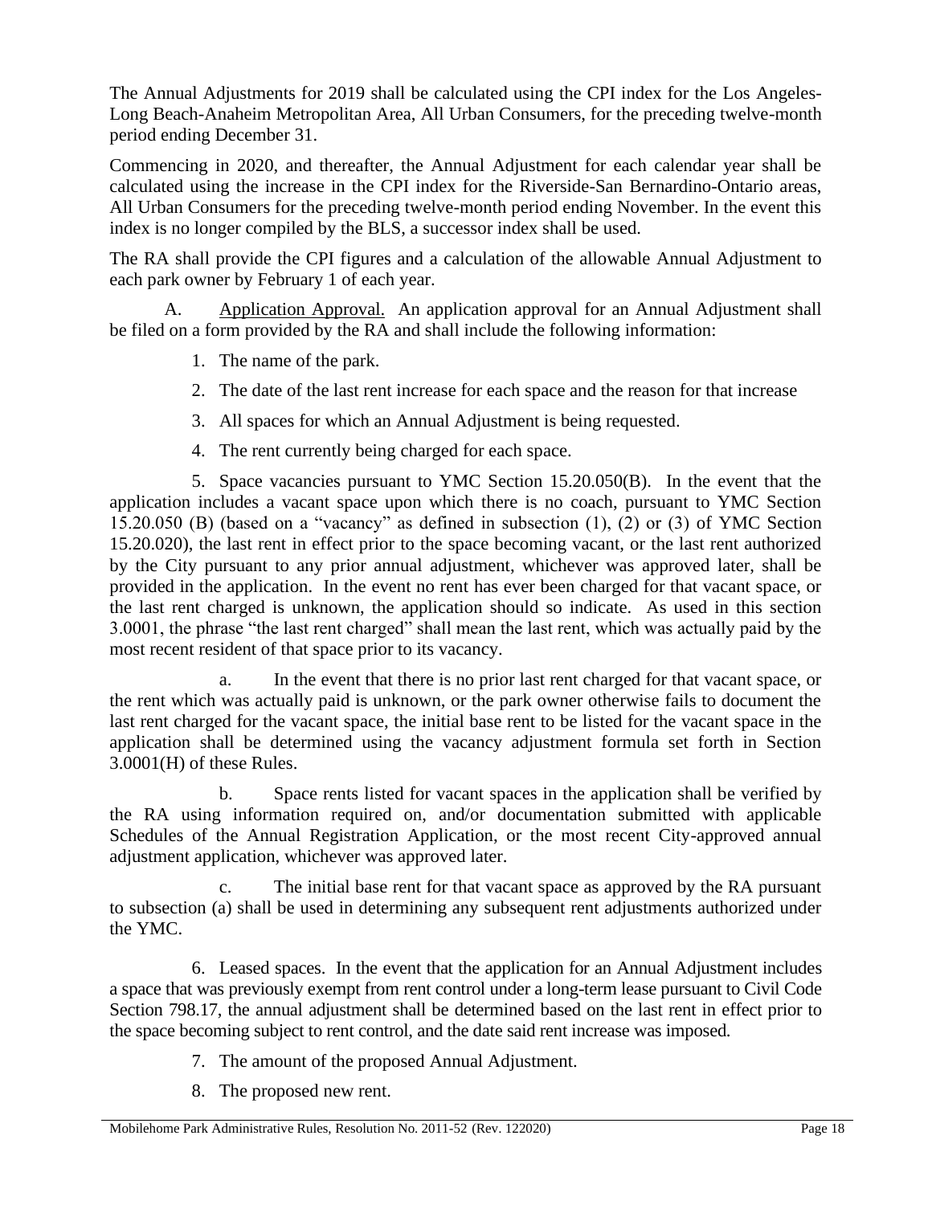The Annual Adjustments for 2019 shall be calculated using the CPI index for the Los Angeles-Long Beach-Anaheim Metropolitan Area, All Urban Consumers, for the preceding twelve-month period ending December 31.

Commencing in 2020, and thereafter, the Annual Adjustment for each calendar year shall be calculated using the increase in the CPI index for the Riverside-San Bernardino-Ontario areas, All Urban Consumers for the preceding twelve-month period ending November. In the event this index is no longer compiled by the BLS, a successor index shall be used.

The RA shall provide the CPI figures and a calculation of the allowable Annual Adjustment to each park owner by February 1 of each year.

A. Application Approval. An application approval for an Annual Adjustment shall be filed on a form provided by the RA and shall include the following information:

1. The name of the park.
2. The date of the last rent increase for each space and the reason for that increase
3. All spaces for which an Annual Adjustment is being requested.
4. The rent currently being charged for each space.
5. Space vacancies pursuant to YMC Section 15.20.050(B). In the event that the application includes a vacant space upon which there is no coach, pursuant to YMC Section 15.20.050 (B) (based on a "vacancy" as defined in subsection (1), (2) or (3) of YMC Section 15.20.020), the last rent in effect prior to the space becoming vacant, or the last rent authorized by the City pursuant to any prior annual adjustment, whichever was approved later, shall be provided in the application. In the event no rent has ever been charged for that vacant space, or the last rent charged is unknown, the application should so indicate. As used in this section 3.0001, the phrase "the last rent charged" shall mean the last rent, which was actually paid by the most recent resident of that space prior to its vacancy.

   a. In the event that there is no prior last rent charged for that vacant space, or the rent which was actually paid is unknown, or the park owner otherwise fails to document the last rent charged for the vacant space, the initial base rent to be listed for the vacant space in the application shall be determined using the vacancy adjustment formula set forth in Section 3.0001(H) of these Rules.

   b. Space rents listed for vacant spaces in the application shall be verified by the RA using information required on, and/or documentation submitted with applicable Schedules of the Annual Registration Application, or the most recent City-approved annual adjustment application, whichever was approved later.

   c. The initial base rent for that vacant space as approved by the RA pursuant to subsection (a) shall be used in determining any subsequent rent adjustments authorized under the YMC.

6. Leased spaces. In the event that the application for an Annual Adjustment includes a space that was previously exempt from rent control under a long-term lease pursuant to Civil Code Section 798.17, the annual adjustment shall be determined based on the last rent in effect prior to the space becoming subject to rent control, and the date said rent increase was imposed.
7. The amount of the proposed Annual Adjustment.
8. The proposed new rent.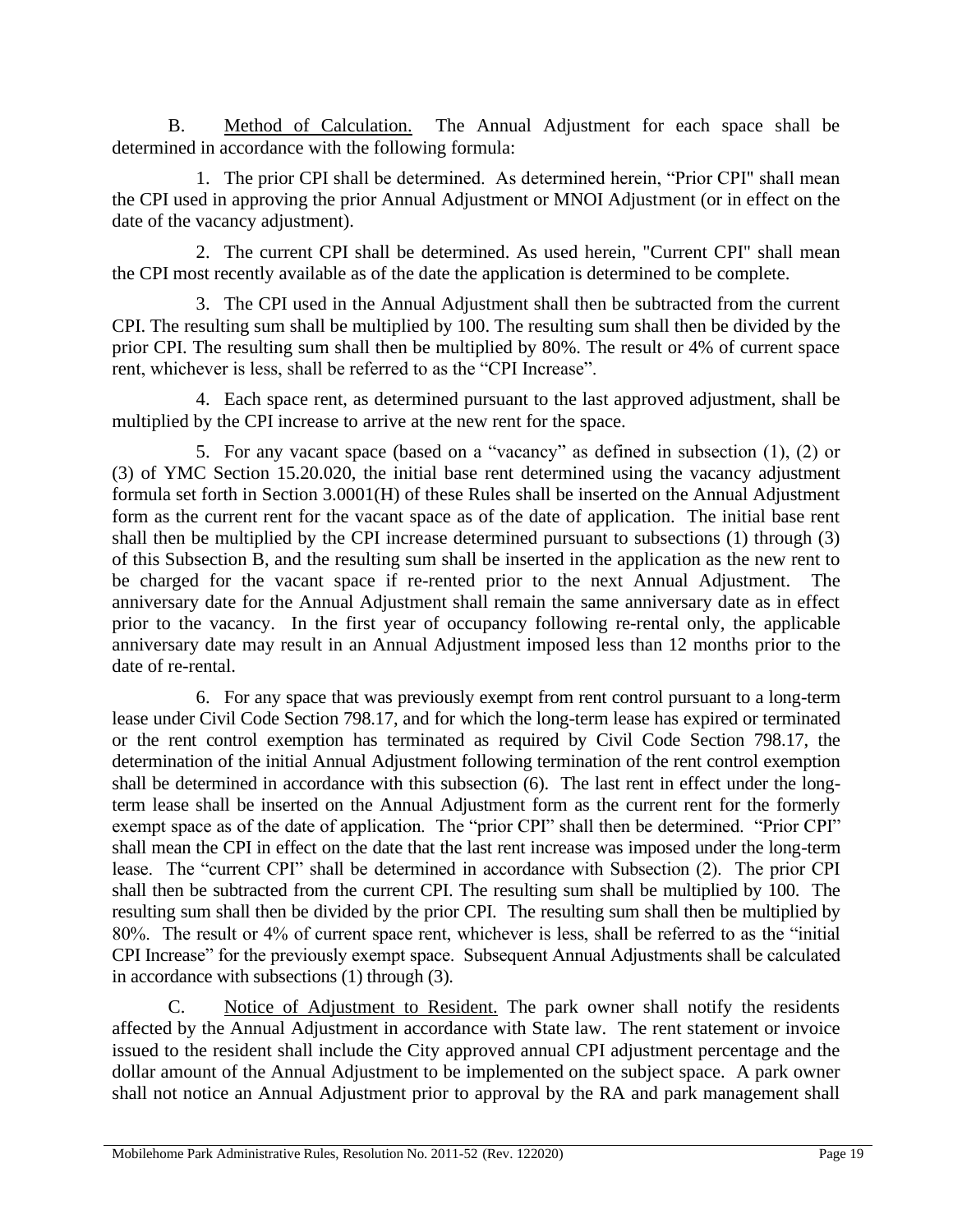B. Method of Calculation. The Annual Adjustment for each space shall be determined in accordance with the following formula:

1. The prior CPI shall be determined. As determined herein, "Prior CPI" shall mean the CPI used in approving the prior Annual Adjustment or MNOI Adjustment (or in effect on the date of the vacancy adjustment).

2. The current CPI shall be determined. As used herein, "Current CPI" shall mean the CPI most recently available as of the date the application is determined to be complete.

3. The CPI used in the Annual Adjustment shall then be subtracted from the current CPI. The resulting sum shall be multiplied by 100. The resulting sum shall then be divided by the prior CPI. The resulting sum shall then be multiplied by 80%. The result or 4% of current space rent, whichever is less, shall be referred to as the "CPI Increase".

4. Each space rent, as determined pursuant to the last approved adjustment, shall be multiplied by the CPI increase to arrive at the new rent for the space.

5. For any vacant space (based on a "vacancy" as defined in subsection (1), (2) or (3) of YMC Section 15.20.020, the initial base rent determined using the vacancy adjustment formula set forth in Section 3.0001(H) of these Rules shall be inserted on the Annual Adjustment form as the current rent for the vacant space as of the date of application. The initial base rent shall then be multiplied by the CPI increase determined pursuant to subsections (1) through (3) of this Subsection B, and the resulting sum shall be inserted in the application as the new rent to be charged for the vacant space if re-rented prior to the next Annual Adjustment. The anniversary date for the Annual Adjustment shall remain the same anniversary date as in effect prior to the vacancy. In the first year of occupancy following re-rental only, the applicable anniversary date may result in an Annual Adjustment imposed less than 12 months prior to the date of re-rental.

6. For any space that was previously exempt from rent control pursuant to a long-term lease under Civil Code Section 798.17, and for which the long-term lease has expired or terminated or the rent control exemption has terminated as required by Civil Code Section 798.17, the determination of the initial Annual Adjustment following termination of the rent control exemption shall be determined in accordance with this subsection (6). The last rent in effect under the long-term lease shall be inserted on the Annual Adjustment form as the current rent for the formerly exempt space as of the date of application. The "prior CPI" shall then be determined. "Prior CPI" shall mean the CPI in effect on the date that the last rent increase was imposed under the long-term lease. The "current CPI" shall be determined in accordance with Subsection (2). The prior CPI shall then be subtracted from the current CPI. The resulting sum shall be multiplied by 100. The resulting sum shall then be divided by the prior CPI. The resulting sum shall then be multiplied by 80%. The result or 4% of current space rent, whichever is less, shall be referred to as the "initial CPI Increase" for the previously exempt space. Subsequent Annual Adjustments shall be calculated in accordance with subsections (1) through (3).

C. Notice of Adjustment to Resident. The park owner shall notify the residents affected by the Annual Adjustment in accordance with State law. The rent statement or invoice issued to the resident shall include the City approved annual CPI adjustment percentage and the dollar amount of the Annual Adjustment to be implemented on the subject space. A park owner shall not notice an Annual Adjustment prior to approval by the RA and park management shall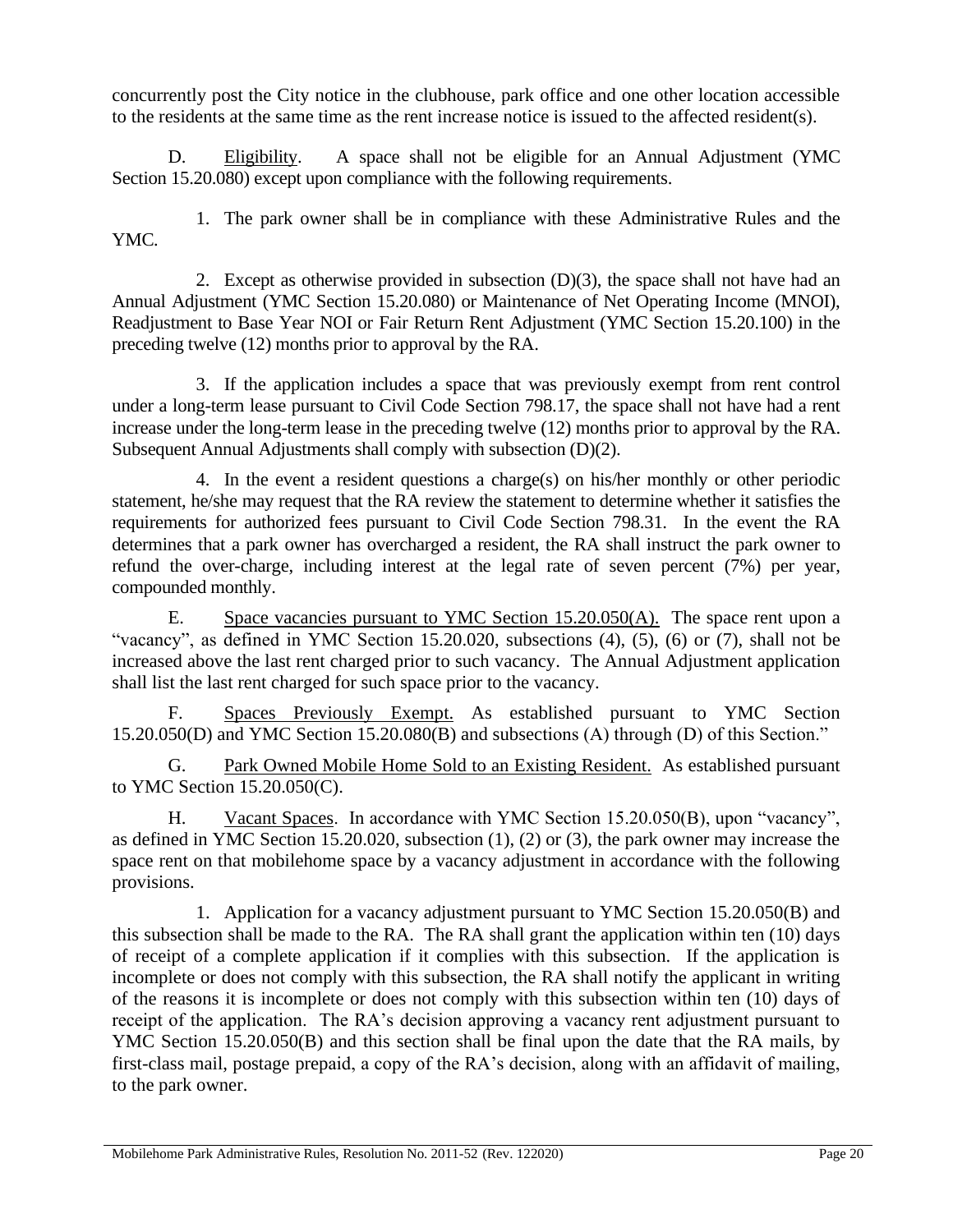concurrently post the City notice in the clubhouse, park office and one other location accessible to the residents at the same time as the rent increase notice is issued to the affected resident(s).

D. Eligibility. A space shall not be eligible for an Annual Adjustment (YMC Section 15.20.080) except upon compliance with the following requirements.

1. The park owner shall be in compliance with these Administrative Rules and the YMC.

2. Except as otherwise provided in subsection (D)(3), the space shall not have had an Annual Adjustment (YMC Section 15.20.080) or Maintenance of Net Operating Income (MNOI), Readjustment to Base Year NOI or Fair Return Rent Adjustment (YMC Section 15.20.100) in the preceding twelve (12) months prior to approval by the RA.

3. If the application includes a space that was previously exempt from rent control under a long-term lease pursuant to Civil Code Section 798.17, the space shall not have had a rent increase under the long-term lease in the preceding twelve (12) months prior to approval by the RA. Subsequent Annual Adjustments shall comply with subsection (D)(2).

4. In the event a resident questions a charge(s) on his/her monthly or other periodic statement, he/she may request that the RA review the statement to determine whether it satisfies the requirements for authorized fees pursuant to Civil Code Section 798.31. In the event the RA determines that a park owner has overcharged a resident, the RA shall instruct the park owner to refund the over-charge, including interest at the legal rate of seven percent (7%) per year, compounded monthly.

E. Space vacancies pursuant to YMC Section 15.20.050(A). The space rent upon a "vacancy", as defined in YMC Section 15.20.020, subsections (4), (5), (6) or (7), shall not be increased above the last rent charged prior to such vacancy. The Annual Adjustment application shall list the last rent charged for such space prior to the vacancy.

F. Spaces Previously Exempt. As established pursuant to YMC Section 15.20.050(D) and YMC Section 15.20.080(B) and subsections (A) through (D) of this Section."

G. Park Owned Mobile Home Sold to an Existing Resident. As established pursuant to YMC Section 15.20.050(C).

H. Vacant Spaces. In accordance with YMC Section 15.20.050(B), upon "vacancy", as defined in YMC Section 15.20.020, subsection (1), (2) or (3), the park owner may increase the space rent on that mobilehome space by a vacancy adjustment in accordance with the following provisions.

1. Application for a vacancy adjustment pursuant to YMC Section 15.20.050(B) and this subsection shall be made to the RA. The RA shall grant the application within ten (10) days of receipt of a complete application if it complies with this subsection. If the application is incomplete or does not comply with this subsection, the RA shall notify the applicant in writing of the reasons it is incomplete or does not comply with this subsection within ten (10) days of receipt of the application. The RA's decision approving a vacancy rent adjustment pursuant to YMC Section 15.20.050(B) and this section shall be final upon the date that the RA mails, by first-class mail, postage prepaid, a copy of the RA's decision, along with an affidavit of mailing, to the park owner.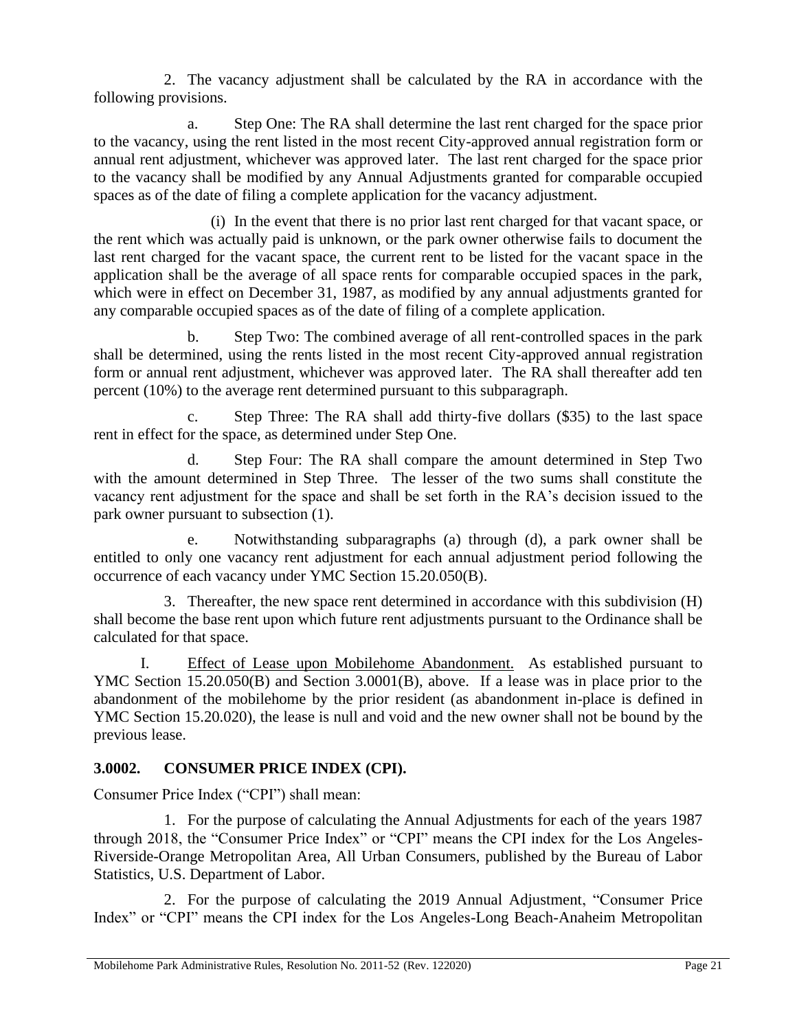2. The vacancy adjustment shall be calculated by the RA in accordance with the following provisions.

a. Step One: The RA shall determine the last rent charged for the space prior to the vacancy, using the rent listed in the most recent City-approved annual registration form or annual rent adjustment, whichever was approved later. The last rent charged for the space prior to the vacancy shall be modified by any Annual Adjustments granted for comparable occupied spaces as of the date of filing a complete application for the vacancy adjustment.

(i) In the event that there is no prior last rent charged for that vacant space, or the rent which was actually paid is unknown, or the park owner otherwise fails to document the last rent charged for the vacant space, the current rent to be listed for the vacant space in the application shall be the average of all space rents for comparable occupied spaces in the park, which were in effect on December 31, 1987, as modified by any annual adjustments granted for any comparable occupied spaces as of the date of filing of a complete application.

b. Step Two: The combined average of all rent-controlled spaces in the park shall be determined, using the rents listed in the most recent City-approved annual registration form or annual rent adjustment, whichever was approved later. The RA shall thereafter add ten percent (10%) to the average rent determined pursuant to this subparagraph.

c. Step Three: The RA shall add thirty-five dollars ($35) to the last space rent in effect for the space, as determined under Step One.

d. Step Four: The RA shall compare the amount determined in Step Two with the amount determined in Step Three. The lesser of the two sums shall constitute the vacancy rent adjustment for the space and shall be set forth in the RA's decision issued to the park owner pursuant to subsection (1).

e. Notwithstanding subparagraphs (a) through (d), a park owner shall be entitled to only one vacancy rent adjustment for each annual adjustment period following the occurrence of each vacancy under YMC Section 15.20.050(B).

3. Thereafter, the new space rent determined in accordance with this subdivision (H) shall become the base rent upon which future rent adjustments pursuant to the Ordinance shall be calculated for that space.

I. Effect of Lease upon Mobilehome Abandonment. As established pursuant to YMC Section 15.20.050(B) and Section 3.0001(B), above. If a lease was in place prior to the abandonment of the mobilehome by the prior resident (as abandonment in-place is defined in YMC Section 15.20.020), the lease is null and void and the new owner shall not be bound by the previous lease.

## 3.0002. CONSUMER PRICE INDEX (CPI).

Consumer Price Index ("CPI") shall mean:

1. For the purpose of calculating the Annual Adjustments for each of the years 1987 through 2018, the "Consumer Price Index" or "CPI" means the CPI index for the Los Angeles-Riverside-Orange Metropolitan Area, All Urban Consumers, published by the Bureau of Labor Statistics, U.S. Department of Labor.

2. For the purpose of calculating the 2019 Annual Adjustment, "Consumer Price Index" or "CPI" means the CPI index for the Los Angeles-Long Beach-Anaheim Metropolitan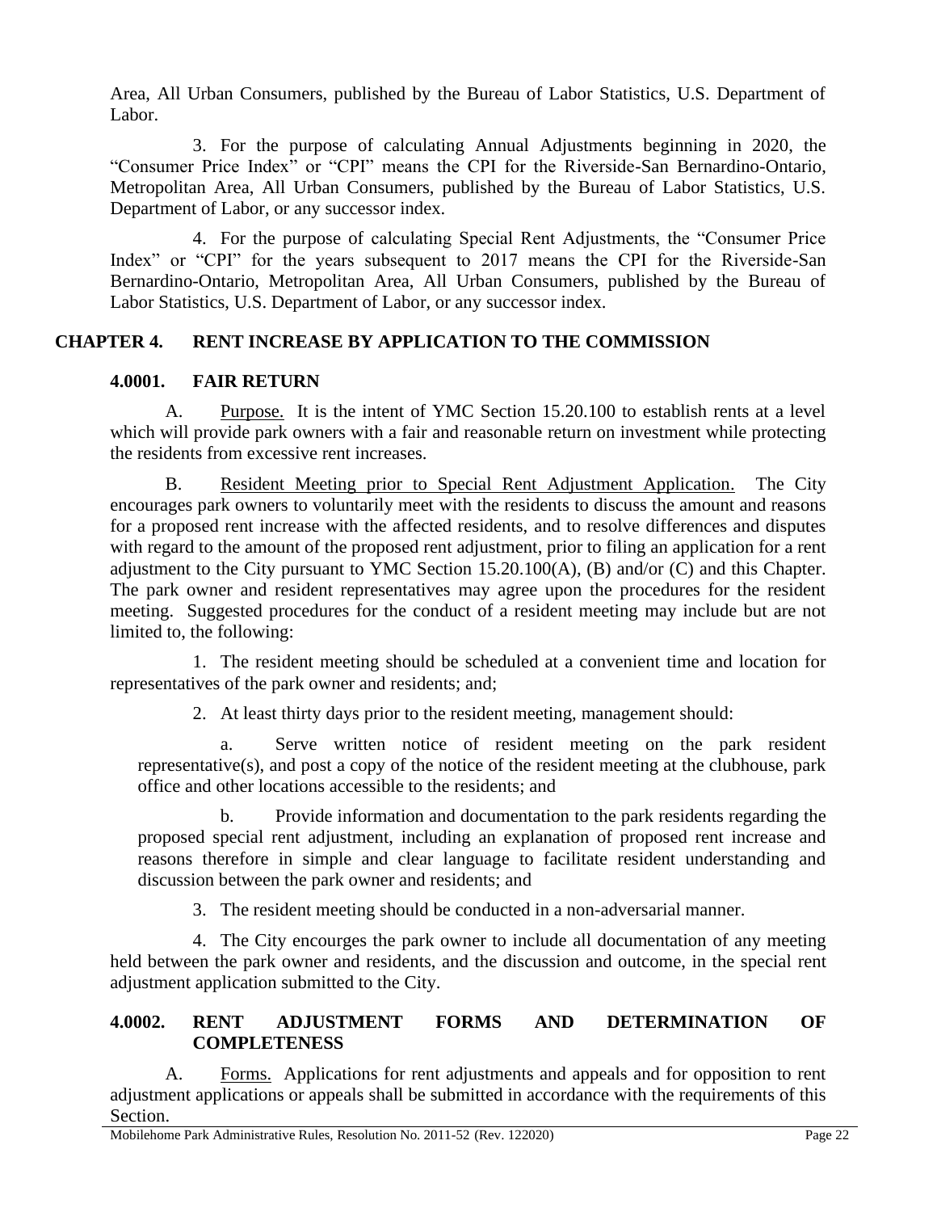Area, All Urban Consumers, published by the Bureau of Labor Statistics, U.S. Department of Labor.

3. For the purpose of calculating Annual Adjustments beginning in 2020, the "Consumer Price Index" or "CPI" means the CPI for the Riverside-San Bernardino-Ontario, Metropolitan Area, All Urban Consumers, published by the Bureau of Labor Statistics, U.S. Department of Labor, or any successor index.

4. For the purpose of calculating Special Rent Adjustments, the "Consumer Price Index" or "CPI" for the years subsequent to 2017 means the CPI for the Riverside-San Bernardino-Ontario, Metropolitan Area, All Urban Consumers, published by the Bureau of Labor Statistics, U.S. Department of Labor, or any successor index.

## CHAPTER 4. RENT INCREASE BY APPLICATION TO THE COMMISSION

### 4.0001. FAIR RETURN

A. Purpose. It is the intent of YMC Section 15.20.100 to establish rents at a level which will provide park owners with a fair and reasonable return on investment while protecting the residents from excessive rent increases.

B. Resident Meeting prior to Special Rent Adjustment Application. The City encourages park owners to voluntarily meet with the residents to discuss the amount and reasons for a proposed rent increase with the affected residents, and to resolve differences and disputes with regard to the amount of the proposed rent adjustment, prior to filing an application for a rent adjustment to the City pursuant to YMC Section 15.20.100(A), (B) and/or (C) and this Chapter. The park owner and resident representatives may agree upon the procedures for the resident meeting. Suggested procedures for the conduct of a resident meeting may include but are not limited to, the following:

1. The resident meeting should be scheduled at a convenient time and location for representatives of the park owner and residents; and;

2. At least thirty days prior to the resident meeting, management should:

a. Serve written notice of resident meeting on the park resident representative(s), and post a copy of the notice of the resident meeting at the clubhouse, park office and other locations accessible to the residents; and

b. Provide information and documentation to the park residents regarding the proposed special rent adjustment, including an explanation of proposed rent increase and reasons therefore in simple and clear language to facilitate resident understanding and discussion between the park owner and residents; and

3. The resident meeting should be conducted in a non-adversarial manner.

4. The City encourges the park owner to include all documentation of any meeting held between the park owner and residents, and the discussion and outcome, in the special rent adjustment application submitted to the City.

### 4.0002. RENT ADJUSTMENT FORMS AND DETERMINATION OF COMPLETENESS

A. Forms. Applications for rent adjustments and appeals and for opposition to rent adjustment applications or appeals shall be submitted in accordance with the requirements of this Section.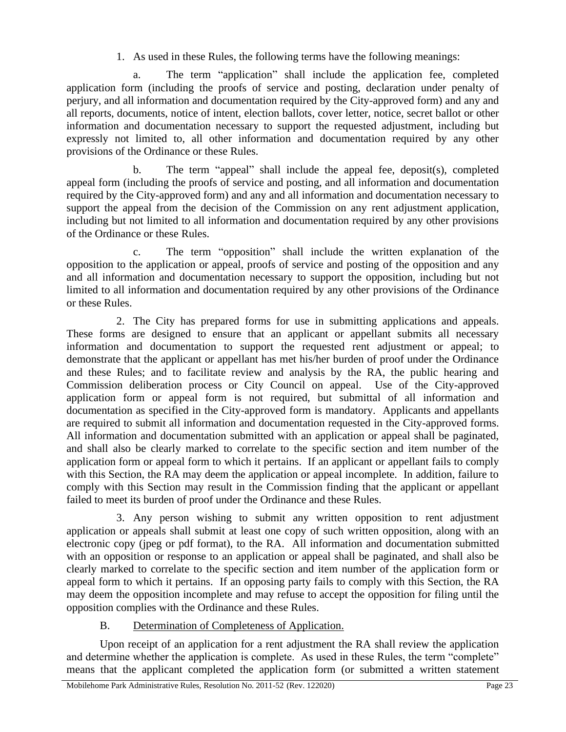1. As used in these Rules, the following terms have the following meanings:

a. The term "application" shall include the application fee, completed application form (including the proofs of service and posting, declaration under penalty of perjury, and all information and documentation required by the City-approved form) and any and all reports, documents, notice of intent, election ballots, cover letter, notice, secret ballot or other information and documentation necessary to support the requested adjustment, including but expressly not limited to, all other information and documentation required by any other provisions of the Ordinance or these Rules.

b. The term "appeal" shall include the appeal fee, deposit(s), completed appeal form (including the proofs of service and posting, and all information and documentation required by the City-approved form) and any and all information and documentation necessary to support the appeal from the decision of the Commission on any rent adjustment application, including but not limited to all information and documentation required by any other provisions of the Ordinance or these Rules.

c. The term "opposition" shall include the written explanation of the opposition to the application or appeal, proofs of service and posting of the opposition and any and all information and documentation necessary to support the opposition, including but not limited to all information and documentation required by any other provisions of the Ordinance or these Rules.

2. The City has prepared forms for use in submitting applications and appeals. These forms are designed to ensure that an applicant or appellant submits all necessary information and documentation to support the requested rent adjustment or appeal; to demonstrate that the applicant or appellant has met his/her burden of proof under the Ordinance and these Rules; and to facilitate review and analysis by the RA, the public hearing and Commission deliberation process or City Council on appeal. Use of the City-approved application form or appeal form is not required, but submittal of all information and documentation as specified in the City-approved form is mandatory. Applicants and appellants are required to submit all information and documentation requested in the City-approved forms. All information and documentation submitted with an application or appeal shall be paginated, and shall also be clearly marked to correlate to the specific section and item number of the application form or appeal form to which it pertains. If an applicant or appellant fails to comply with this Section, the RA may deem the application or appeal incomplete. In addition, failure to comply with this Section may result in the Commission finding that the applicant or appellant failed to meet its burden of proof under the Ordinance and these Rules.

3. Any person wishing to submit any written opposition to rent adjustment application or appeals shall submit at least one copy of such written opposition, along with an electronic copy (jpeg or pdf format), to the RA. All information and documentation submitted with an opposition or response to an application or appeal shall be paginated, and shall also be clearly marked to correlate to the specific section and item number of the application form or appeal form to which it pertains. If an opposing party fails to comply with this Section, the RA may deem the opposition incomplete and may refuse to accept the opposition for filing until the opposition complies with the Ordinance and these Rules.

B. Determination of Completeness of Application.

Upon receipt of an application for a rent adjustment the RA shall review the application and determine whether the application is complete. As used in these Rules, the term "complete" means that the applicant completed the application form (or submitted a written statement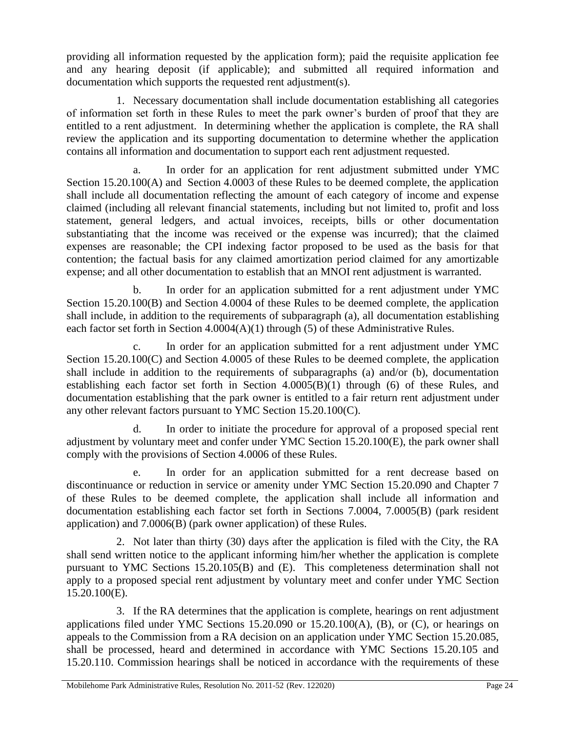providing all information requested by the application form); paid the requisite application fee and any hearing deposit (if applicable); and submitted all required information and documentation which supports the requested rent adjustment(s).

1. Necessary documentation shall include documentation establishing all categories of information set forth in these Rules to meet the park owner's burden of proof that they are entitled to a rent adjustment. In determining whether the application is complete, the RA shall review the application and its supporting documentation to determine whether the application contains all information and documentation to support each rent adjustment requested.

a. In order for an application for rent adjustment submitted under YMC Section 15.20.100(A) and Section 4.0003 of these Rules to be deemed complete, the application shall include all documentation reflecting the amount of each category of income and expense claimed (including all relevant financial statements, including but not limited to, profit and loss statement, general ledgers, and actual invoices, receipts, bills or other documentation substantiating that the income was received or the expense was incurred); that the claimed expenses are reasonable; the CPI indexing factor proposed to be used as the basis for that contention; the factual basis for any claimed amortization period claimed for any amortizable expense; and all other documentation to establish that an MNOI rent adjustment is warranted.

b. In order for an application submitted for a rent adjustment under YMC Section 15.20.100(B) and Section 4.0004 of these Rules to be deemed complete, the application shall include, in addition to the requirements of subparagraph (a), all documentation establishing each factor set forth in Section 4.0004(A)(1) through (5) of these Administrative Rules.

c. In order for an application submitted for a rent adjustment under YMC Section 15.20.100(C) and Section 4.0005 of these Rules to be deemed complete, the application shall include in addition to the requirements of subparagraphs (a) and/or (b), documentation establishing each factor set forth in Section 4.0005(B)(1) through (6) of these Rules, and documentation establishing that the park owner is entitled to a fair return rent adjustment under any other relevant factors pursuant to YMC Section 15.20.100(C).

d. In order to initiate the procedure for approval of a proposed special rent adjustment by voluntary meet and confer under YMC Section 15.20.100(E), the park owner shall comply with the provisions of Section 4.0006 of these Rules.

e. In order for an application submitted for a rent decrease based on discontinuance or reduction in service or amenity under YMC Section 15.20.090 and Chapter 7 of these Rules to be deemed complete, the application shall include all information and documentation establishing each factor set forth in Sections 7.0004, 7.0005(B) (park resident application) and 7.0006(B) (park owner application) of these Rules.

2. Not later than thirty (30) days after the application is filed with the City, the RA shall send written notice to the applicant informing him/her whether the application is complete pursuant to YMC Sections 15.20.105(B) and (E). This completeness determination shall not apply to a proposed special rent adjustment by voluntary meet and confer under YMC Section 15.20.100(E).

3. If the RA determines that the application is complete, hearings on rent adjustment applications filed under YMC Sections 15.20.090 or 15.20.100(A), (B), or (C), or hearings on appeals to the Commission from a RA decision on an application under YMC Section 15.20.085, shall be processed, heard and determined in accordance with YMC Sections 15.20.105 and 15.20.110. Commission hearings shall be noticed in accordance with the requirements of these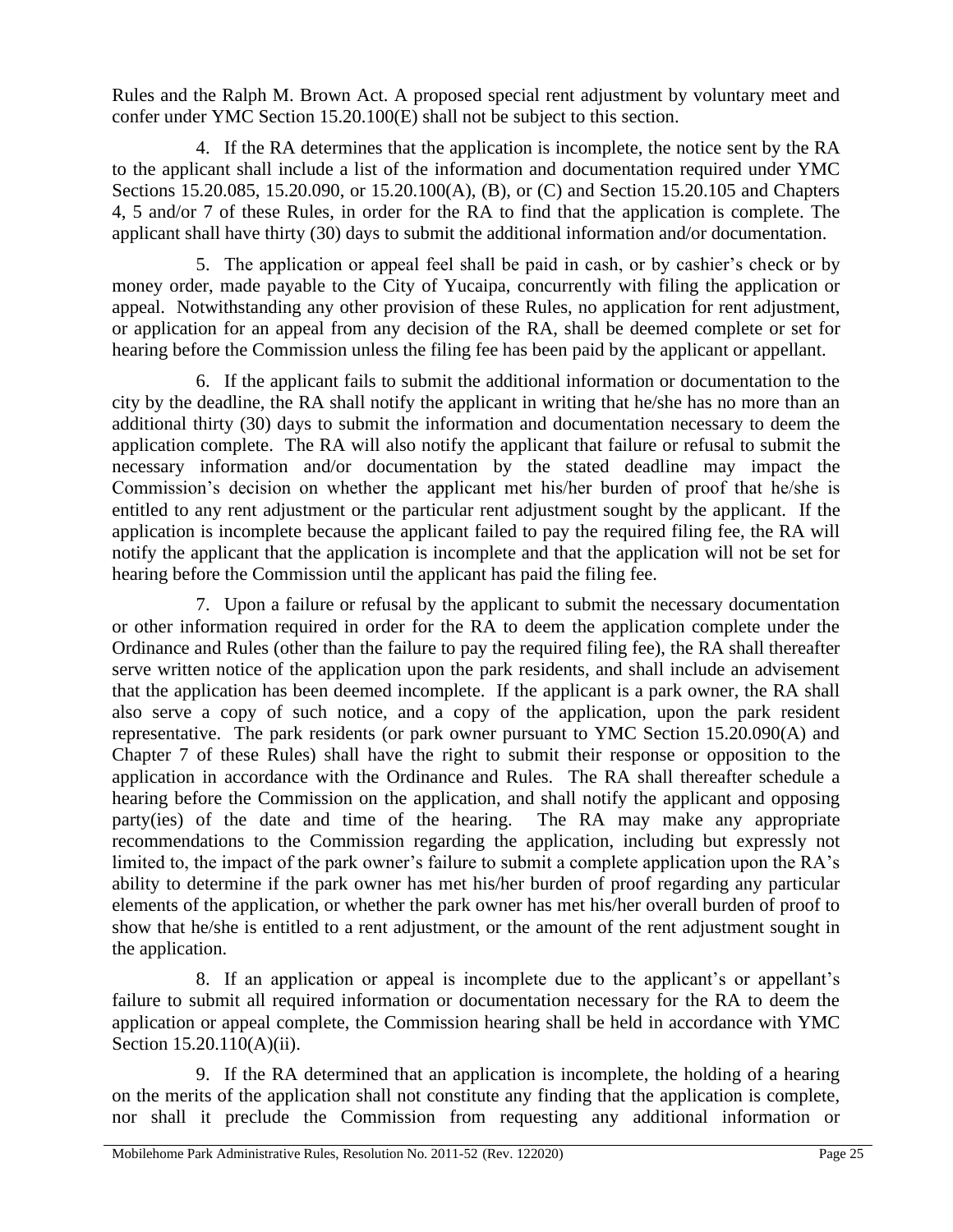Rules and the Ralph M. Brown Act. A proposed special rent adjustment by voluntary meet and confer under YMC Section 15.20.100(E) shall not be subject to this section.

4. If the RA determines that the application is incomplete, the notice sent by the RA to the applicant shall include a list of the information and documentation required under YMC Sections 15.20.085, 15.20.090, or 15.20.100(A), (B), or (C) and Section 15.20.105 and Chapters 4, 5 and/or 7 of these Rules, in order for the RA to find that the application is complete. The applicant shall have thirty (30) days to submit the additional information and/or documentation.

5. The application or appeal feel shall be paid in cash, or by cashier's check or by money order, made payable to the City of Yucaipa, concurrently with filing the application or appeal. Notwithstanding any other provision of these Rules, no application for rent adjustment, or application for an appeal from any decision of the RA, shall be deemed complete or set for hearing before the Commission unless the filing fee has been paid by the applicant or appellant.

6. If the applicant fails to submit the additional information or documentation to the city by the deadline, the RA shall notify the applicant in writing that he/she has no more than an additional thirty (30) days to submit the information and documentation necessary to deem the application complete. The RA will also notify the applicant that failure or refusal to submit the necessary information and/or documentation by the stated deadline may impact the Commission's decision on whether the applicant met his/her burden of proof that he/she is entitled to any rent adjustment or the particular rent adjustment sought by the applicant. If the application is incomplete because the applicant failed to pay the required filing fee, the RA will notify the applicant that the application is incomplete and that the application will not be set for hearing before the Commission until the applicant has paid the filing fee.

7. Upon a failure or refusal by the applicant to submit the necessary documentation or other information required in order for the RA to deem the application complete under the Ordinance and Rules (other than the failure to pay the required filing fee), the RA shall thereafter serve written notice of the application upon the park residents, and shall include an advisement that the application has been deemed incomplete. If the applicant is a park owner, the RA shall also serve a copy of such notice, and a copy of the application, upon the park resident representative. The park residents (or park owner pursuant to YMC Section 15.20.090(A) and Chapter 7 of these Rules) shall have the right to submit their response or opposition to the application in accordance with the Ordinance and Rules. The RA shall thereafter schedule a hearing before the Commission on the application, and shall notify the applicant and opposing party(ies) of the date and time of the hearing. The RA may make any appropriate recommendations to the Commission regarding the application, including but expressly not limited to, the impact of the park owner's failure to submit a complete application upon the RA's ability to determine if the park owner has met his/her burden of proof regarding any particular elements of the application, or whether the park owner has met his/her overall burden of proof to show that he/she is entitled to a rent adjustment, or the amount of the rent adjustment sought in the application.

8. If an application or appeal is incomplete due to the applicant's or appellant's failure to submit all required information or documentation necessary for the RA to deem the application or appeal complete, the Commission hearing shall be held in accordance with YMC Section 15.20.110(A)(ii).

9. If the RA determined that an application is incomplete, the holding of a hearing on the merits of the application shall not constitute any finding that the application is complete, nor shall it preclude the Commission from requesting any additional information or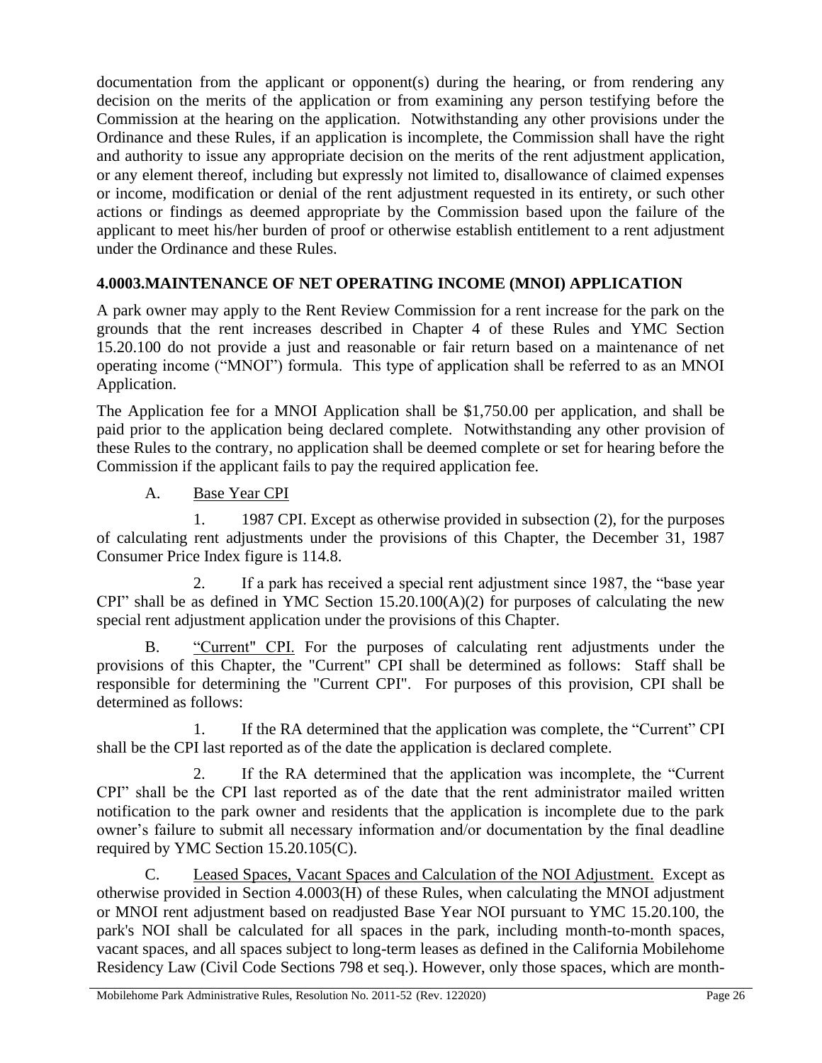documentation from the applicant or opponent(s) during the hearing, or from rendering any decision on the merits of the application or from examining any person testifying before the Commission at the hearing on the application. Notwithstanding any other provisions under the Ordinance and these Rules, if an application is incomplete, the Commission shall have the right and authority to issue any appropriate decision on the merits of the rent adjustment application, or any element thereof, including but expressly not limited to, disallowance of claimed expenses or income, modification or denial of the rent adjustment requested in its entirety, or such other actions or findings as deemed appropriate by the Commission based upon the failure of the applicant to meet his/her burden of proof or otherwise establish entitlement to a rent adjustment under the Ordinance and these Rules.

### 4.0003.MAINTENANCE OF NET OPERATING INCOME (MNOI) APPLICATION

A park owner may apply to the Rent Review Commission for a rent increase for the park on the grounds that the rent increases described in Chapter 4 of these Rules and YMC Section 15.20.100 do not provide a just and reasonable or fair return based on a maintenance of net operating income ("MNOI") formula. This type of application shall be referred to as an MNOI Application.

The Application fee for a MNOI Application shall be $1,750.00 per application, and shall be paid prior to the application being declared complete. Notwithstanding any other provision of these Rules to the contrary, no application shall be deemed complete or set for hearing before the Commission if the applicant fails to pay the required application fee.

A. Base Year CPI

1. 1987 CPI. Except as otherwise provided in subsection (2), for the purposes of calculating rent adjustments under the provisions of this Chapter, the December 31, 1987 Consumer Price Index figure is 114.8.

2. If a park has received a special rent adjustment since 1987, the "base year CPI" shall be as defined in YMC Section 15.20.100(A)(2) for purposes of calculating the new special rent adjustment application under the provisions of this Chapter.

B. "Current" CPI. For the purposes of calculating rent adjustments under the provisions of this Chapter, the "Current" CPI shall be determined as follows: Staff shall be responsible for determining the "Current CPI". For purposes of this provision, CPI shall be determined as follows:

1. If the RA determined that the application was complete, the "Current" CPI shall be the CPI last reported as of the date the application is declared complete.

2. If the RA determined that the application was incomplete, the "Current CPI" shall be the CPI last reported as of the date that the rent administrator mailed written notification to the park owner and residents that the application is incomplete due to the park owner's failure to submit all necessary information and/or documentation by the final deadline required by YMC Section 15.20.105(C).

C. Leased Spaces, Vacant Spaces and Calculation of the NOI Adjustment. Except as otherwise provided in Section 4.0003(H) of these Rules, when calculating the MNOI adjustment or MNOI rent adjustment based on readjusted Base Year NOI pursuant to YMC 15.20.100, the park's NOI shall be calculated for all spaces in the park, including month-to-month spaces, vacant spaces, and all spaces subject to long-term leases as defined in the California Mobilehome Residency Law (Civil Code Sections 798 et seq.). However, only those spaces, which are month-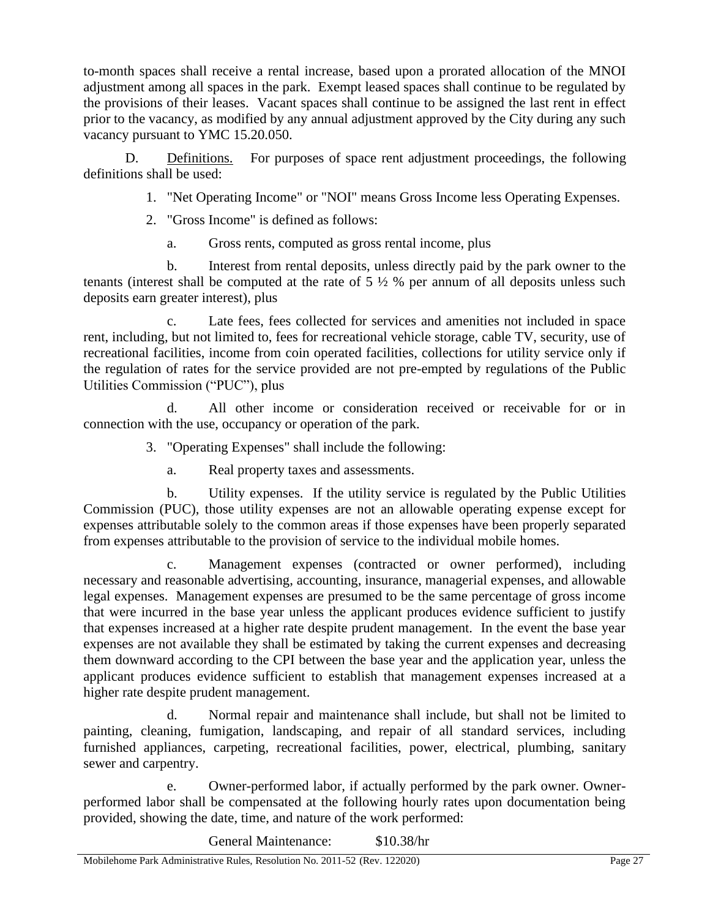to-month spaces shall receive a rental increase, based upon a prorated allocation of the MNOI adjustment among all spaces in the park. Exempt leased spaces shall continue to be regulated by the provisions of their leases. Vacant spaces shall continue to be assigned the last rent in effect prior to the vacancy, as modified by any annual adjustment approved by the City during any such vacancy pursuant to YMC 15.20.050.

D. Definitions. For purposes of space rent adjustment proceedings, the following definitions shall be used:

1. "Net Operating Income" or "NOI" means Gross Income less Operating Expenses.

2. "Gross Income" is defined as follows:

   a. Gross rents, computed as gross rental income, plus

   b. Interest from rental deposits, unless directly paid by the park owner to the tenants (interest shall be computed at the rate of 5 ½ % per annum of all deposits unless such deposits earn greater interest), plus

   c. Late fees, fees collected for services and amenities not included in space rent, including, but not limited to, fees for recreational vehicle storage, cable TV, security, use of recreational facilities, income from coin operated facilities, collections for utility service only if the regulation of rates for the service provided are not pre-empted by regulations of the Public Utilities Commission ("PUC"), plus

   d. All other income or consideration received or receivable for or in connection with the use, occupancy or operation of the park.

3. "Operating Expenses" shall include the following:

   a. Real property taxes and assessments.

   b. Utility expenses. If the utility service is regulated by the Public Utilities Commission (PUC), those utility expenses are not an allowable operating expense except for expenses attributable solely to the common areas if those expenses have been properly separated from expenses attributable to the provision of service to the individual mobile homes.

   c. Management expenses (contracted or owner performed), including necessary and reasonable advertising, accounting, insurance, managerial expenses, and allowable legal expenses. Management expenses are presumed to be the same percentage of gross income that were incurred in the base year unless the applicant produces evidence sufficient to justify that expenses increased at a higher rate despite prudent management. In the event the base year expenses are not available they shall be estimated by taking the current expenses and decreasing them downward according to the CPI between the base year and the application year, unless the applicant produces evidence sufficient to establish that management expenses increased at a higher rate despite prudent management.

   d. Normal repair and maintenance shall include, but shall not be limited to painting, cleaning, fumigation, landscaping, and repair of all standard services, including furnished appliances, carpeting, recreational facilities, power, electrical, plumbing, sanitary sewer and carpentry.

   e. Owner-performed labor, if actually performed by the park owner. Owner-performed labor shall be compensated at the following hourly rates upon documentation being provided, showing the date, time, and nature of the work performed:

   General Maintenance: $10.38/hr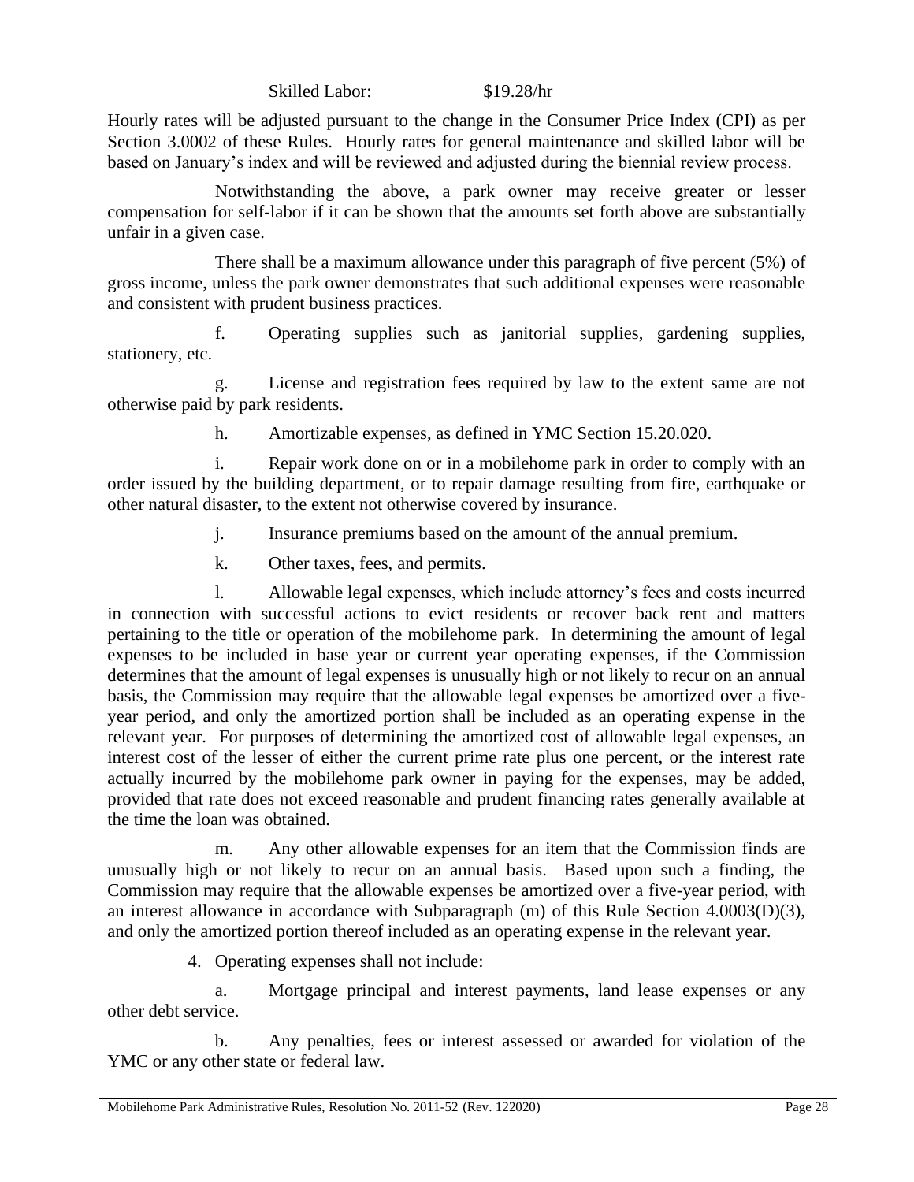Skilled Labor: $19.28/hr

Hourly rates will be adjusted pursuant to the change in the Consumer Price Index (CPI) as per Section 3.0002 of these Rules. Hourly rates for general maintenance and skilled labor will be based on January's index and will be reviewed and adjusted during the biennial review process.

Notwithstanding the above, a park owner may receive greater or lesser compensation for self-labor if it can be shown that the amounts set forth above are substantially unfair in a given case.

There shall be a maximum allowance under this paragraph of five percent (5%) of gross income, unless the park owner demonstrates that such additional expenses were reasonable and consistent with prudent business practices.

f. Operating supplies such as janitorial supplies, gardening supplies, stationery, etc.

g. License and registration fees required by law to the extent same are not otherwise paid by park residents.

h. Amortizable expenses, as defined in YMC Section 15.20.020.

i. Repair work done on or in a mobilehome park in order to comply with an order issued by the building department, or to repair damage resulting from fire, earthquake or other natural disaster, to the extent not otherwise covered by insurance.

j. Insurance premiums based on the amount of the annual premium.

k. Other taxes, fees, and permits.

l. Allowable legal expenses, which include attorney's fees and costs incurred in connection with successful actions to evict residents or recover back rent and matters pertaining to the title or operation of the mobilehome park. In determining the amount of legal expenses to be included in base year or current year operating expenses, if the Commission determines that the amount of legal expenses is unusually high or not likely to recur on an annual basis, the Commission may require that the allowable legal expenses be amortized over a five-year period, and only the amortized portion shall be included as an operating expense in the relevant year. For purposes of determining the amortized cost of allowable legal expenses, an interest cost of the lesser of either the current prime rate plus one percent, or the interest rate actually incurred by the mobilehome park owner in paying for the expenses, may be added, provided that rate does not exceed reasonable and prudent financing rates generally available at the time the loan was obtained.

m. Any other allowable expenses for an item that the Commission finds are unusually high or not likely to recur on an annual basis. Based upon such a finding, the Commission may require that the allowable expenses be amortized over a five-year period, with an interest allowance in accordance with Subparagraph (m) of this Rule Section 4.0003(D)(3), and only the amortized portion thereof included as an operating expense in the relevant year.

4. Operating expenses shall not include:

a. Mortgage principal and interest payments, land lease expenses or any other debt service.

b. Any penalties, fees or interest assessed or awarded for violation of the YMC or any other state or federal law.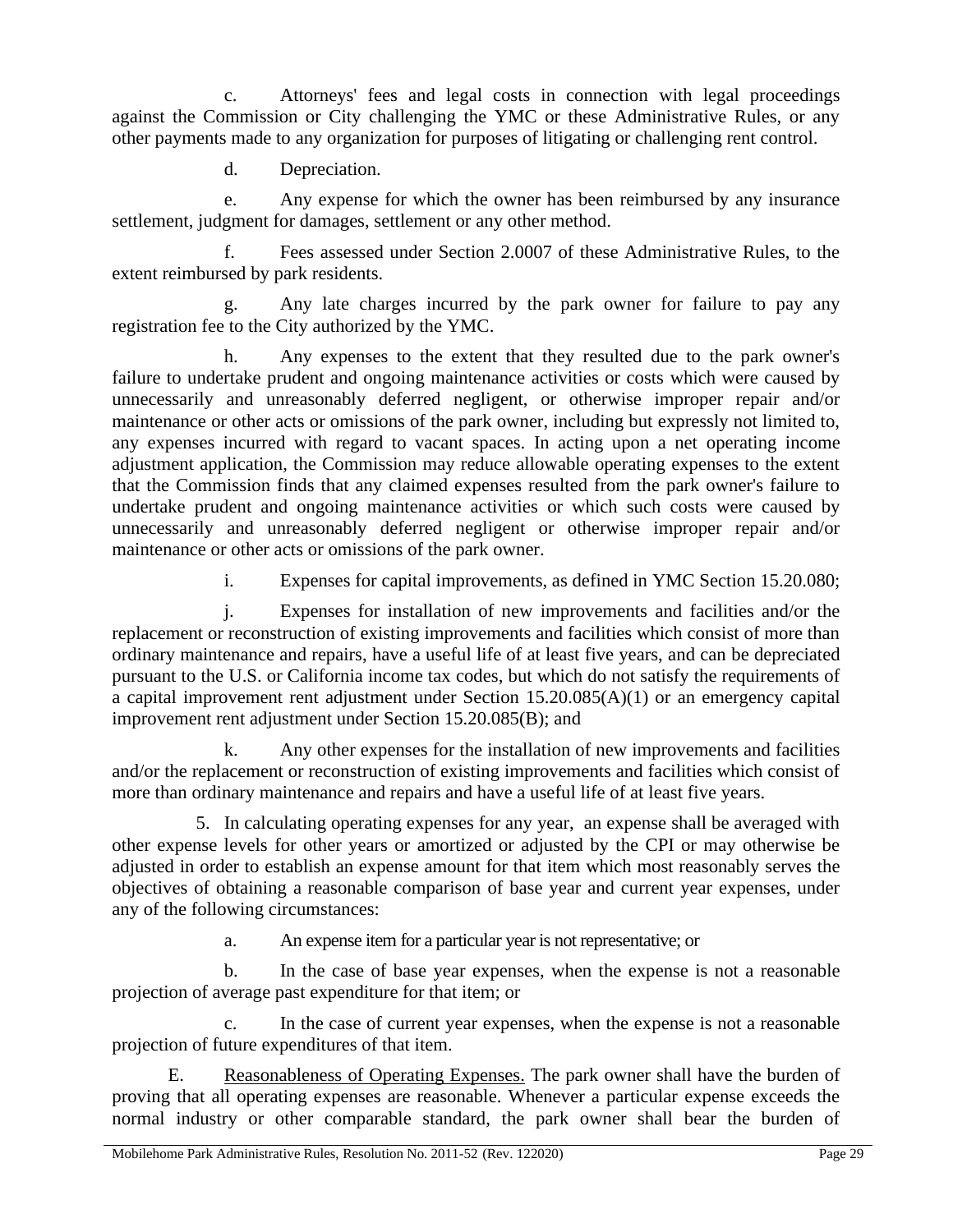c. Attorneys' fees and legal costs in connection with legal proceedings against the Commission or City challenging the YMC or these Administrative Rules, or any other payments made to any organization for purposes of litigating or challenging rent control.

d. Depreciation.

e. Any expense for which the owner has been reimbursed by any insurance settlement, judgment for damages, settlement or any other method.

f. Fees assessed under Section 2.0007 of these Administrative Rules, to the extent reimbursed by park residents.

g. Any late charges incurred by the park owner for failure to pay any registration fee to the City authorized by the YMC.

h. Any expenses to the extent that they resulted due to the park owner's failure to undertake prudent and ongoing maintenance activities or costs which were caused by unnecessarily and unreasonably deferred negligent, or otherwise improper repair and/or maintenance or other acts or omissions of the park owner, including but expressly not limited to, any expenses incurred with regard to vacant spaces. In acting upon a net operating income adjustment application, the Commission may reduce allowable operating expenses to the extent that the Commission finds that any claimed expenses resulted from the park owner's failure to undertake prudent and ongoing maintenance activities or which such costs were caused by unnecessarily and unreasonably deferred negligent or otherwise improper repair and/or maintenance or other acts or omissions of the park owner.

i. Expenses for capital improvements, as defined in YMC Section 15.20.080;

j. Expenses for installation of new improvements and facilities and/or the replacement or reconstruction of existing improvements and facilities which consist of more than ordinary maintenance and repairs, have a useful life of at least five years, and can be depreciated pursuant to the U.S. or California income tax codes, but which do not satisfy the requirements of a capital improvement rent adjustment under Section 15.20.085(A)(1) or an emergency capital improvement rent adjustment under Section 15.20.085(B); and

k. Any other expenses for the installation of new improvements and facilities and/or the replacement or reconstruction of existing improvements and facilities which consist of more than ordinary maintenance and repairs and have a useful life of at least five years.

5. In calculating operating expenses for any year, an expense shall be averaged with other expense levels for other years or amortized or adjusted by the CPI or may otherwise be adjusted in order to establish an expense amount for that item which most reasonably serves the objectives of obtaining a reasonable comparison of base year and current year expenses, under any of the following circumstances:

a. An expense item for a particular year is not representative; or

b. In the case of base year expenses, when the expense is not a reasonable projection of average past expenditure for that item; or

c. In the case of current year expenses, when the expense is not a reasonable projection of future expenditures of that item.

E. Reasonableness of Operating Expenses. The park owner shall have the burden of proving that all operating expenses are reasonable. Whenever a particular expense exceeds the normal industry or other comparable standard, the park owner shall bear the burden of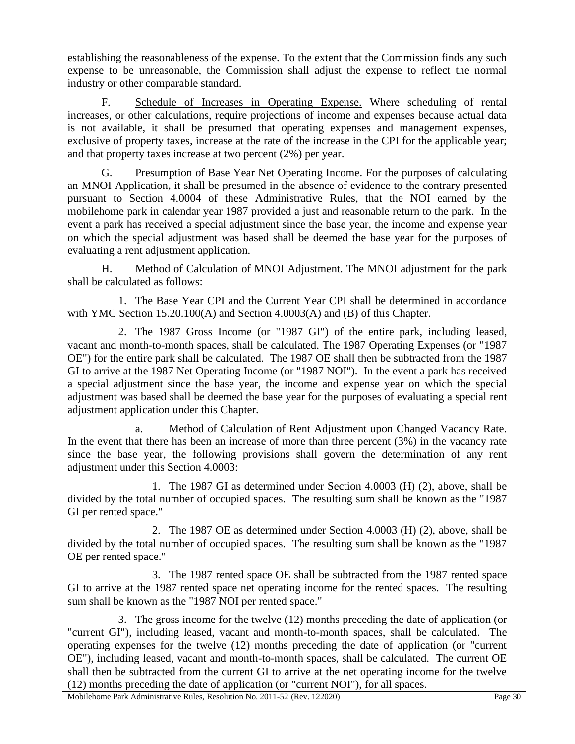establishing the reasonableness of the expense. To the extent that the Commission finds any such expense to be unreasonable, the Commission shall adjust the expense to reflect the normal industry or other comparable standard.

F. Schedule of Increases in Operating Expense. Where scheduling of rental increases, or other calculations, require projections of income and expenses because actual data is not available, it shall be presumed that operating expenses and management expenses, exclusive of property taxes, increase at the rate of the increase in the CPI for the applicable year; and that property taxes increase at two percent (2%) per year.

G. Presumption of Base Year Net Operating Income. For the purposes of calculating an MNOI Application, it shall be presumed in the absence of evidence to the contrary presented pursuant to Section 4.0004 of these Administrative Rules, that the NOI earned by the mobilehome park in calendar year 1987 provided a just and reasonable return to the park. In the event a park has received a special adjustment since the base year, the income and expense year on which the special adjustment was based shall be deemed the base year for the purposes of evaluating a rent adjustment application.

H. Method of Calculation of MNOI Adjustment. The MNOI adjustment for the park shall be calculated as follows:

1. The Base Year CPI and the Current Year CPI shall be determined in accordance with YMC Section 15.20.100(A) and Section 4.0003(A) and (B) of this Chapter.

2. The 1987 Gross Income (or "1987 GI") of the entire park, including leased, vacant and month-to-month spaces, shall be calculated. The 1987 Operating Expenses (or "1987 OE") for the entire park shall be calculated. The 1987 OE shall then be subtracted from the 1987 GI to arrive at the 1987 Net Operating Income (or "1987 NOI"). In the event a park has received a special adjustment since the base year, the income and expense year on which the special adjustment was based shall be deemed the base year for the purposes of evaluating a special rent adjustment application under this Chapter.

a. Method of Calculation of Rent Adjustment upon Changed Vacancy Rate. In the event that there has been an increase of more than three percent (3%) in the vacancy rate since the base year, the following provisions shall govern the determination of any rent adjustment under this Section 4.0003:

1. The 1987 GI as determined under Section 4.0003 (H) (2), above, shall be divided by the total number of occupied spaces. The resulting sum shall be known as the "1987 GI per rented space."

2. The 1987 OE as determined under Section 4.0003 (H) (2), above, shall be divided by the total number of occupied spaces. The resulting sum shall be known as the "1987 OE per rented space."

3. The 1987 rented space OE shall be subtracted from the 1987 rented space GI to arrive at the 1987 rented space net operating income for the rented spaces. The resulting sum shall be known as the "1987 NOI per rented space."

3. The gross income for the twelve (12) months preceding the date of application (or "current GI"), including leased, vacant and month-to-month spaces, shall be calculated. The operating expenses for the twelve (12) months preceding the date of application (or "current OE"), including leased, vacant and month-to-month spaces, shall be calculated. The current OE shall then be subtracted from the current GI to arrive at the net operating income for the twelve (12) months preceding the date of application (or "current NOI"), for all spaces.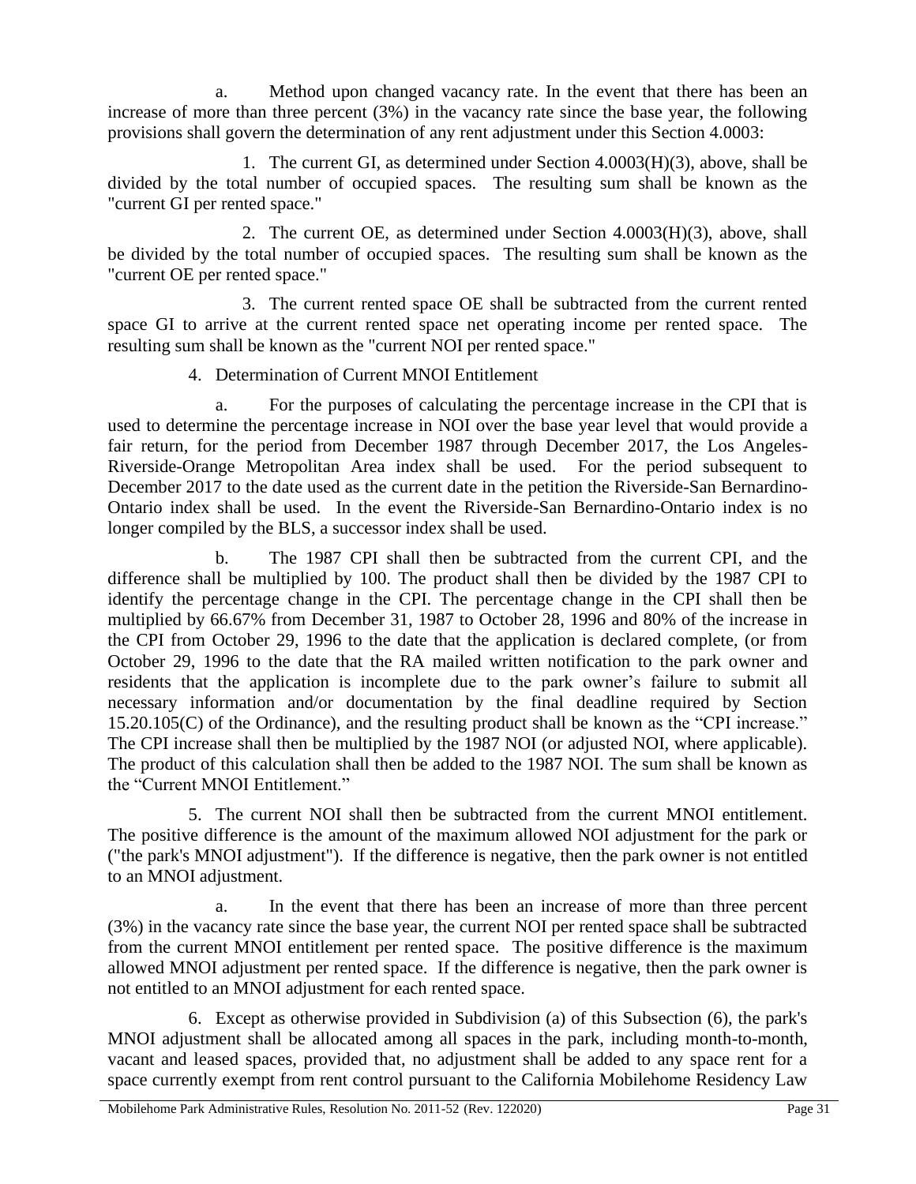a. Method upon changed vacancy rate. In the event that there has been an increase of more than three percent (3%) in the vacancy rate since the base year, the following provisions shall govern the determination of any rent adjustment under this Section 4.0003:

1. The current GI, as determined under Section 4.0003(H)(3), above, shall be divided by the total number of occupied spaces. The resulting sum shall be known as the "current GI per rented space."

2. The current OE, as determined under Section 4.0003(H)(3), above, shall be divided by the total number of occupied spaces. The resulting sum shall be known as the "current OE per rented space."

3. The current rented space OE shall be subtracted from the current rented space GI to arrive at the current rented space net operating income per rented space. The resulting sum shall be known as the "current NOI per rented space."

4. Determination of Current MNOI Entitlement

a. For the purposes of calculating the percentage increase in the CPI that is used to determine the percentage increase in NOI over the base year level that would provide a fair return, for the period from December 1987 through December 2017, the Los Angeles-Riverside-Orange Metropolitan Area index shall be used. For the period subsequent to December 2017 to the date used as the current date in the petition the Riverside-San Bernardino-Ontario index shall be used. In the event the Riverside-San Bernardino-Ontario index is no longer compiled by the BLS, a successor index shall be used.

b. The 1987 CPI shall then be subtracted from the current CPI, and the difference shall be multiplied by 100. The product shall then be divided by the 1987 CPI to identify the percentage change in the CPI. The percentage change in the CPI shall then be multiplied by 66.67% from December 31, 1987 to October 28, 1996 and 80% of the increase in the CPI from October 29, 1996 to the date that the application is declared complete, (or from October 29, 1996 to the date that the RA mailed written notification to the park owner and residents that the application is incomplete due to the park owner's failure to submit all necessary information and/or documentation by the final deadline required by Section 15.20.105(C) of the Ordinance), and the resulting product shall be known as the "CPI increase." The CPI increase shall then be multiplied by the 1987 NOI (or adjusted NOI, where applicable). The product of this calculation shall then be added to the 1987 NOI. The sum shall be known as the "Current MNOI Entitlement."

5. The current NOI shall then be subtracted from the current MNOI entitlement. The positive difference is the amount of the maximum allowed NOI adjustment for the park or ("the park's MNOI adjustment"). If the difference is negative, then the park owner is not entitled to an MNOI adjustment.

a. In the event that there has been an increase of more than three percent (3%) in the vacancy rate since the base year, the current NOI per rented space shall be subtracted from the current MNOI entitlement per rented space. The positive difference is the maximum allowed MNOI adjustment per rented space. If the difference is negative, then the park owner is not entitled to an MNOI adjustment for each rented space.

6. Except as otherwise provided in Subdivision (a) of this Subsection (6), the park's MNOI adjustment shall be allocated among all spaces in the park, including month-to-month, vacant and leased spaces, provided that, no adjustment shall be added to any space rent for a space currently exempt from rent control pursuant to the California Mobilehome Residency Law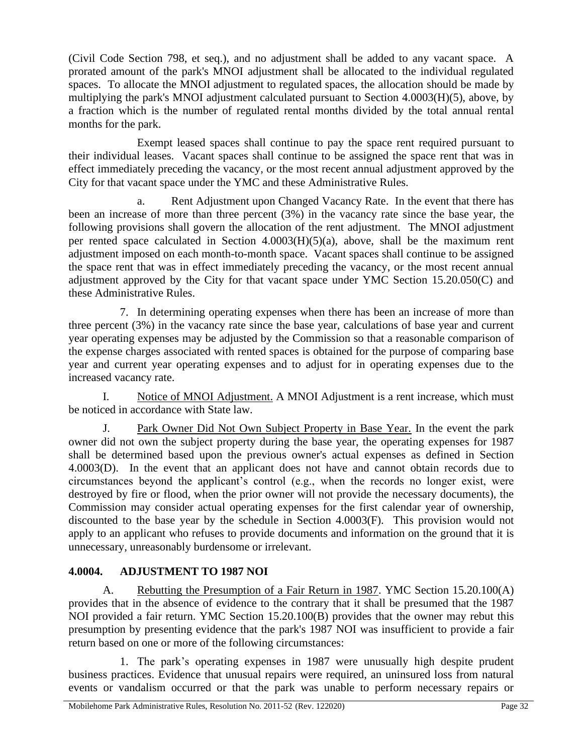(Civil Code Section 798, et seq.), and no adjustment shall be added to any vacant space. A prorated amount of the park's MNOI adjustment shall be allocated to the individual regulated spaces. To allocate the MNOI adjustment to regulated spaces, the allocation should be made by multiplying the park's MNOI adjustment calculated pursuant to Section 4.0003(H)(5), above, by a fraction which is the number of regulated rental months divided by the total annual rental months for the park.

Exempt leased spaces shall continue to pay the space rent required pursuant to their individual leases. Vacant spaces shall continue to be assigned the space rent that was in effect immediately preceding the vacancy, or the most recent annual adjustment approved by the City for that vacant space under the YMC and these Administrative Rules.

a. Rent Adjustment upon Changed Vacancy Rate. In the event that there has been an increase of more than three percent (3%) in the vacancy rate since the base year, the following provisions shall govern the allocation of the rent adjustment. The MNOI adjustment per rented space calculated in Section 4.0003(H)(5)(a), above, shall be the maximum rent adjustment imposed on each month-to-month space. Vacant spaces shall continue to be assigned the space rent that was in effect immediately preceding the vacancy, or the most recent annual adjustment approved by the City for that vacant space under YMC Section 15.20.050(C) and these Administrative Rules.

7. In determining operating expenses when there has been an increase of more than three percent (3%) in the vacancy rate since the base year, calculations of base year and current year operating expenses may be adjusted by the Commission so that a reasonable comparison of the expense charges associated with rented spaces is obtained for the purpose of comparing base year and current year operating expenses and to adjust for in operating expenses due to the increased vacancy rate.

I. Notice of MNOI Adjustment. A MNOI Adjustment is a rent increase, which must be noticed in accordance with State law.

J. Park Owner Did Not Own Subject Property in Base Year. In the event the park owner did not own the subject property during the base year, the operating expenses for 1987 shall be determined based upon the previous owner's actual expenses as defined in Section 4.0003(D). In the event that an applicant does not have and cannot obtain records due to circumstances beyond the applicant's control (e.g., when the records no longer exist, were destroyed by fire or flood, when the prior owner will not provide the necessary documents), the Commission may consider actual operating expenses for the first calendar year of ownership, discounted to the base year by the schedule in Section 4.0003(F). This provision would not apply to an applicant who refuses to provide documents and information on the ground that it is unnecessary, unreasonably burdensome or irrelevant.

## 4.0004. ADJUSTMENT TO 1987 NOI

A. Rebutting the Presumption of a Fair Return in 1987. YMC Section 15.20.100(A) provides that in the absence of evidence to the contrary that it shall be presumed that the 1987 NOI provided a fair return. YMC Section 15.20.100(B) provides that the owner may rebut this presumption by presenting evidence that the park's 1987 NOI was insufficient to provide a fair return based on one or more of the following circumstances:

1. The park's operating expenses in 1987 were unusually high despite prudent business practices. Evidence that unusual repairs were required, an uninsured loss from natural events or vandalism occurred or that the park was unable to perform necessary repairs or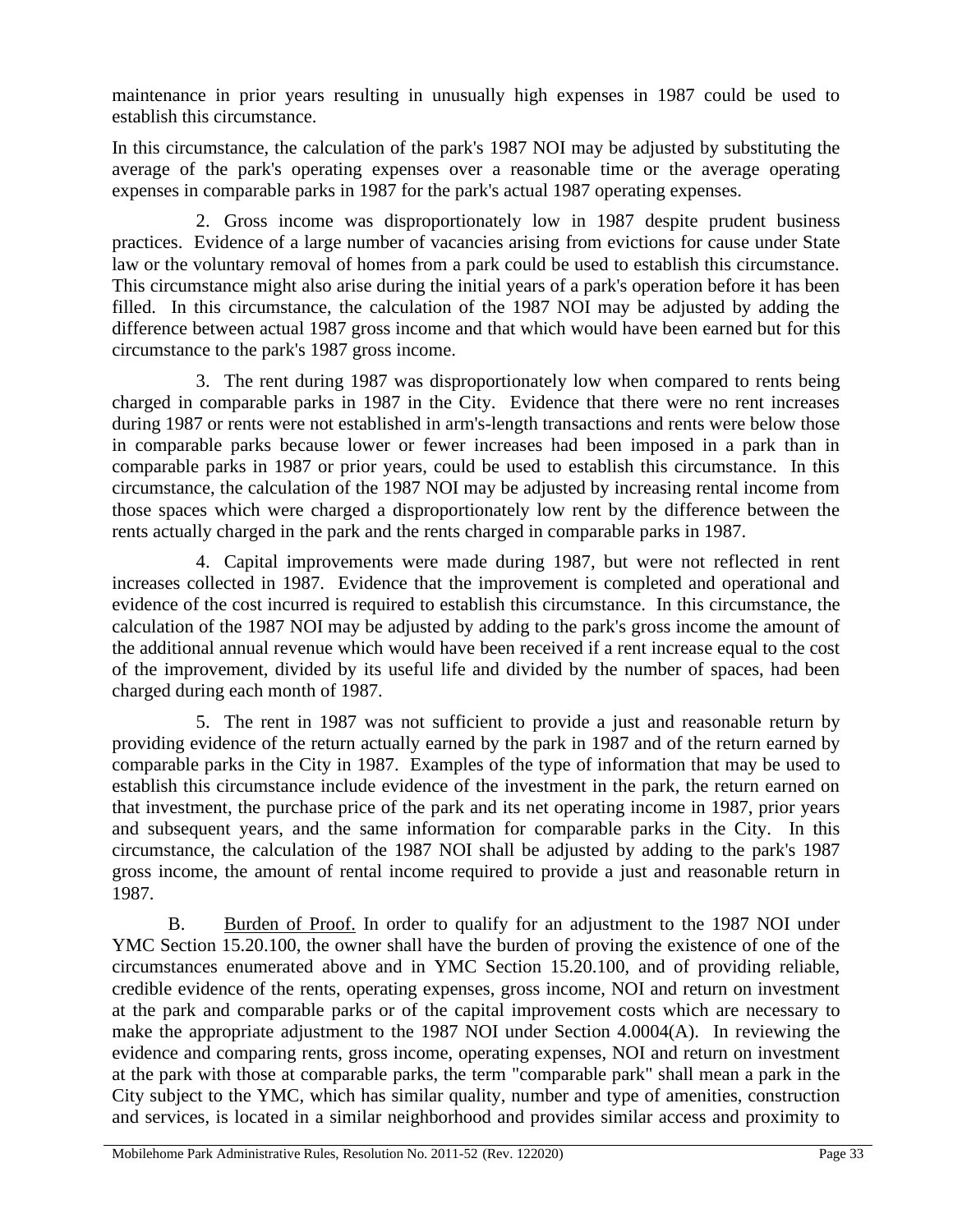maintenance in prior years resulting in unusually high expenses in 1987 could be used to establish this circumstance.

In this circumstance, the calculation of the park's 1987 NOI may be adjusted by substituting the average of the park's operating expenses over a reasonable time or the average operating expenses in comparable parks in 1987 for the park's actual 1987 operating expenses.

2. Gross income was disproportionately low in 1987 despite prudent business practices. Evidence of a large number of vacancies arising from evictions for cause under State law or the voluntary removal of homes from a park could be used to establish this circumstance. This circumstance might also arise during the initial years of a park's operation before it has been filled. In this circumstance, the calculation of the 1987 NOI may be adjusted by adding the difference between actual 1987 gross income and that which would have been earned but for this circumstance to the park's 1987 gross income.

3. The rent during 1987 was disproportionately low when compared to rents being charged in comparable parks in 1987 in the City. Evidence that there were no rent increases during 1987 or rents were not established in arm's-length transactions and rents were below those in comparable parks because lower or fewer increases had been imposed in a park than in comparable parks in 1987 or prior years, could be used to establish this circumstance. In this circumstance, the calculation of the 1987 NOI may be adjusted by increasing rental income from those spaces which were charged a disproportionately low rent by the difference between the rents actually charged in the park and the rents charged in comparable parks in 1987.

4. Capital improvements were made during 1987, but were not reflected in rent increases collected in 1987. Evidence that the improvement is completed and operational and evidence of the cost incurred is required to establish this circumstance. In this circumstance, the calculation of the 1987 NOI may be adjusted by adding to the park's gross income the amount of the additional annual revenue which would have been received if a rent increase equal to the cost of the improvement, divided by its useful life and divided by the number of spaces, had been charged during each month of 1987.

5. The rent in 1987 was not sufficient to provide a just and reasonable return by providing evidence of the return actually earned by the park in 1987 and of the return earned by comparable parks in the City in 1987. Examples of the type of information that may be used to establish this circumstance include evidence of the investment in the park, the return earned on that investment, the purchase price of the park and its net operating income in 1987, prior years and subsequent years, and the same information for comparable parks in the City. In this circumstance, the calculation of the 1987 NOI shall be adjusted by adding to the park's 1987 gross income, the amount of rental income required to provide a just and reasonable return in 1987.

B. Burden of Proof. In order to qualify for an adjustment to the 1987 NOI under YMC Section 15.20.100, the owner shall have the burden of proving the existence of one of the circumstances enumerated above and in YMC Section 15.20.100, and of providing reliable, credible evidence of the rents, operating expenses, gross income, NOI and return on investment at the park and comparable parks or of the capital improvement costs which are necessary to make the appropriate adjustment to the 1987 NOI under Section 4.0004(A). In reviewing the evidence and comparing rents, gross income, operating expenses, NOI and return on investment at the park with those at comparable parks, the term "comparable park" shall mean a park in the City subject to the YMC, which has similar quality, number and type of amenities, construction and services, is located in a similar neighborhood and provides similar access and proximity to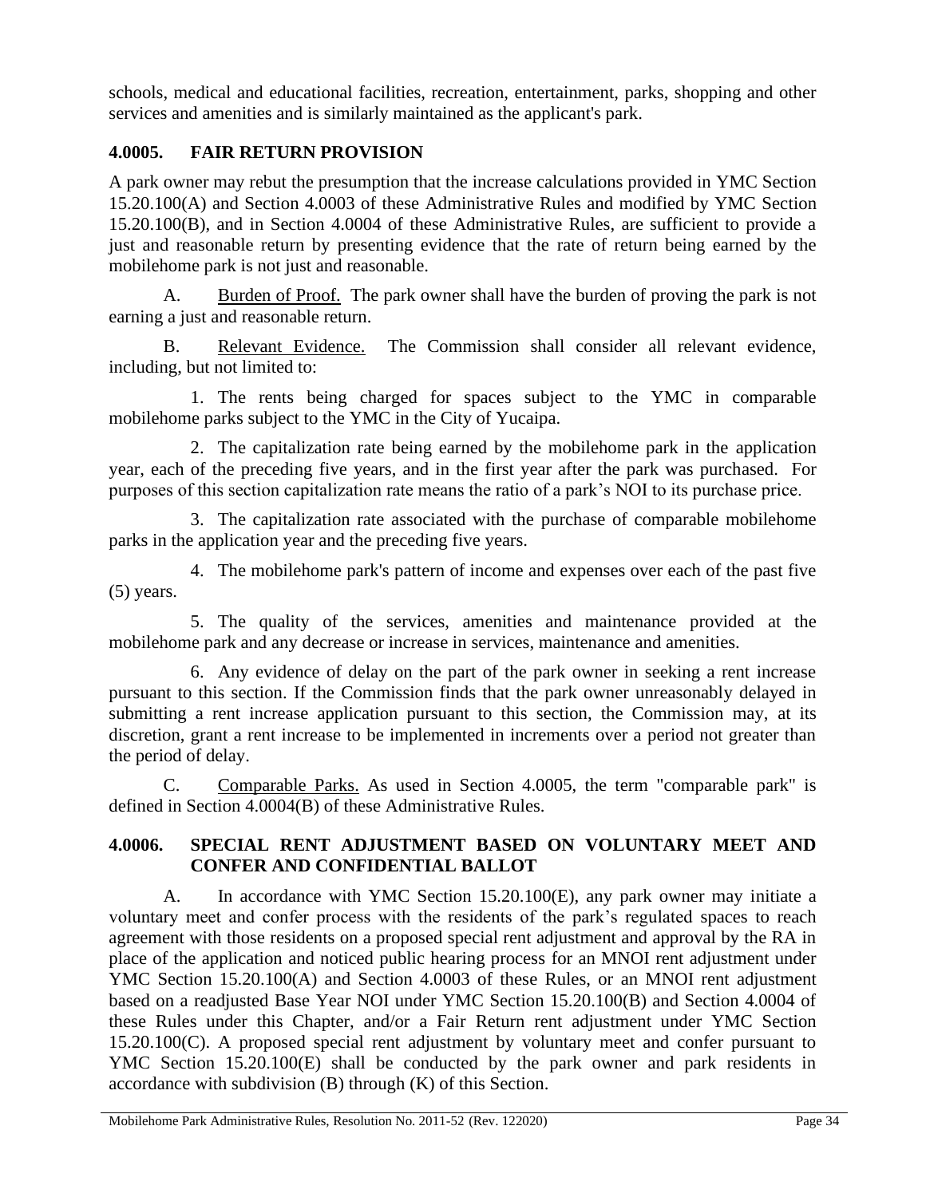schools, medical and educational facilities, recreation, entertainment, parks, shopping and other services and amenities and is similarly maintained as the applicant's park.

### 4.0005. FAIR RETURN PROVISION

A park owner may rebut the presumption that the increase calculations provided in YMC Section 15.20.100(A) and Section 4.0003 of these Administrative Rules and modified by YMC Section 15.20.100(B), and in Section 4.0004 of these Administrative Rules, are sufficient to provide a just and reasonable return by presenting evidence that the rate of return being earned by the mobilehome park is not just and reasonable.

A. Burden of Proof. The park owner shall have the burden of proving the park is not earning a just and reasonable return.

B. Relevant Evidence. The Commission shall consider all relevant evidence, including, but not limited to:

1. The rents being charged for spaces subject to the YMC in comparable mobilehome parks subject to the YMC in the City of Yucaipa.

2. The capitalization rate being earned by the mobilehome park in the application year, each of the preceding five years, and in the first year after the park was purchased. For purposes of this section capitalization rate means the ratio of a park's NOI to its purchase price.

3. The capitalization rate associated with the purchase of comparable mobilehome parks in the application year and the preceding five years.

4. The mobilehome park's pattern of income and expenses over each of the past five (5) years.

5. The quality of the services, amenities and maintenance provided at the mobilehome park and any decrease or increase in services, maintenance and amenities.

6. Any evidence of delay on the part of the park owner in seeking a rent increase pursuant to this section. If the Commission finds that the park owner unreasonably delayed in submitting a rent increase application pursuant to this section, the Commission may, at its discretion, grant a rent increase to be implemented in increments over a period not greater than the period of delay.

C. Comparable Parks. As used in Section 4.0005, the term "comparable park" is defined in Section 4.0004(B) of these Administrative Rules.

### 4.0006. SPECIAL RENT ADJUSTMENT BASED ON VOLUNTARY MEET AND CONFER AND CONFIDENTIAL BALLOT

A. In accordance with YMC Section 15.20.100(E), any park owner may initiate a voluntary meet and confer process with the residents of the park's regulated spaces to reach agreement with those residents on a proposed special rent adjustment and approval by the RA in place of the application and noticed public hearing process for an MNOI rent adjustment under YMC Section 15.20.100(A) and Section 4.0003 of these Rules, or an MNOI rent adjustment based on a readjusted Base Year NOI under YMC Section 15.20.100(B) and Section 4.0004 of these Rules under this Chapter, and/or a Fair Return rent adjustment under YMC Section 15.20.100(C). A proposed special rent adjustment by voluntary meet and confer pursuant to YMC Section 15.20.100(E) shall be conducted by the park owner and park residents in accordance with subdivision (B) through (K) of this Section.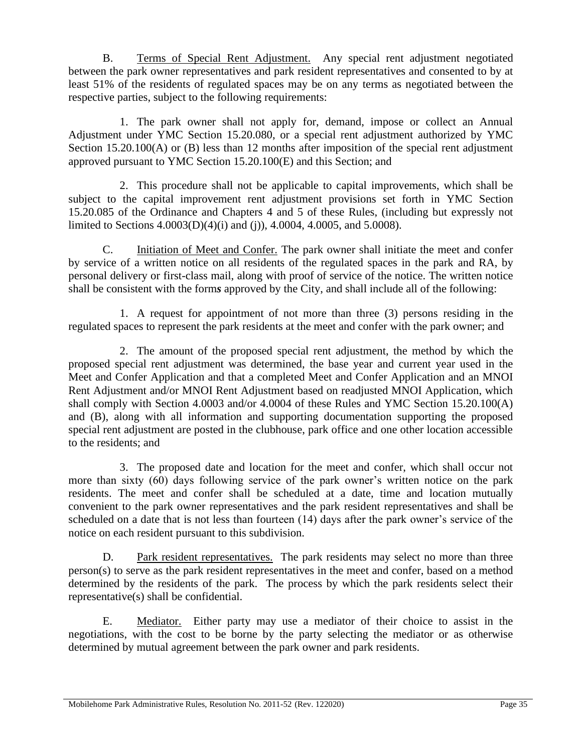B. Terms of Special Rent Adjustment. Any special rent adjustment negotiated between the park owner representatives and park resident representatives and consented to by at least 51% of the residents of regulated spaces may be on any terms as negotiated between the respective parties, subject to the following requirements:

1. The park owner shall not apply for, demand, impose or collect an Annual Adjustment under YMC Section 15.20.080, or a special rent adjustment authorized by YMC Section 15.20.100(A) or (B) less than 12 months after imposition of the special rent adjustment approved pursuant to YMC Section 15.20.100(E) and this Section; and

2. This procedure shall not be applicable to capital improvements, which shall be subject to the capital improvement rent adjustment provisions set forth in YMC Section 15.20.085 of the Ordinance and Chapters 4 and 5 of these Rules, (including but expressly not limited to Sections 4.0003(D)(4)(i) and (j)), 4.0004, 4.0005, and 5.0008).

C. Initiation of Meet and Confer. The park owner shall initiate the meet and confer by service of a written notice on all residents of the regulated spaces in the park and RA, by personal delivery or first-class mail, along with proof of service of the notice. The written notice shall be consistent with the form***s*** approved by the City, and shall include all of the following:

1. A request for appointment of not more than three (3) persons residing in the regulated spaces to represent the park residents at the meet and confer with the park owner; and

2. The amount of the proposed special rent adjustment, the method by which the proposed special rent adjustment was determined, the base year and current year used in the Meet and Confer Application and that a completed Meet and Confer Application and an MNOI Rent Adjustment and/or MNOI Rent Adjustment based on readjusted MNOI Application, which shall comply with Section 4.0003 and/or 4.0004 of these Rules and YMC Section 15.20.100(A) and (B), along with all information and supporting documentation supporting the proposed special rent adjustment are posted in the clubhouse, park office and one other location accessible to the residents; and

3. The proposed date and location for the meet and confer, which shall occur not more than sixty (60) days following service of the park owner's written notice on the park residents. The meet and confer shall be scheduled at a date, time and location mutually convenient to the park owner representatives and the park resident representatives and shall be scheduled on a date that is not less than fourteen (14) days after the park owner's service of the notice on each resident pursuant to this subdivision.

D. Park resident representatives. The park residents may select no more than three person(s) to serve as the park resident representatives in the meet and confer, based on a method determined by the residents of the park. The process by which the park residents select their representative(s) shall be confidential.

E. Mediator. Either party may use a mediator of their choice to assist in the negotiations, with the cost to be borne by the party selecting the mediator or as otherwise determined by mutual agreement between the park owner and park residents.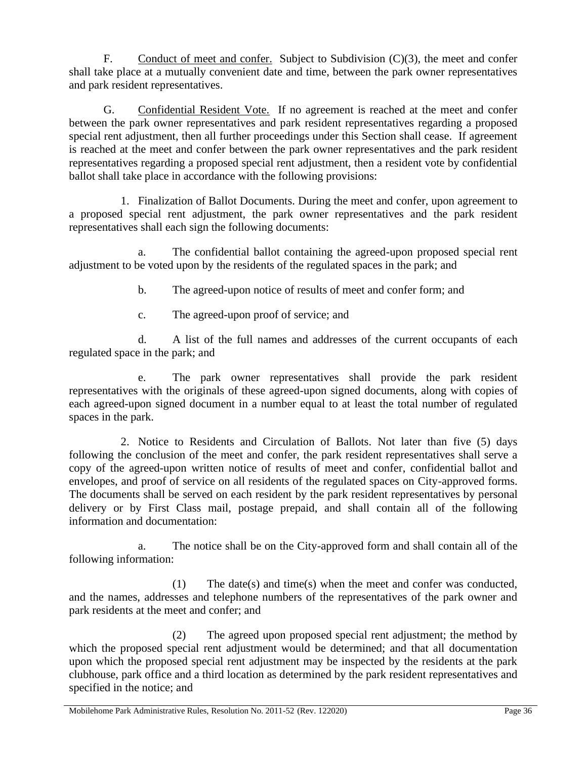F. Conduct of meet and confer. Subject to Subdivision (C)(3), the meet and confer shall take place at a mutually convenient date and time, between the park owner representatives and park resident representatives.

G. Confidential Resident Vote. If no agreement is reached at the meet and confer between the park owner representatives and park resident representatives regarding a proposed special rent adjustment, then all further proceedings under this Section shall cease. If agreement is reached at the meet and confer between the park owner representatives and the park resident representatives regarding a proposed special rent adjustment, then a resident vote by confidential ballot shall take place in accordance with the following provisions:

1. Finalization of Ballot Documents. During the meet and confer, upon agreement to a proposed special rent adjustment, the park owner representatives and the park resident representatives shall each sign the following documents:

a. The confidential ballot containing the agreed-upon proposed special rent adjustment to be voted upon by the residents of the regulated spaces in the park; and

b. The agreed-upon notice of results of meet and confer form; and

c. The agreed-upon proof of service; and

d. A list of the full names and addresses of the current occupants of each regulated space in the park; and

e. The park owner representatives shall provide the park resident representatives with the originals of these agreed-upon signed documents, along with copies of each agreed-upon signed document in a number equal to at least the total number of regulated spaces in the park.

2. Notice to Residents and Circulation of Ballots. Not later than five (5) days following the conclusion of the meet and confer, the park resident representatives shall serve a copy of the agreed-upon written notice of results of meet and confer, confidential ballot and envelopes, and proof of service on all residents of the regulated spaces on City-approved forms. The documents shall be served on each resident by the park resident representatives by personal delivery or by First Class mail, postage prepaid, and shall contain all of the following information and documentation:

a. The notice shall be on the City-approved form and shall contain all of the following information:

(1) The date(s) and time(s) when the meet and confer was conducted, and the names, addresses and telephone numbers of the representatives of the park owner and park residents at the meet and confer; and

(2) The agreed upon proposed special rent adjustment; the method by which the proposed special rent adjustment would be determined; and that all documentation upon which the proposed special rent adjustment may be inspected by the residents at the park clubhouse, park office and a third location as determined by the park resident representatives and specified in the notice; and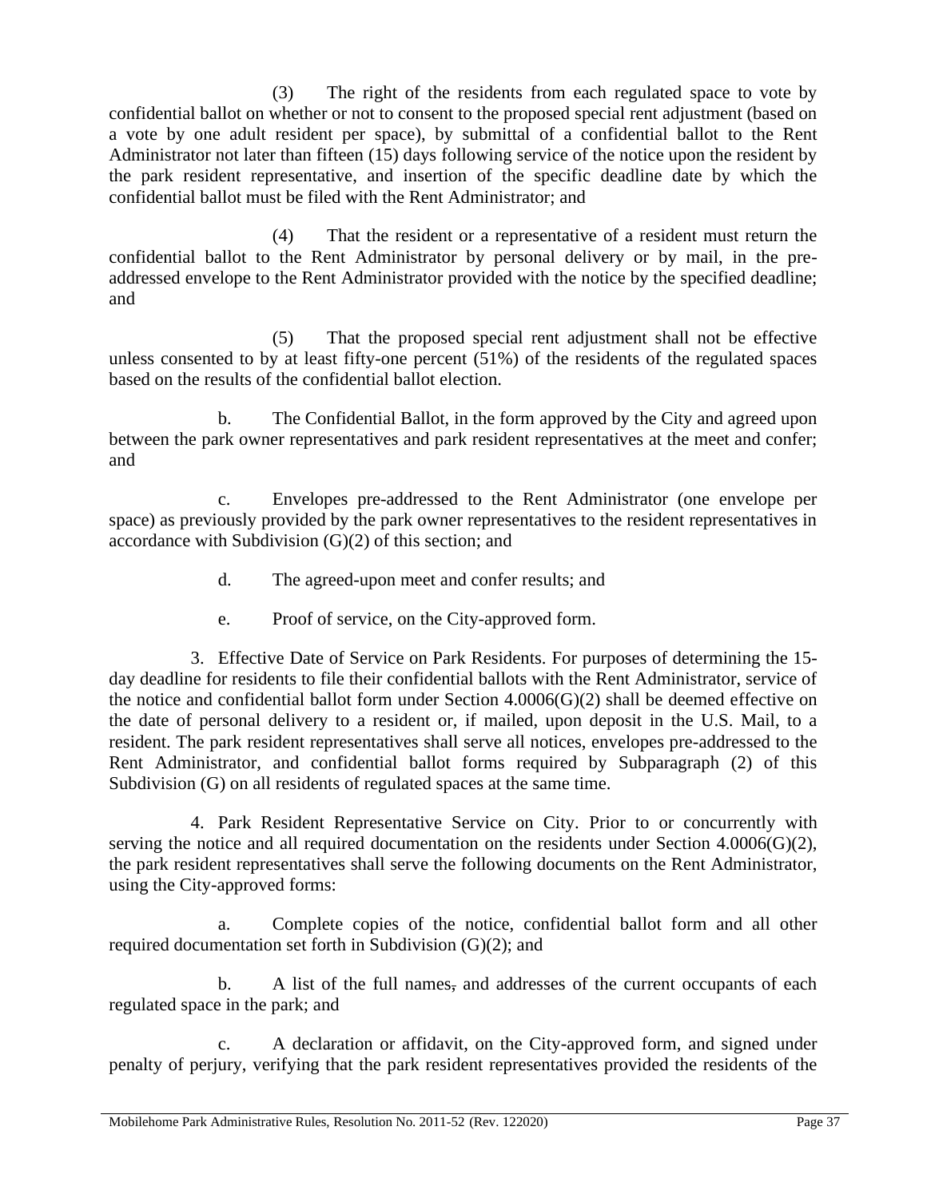(3) The right of the residents from each regulated space to vote by confidential ballot on whether or not to consent to the proposed special rent adjustment (based on a vote by one adult resident per space), by submittal of a confidential ballot to the Rent Administrator not later than fifteen (15) days following service of the notice upon the resident by the park resident representative, and insertion of the specific deadline date by which the confidential ballot must be filed with the Rent Administrator; and

(4) That the resident or a representative of a resident must return the confidential ballot to the Rent Administrator by personal delivery or by mail, in the pre-addressed envelope to the Rent Administrator provided with the notice by the specified deadline; and

(5) That the proposed special rent adjustment shall not be effective unless consented to by at least fifty-one percent (51%) of the residents of the regulated spaces based on the results of the confidential ballot election.

b. The Confidential Ballot, in the form approved by the City and agreed upon between the park owner representatives and park resident representatives at the meet and confer; and

c. Envelopes pre-addressed to the Rent Administrator (one envelope per space) as previously provided by the park owner representatives to the resident representatives in accordance with Subdivision (G)(2) of this section; and

d. The agreed-upon meet and confer results; and

e. Proof of service, on the City-approved form.

3. Effective Date of Service on Park Residents. For purposes of determining the 15-day deadline for residents to file their confidential ballots with the Rent Administrator, service of the notice and confidential ballot form under Section 4.0006(G)(2) shall be deemed effective on the date of personal delivery to a resident or, if mailed, upon deposit in the U.S. Mail, to a resident. The park resident representatives shall serve all notices, envelopes pre-addressed to the Rent Administrator, and confidential ballot forms required by Subparagraph (2) of this Subdivision (G) on all residents of regulated spaces at the same time.

4. Park Resident Representative Service on City. Prior to or concurrently with serving the notice and all required documentation on the residents under Section 4.0006(G)(2), the park resident representatives shall serve the following documents on the Rent Administrator, using the City-approved forms:

a. Complete copies of the notice, confidential ballot form and all other required documentation set forth in Subdivision (G)(2); and

b. A list of the full names, and addresses of the current occupants of each regulated space in the park; and

c. A declaration or affidavit, on the City-approved form, and signed under penalty of perjury, verifying that the park resident representatives provided the residents of the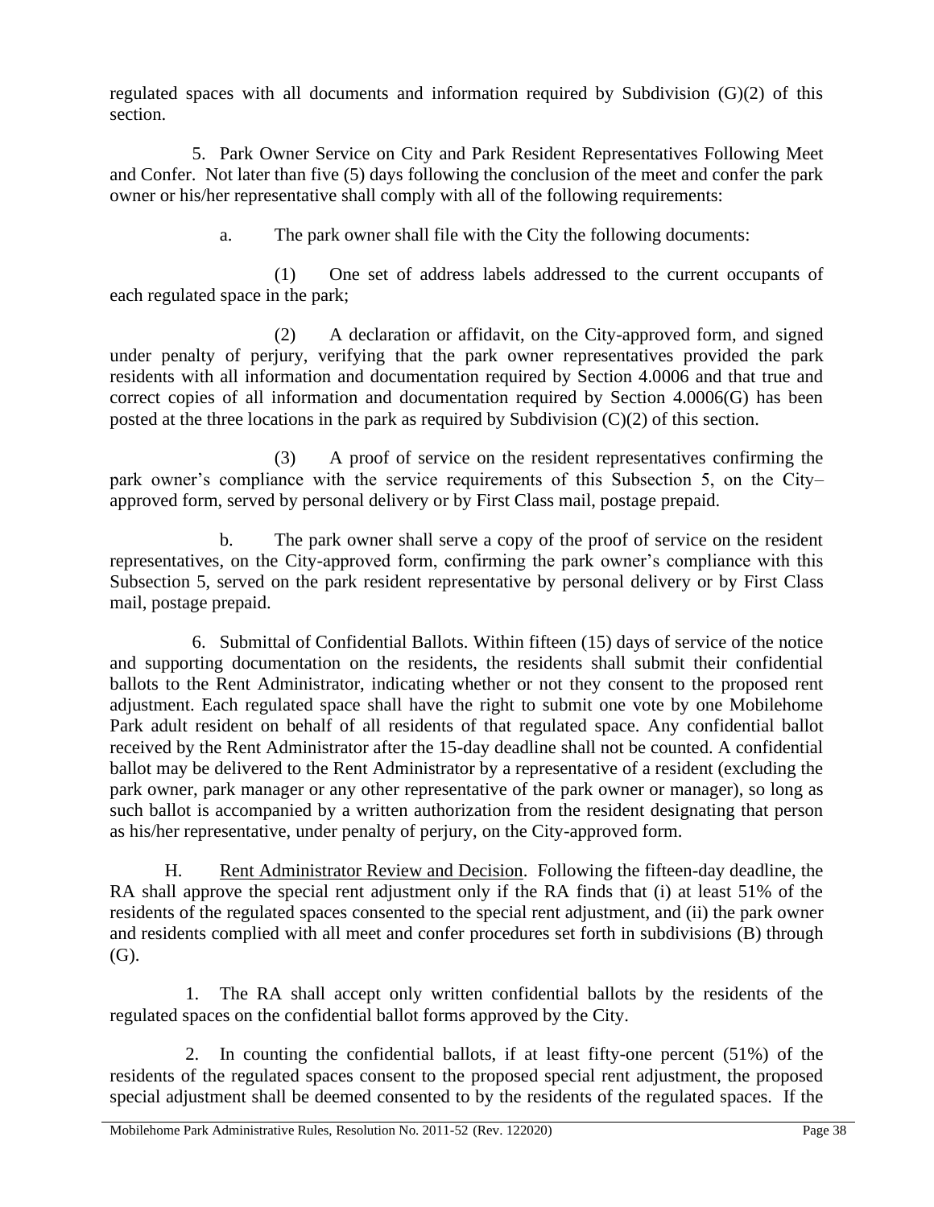regulated spaces with all documents and information required by Subdivision (G)(2) of this section.

5. Park Owner Service on City and Park Resident Representatives Following Meet and Confer. Not later than five (5) days following the conclusion of the meet and confer the park owner or his/her representative shall comply with all of the following requirements:

a. The park owner shall file with the City the following documents:

(1) One set of address labels addressed to the current occupants of each regulated space in the park;

(2) A declaration or affidavit, on the City-approved form, and signed under penalty of perjury, verifying that the park owner representatives provided the park residents with all information and documentation required by Section 4.0006 and that true and correct copies of all information and documentation required by Section 4.0006(G) has been posted at the three locations in the park as required by Subdivision (C)(2) of this section.

(3) A proof of service on the resident representatives confirming the park owner's compliance with the service requirements of this Subsection 5, on the City–approved form, served by personal delivery or by First Class mail, postage prepaid.

b. The park owner shall serve a copy of the proof of service on the resident representatives, on the City-approved form, confirming the park owner's compliance with this Subsection 5, served on the park resident representative by personal delivery or by First Class mail, postage prepaid.

6. Submittal of Confidential Ballots. Within fifteen (15) days of service of the notice and supporting documentation on the residents, the residents shall submit their confidential ballots to the Rent Administrator, indicating whether or not they consent to the proposed rent adjustment. Each regulated space shall have the right to submit one vote by one Mobilehome Park adult resident on behalf of all residents of that regulated space. Any confidential ballot received by the Rent Administrator after the 15-day deadline shall not be counted. A confidential ballot may be delivered to the Rent Administrator by a representative of a resident (excluding the park owner, park manager or any other representative of the park owner or manager), so long as such ballot is accompanied by a written authorization from the resident designating that person as his/her representative, under penalty of perjury, on the City-approved form.

H. Rent Administrator Review and Decision. Following the fifteen-day deadline, the RA shall approve the special rent adjustment only if the RA finds that (i) at least 51% of the residents of the regulated spaces consented to the special rent adjustment, and (ii) the park owner and residents complied with all meet and confer procedures set forth in subdivisions (B) through (G).

1. The RA shall accept only written confidential ballots by the residents of the regulated spaces on the confidential ballot forms approved by the City.

2. In counting the confidential ballots, if at least fifty-one percent (51%) of the residents of the regulated spaces consent to the proposed special rent adjustment, the proposed special adjustment shall be deemed consented to by the residents of the regulated spaces. If the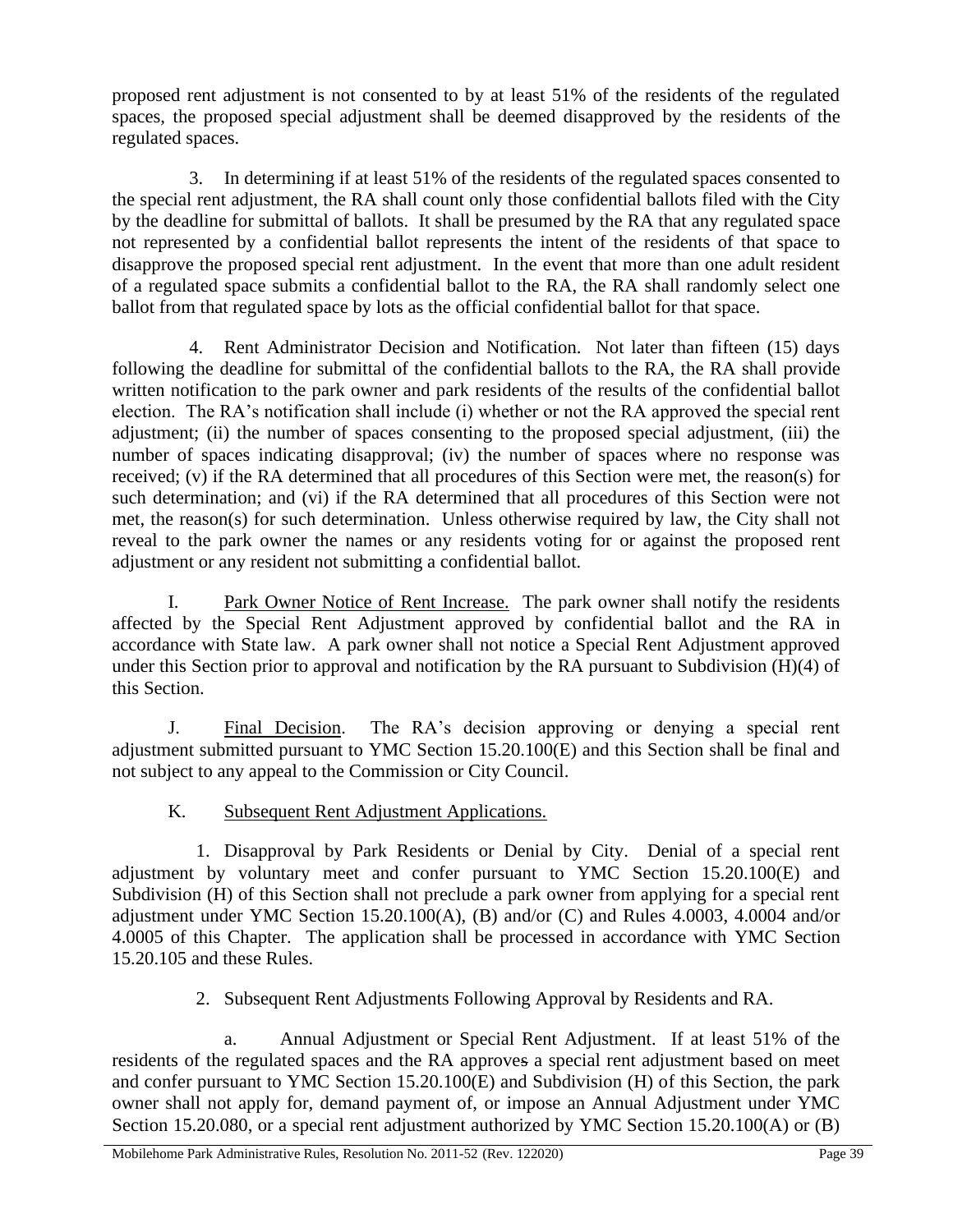proposed rent adjustment is not consented to by at least 51% of the residents of the regulated spaces, the proposed special adjustment shall be deemed disapproved by the residents of the regulated spaces.

3. In determining if at least 51% of the residents of the regulated spaces consented to the special rent adjustment, the RA shall count only those confidential ballots filed with the City by the deadline for submittal of ballots. It shall be presumed by the RA that any regulated space not represented by a confidential ballot represents the intent of the residents of that space to disapprove the proposed special rent adjustment. In the event that more than one adult resident of a regulated space submits a confidential ballot to the RA, the RA shall randomly select one ballot from that regulated space by lots as the official confidential ballot for that space.

4. Rent Administrator Decision and Notification. Not later than fifteen (15) days following the deadline for submittal of the confidential ballots to the RA, the RA shall provide written notification to the park owner and park residents of the results of the confidential ballot election. The RA's notification shall include (i) whether or not the RA approved the special rent adjustment; (ii) the number of spaces consenting to the proposed special adjustment, (iii) the number of spaces indicating disapproval; (iv) the number of spaces where no response was received; (v) if the RA determined that all procedures of this Section were met, the reason(s) for such determination; and (vi) if the RA determined that all procedures of this Section were not met, the reason(s) for such determination. Unless otherwise required by law, the City shall not reveal to the park owner the names or any residents voting for or against the proposed rent adjustment or any resident not submitting a confidential ballot.

I. Park Owner Notice of Rent Increase. The park owner shall notify the residents affected by the Special Rent Adjustment approved by confidential ballot and the RA in accordance with State law. A park owner shall not notice a Special Rent Adjustment approved under this Section prior to approval and notification by the RA pursuant to Subdivision (H)(4) of this Section.

J. Final Decision. The RA's decision approving or denying a special rent adjustment submitted pursuant to YMC Section 15.20.100(E) and this Section shall be final and not subject to any appeal to the Commission or City Council.

K. Subsequent Rent Adjustment Applications.

1. Disapproval by Park Residents or Denial by City. Denial of a special rent adjustment by voluntary meet and confer pursuant to YMC Section 15.20.100(E) and Subdivision (H) of this Section shall not preclude a park owner from applying for a special rent adjustment under YMC Section 15.20.100(A), (B) and/or (C) and Rules 4.0003, 4.0004 and/or 4.0005 of this Chapter. The application shall be processed in accordance with YMC Section 15.20.105 and these Rules.

2. Subsequent Rent Adjustments Following Approval by Residents and RA.

a. Annual Adjustment or Special Rent Adjustment. If at least 51% of the residents of the regulated spaces and the RA approves a special rent adjustment based on meet and confer pursuant to YMC Section 15.20.100(E) and Subdivision (H) of this Section, the park owner shall not apply for, demand payment of, or impose an Annual Adjustment under YMC Section 15.20.080, or a special rent adjustment authorized by YMC Section 15.20.100(A) or (B)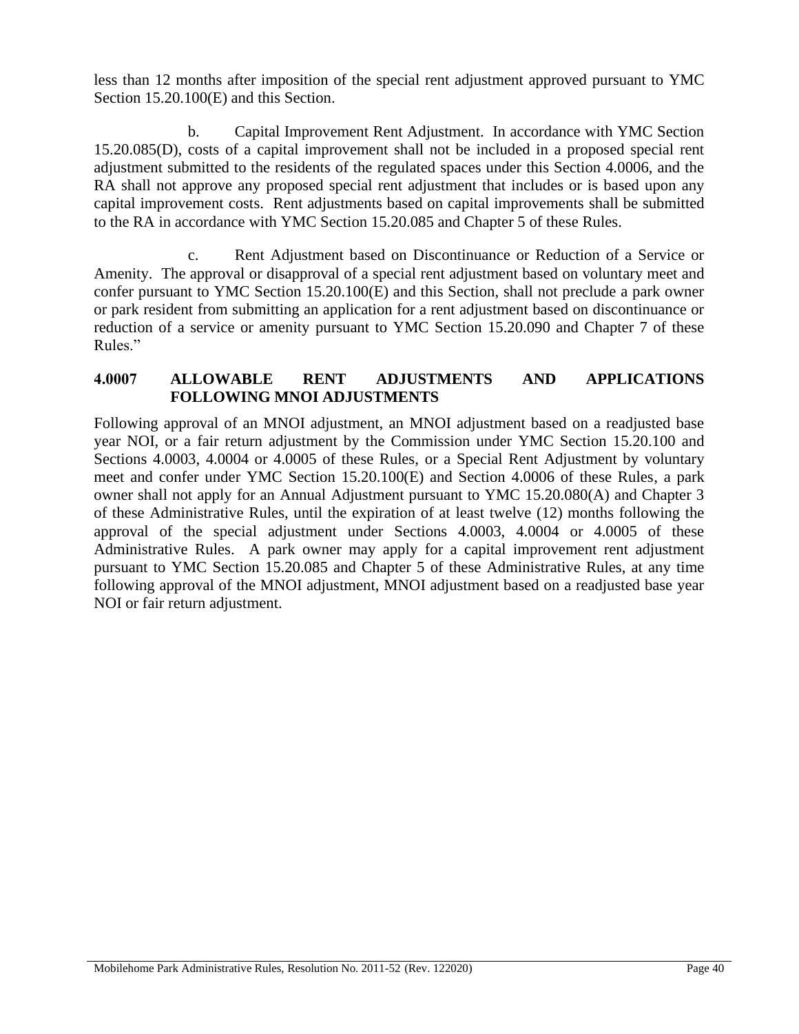less than 12 months after imposition of the special rent adjustment approved pursuant to YMC Section 15.20.100(E) and this Section.

b. Capital Improvement Rent Adjustment. In accordance with YMC Section 15.20.085(D), costs of a capital improvement shall not be included in a proposed special rent adjustment submitted to the residents of the regulated spaces under this Section 4.0006, and the RA shall not approve any proposed special rent adjustment that includes or is based upon any capital improvement costs. Rent adjustments based on capital improvements shall be submitted to the RA in accordance with YMC Section 15.20.085 and Chapter 5 of these Rules.

c. Rent Adjustment based on Discontinuance or Reduction of a Service or Amenity. The approval or disapproval of a special rent adjustment based on voluntary meet and confer pursuant to YMC Section 15.20.100(E) and this Section, shall not preclude a park owner or park resident from submitting an application for a rent adjustment based on discontinuance or reduction of a service or amenity pursuant to YMC Section 15.20.090 and Chapter 7 of these Rules."

### 4.0007 ALLOWABLE RENT ADJUSTMENTS AND APPLICATIONS FOLLOWING MNOI ADJUSTMENTS

Following approval of an MNOI adjustment, an MNOI adjustment based on a readjusted base year NOI, or a fair return adjustment by the Commission under YMC Section 15.20.100 and Sections 4.0003, 4.0004 or 4.0005 of these Rules, or a Special Rent Adjustment by voluntary meet and confer under YMC Section 15.20.100(E) and Section 4.0006 of these Rules, a park owner shall not apply for an Annual Adjustment pursuant to YMC 15.20.080(A) and Chapter 3 of these Administrative Rules, until the expiration of at least twelve (12) months following the approval of the special adjustment under Sections 4.0003, 4.0004 or 4.0005 of these Administrative Rules. A park owner may apply for a capital improvement rent adjustment pursuant to YMC Section 15.20.085 and Chapter 5 of these Administrative Rules, at any time following approval of the MNOI adjustment, MNOI adjustment based on a readjusted base year NOI or fair return adjustment.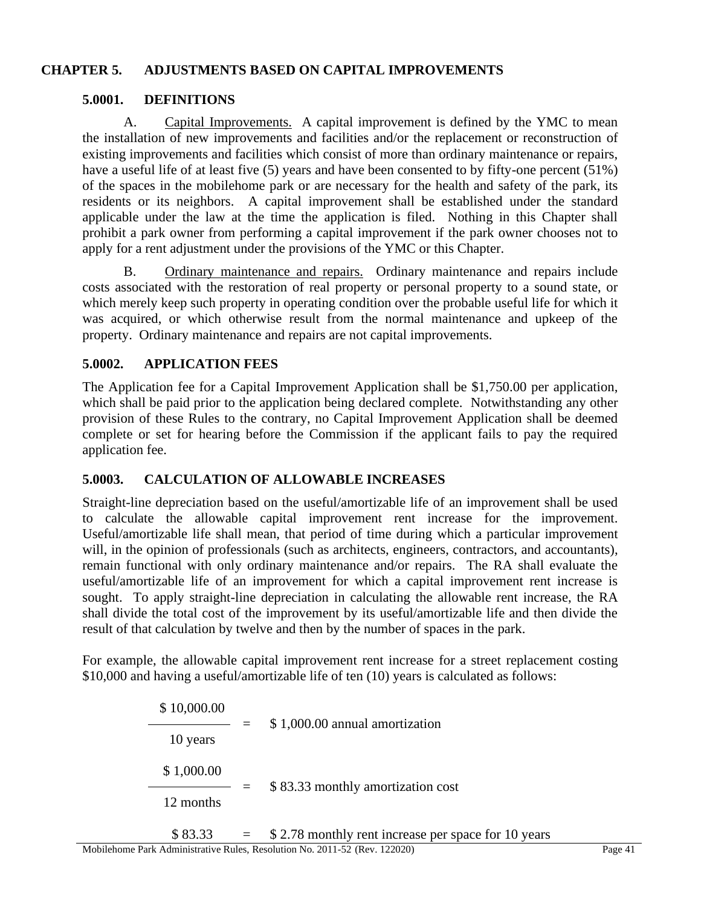# CHAPTER 5. ADJUSTMENTS BASED ON CAPITAL IMPROVEMENTS

## 5.0001. DEFINITIONS

A. Capital Improvements. A capital improvement is defined by the YMC to mean the installation of new improvements and facilities and/or the replacement or reconstruction of existing improvements and facilities which consist of more than ordinary maintenance or repairs, have a useful life of at least five (5) years and have been consented to by fifty-one percent (51%) of the spaces in the mobilehome park or are necessary for the health and safety of the park, its residents or its neighbors. A capital improvement shall be established under the standard applicable under the law at the time the application is filed. Nothing in this Chapter shall prohibit a park owner from performing a capital improvement if the park owner chooses not to apply for a rent adjustment under the provisions of the YMC or this Chapter.

B. Ordinary maintenance and repairs. Ordinary maintenance and repairs include costs associated with the restoration of real property or personal property to a sound state, or which merely keep such property in operating condition over the probable useful life for which it was acquired, or which otherwise result from the normal maintenance and upkeep of the property. Ordinary maintenance and repairs are not capital improvements.

## 5.0002. APPLICATION FEES

The Application fee for a Capital Improvement Application shall be $1,750.00 per application, which shall be paid prior to the application being declared complete. Notwithstanding any other provision of these Rules to the contrary, no Capital Improvement Application shall be deemed complete or set for hearing before the Commission if the applicant fails to pay the required application fee.

## 5.0003. CALCULATION OF ALLOWABLE INCREASES

Straight-line depreciation based on the useful/amortizable life of an improvement shall be used to calculate the allowable capital improvement rent increase for the improvement. Useful/amortizable life shall mean, that period of time during which a particular improvement will, in the opinion of professionals (such as architects, engineers, contractors, and accountants), remain functional with only ordinary maintenance and/or repairs. The RA shall evaluate the useful/amortizable life of an improvement for which a capital improvement rent increase is sought. To apply straight-line depreciation in calculating the allowable rent increase, the RA shall divide the total cost of the improvement by its useful/amortizable life and then divide the result of that calculation by twelve and then by the number of spaces in the park.

For example, the allowable capital improvement rent increase for a street replacement costing $10,000 and having a useful/amortizable life of ten (10) years is calculated as follows:

$$\frac{\$\,10{,}000.00}{10 \text{ years}} = \$\,1{,}000.00 \text{ annual amortization}$$

$$\frac{\$\,1{,}000.00}{12 \text{ months}} = \$\,83.33 \text{ monthly amortization cost}$$

$$\$\,83.33 = \$\,2.78 \text{ monthly rent increase per space for 10 years}$$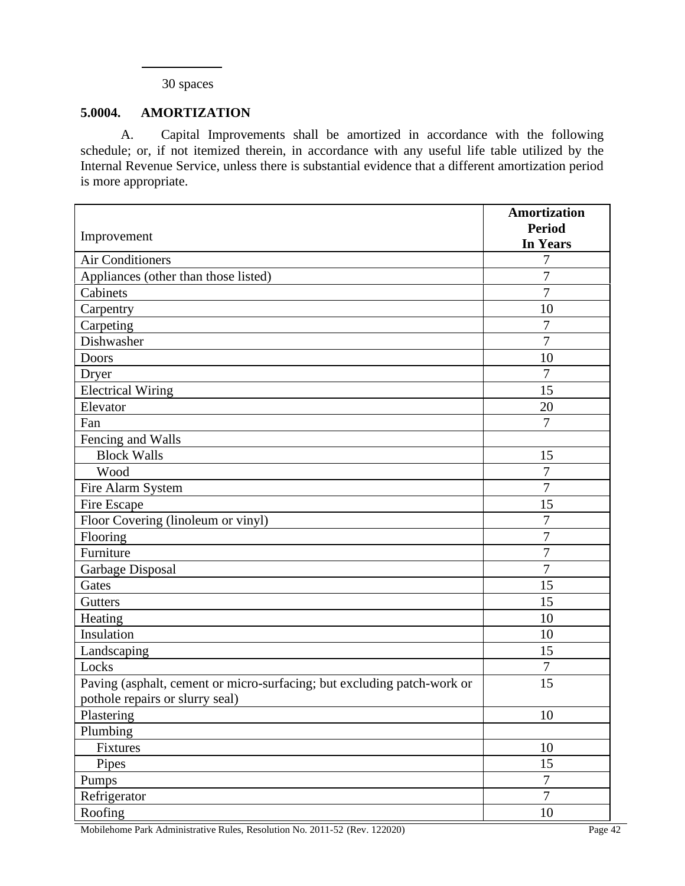30 spaces

**5.0004. AMORTIZATION**

A. Capital Improvements shall be amortized in accordance with the following schedule; or, if not itemized therein, in accordance with any useful life table utilized by the Internal Revenue Service, unless there is substantial evidence that a different amortization period is more appropriate.

| Improvement | **Amortization Period In Years** |
|---|---|
| Air Conditioners | 7 |
| Appliances (other than those listed) | 7 |
| Cabinets | 7 |
| Carpentry | 10 |
| Carpeting | 7 |
| Dishwasher | 7 |
| Doors | 10 |
| Dryer | 7 |
| Electrical Wiring | 15 |
| Elevator | 20 |
| Fan | 7 |
| Fencing and Walls | |
| Block Walls | 15 |
| Wood | 7 |
| Fire Alarm System | 7 |
| Fire Escape | 15 |
| Floor Covering (linoleum or vinyl) | 7 |
| Flooring | 7 |
| Furniture | 7 |
| Garbage Disposal | 7 |
| Gates | 15 |
| Gutters | 15 |
| Heating | 10 |
| Insulation | 10 |
| Landscaping | 15 |
| Locks | 7 |
| Paving (asphalt, cement or micro-surfacing; but excluding patch-work or pothole repairs or slurry seal) | 15 |
| Plastering | 10 |
| Plumbing | |
| Fixtures | 10 |
| Pipes | 15 |
| Pumps | 7 |
| Refrigerator | 7 |
| Roofing | 10 |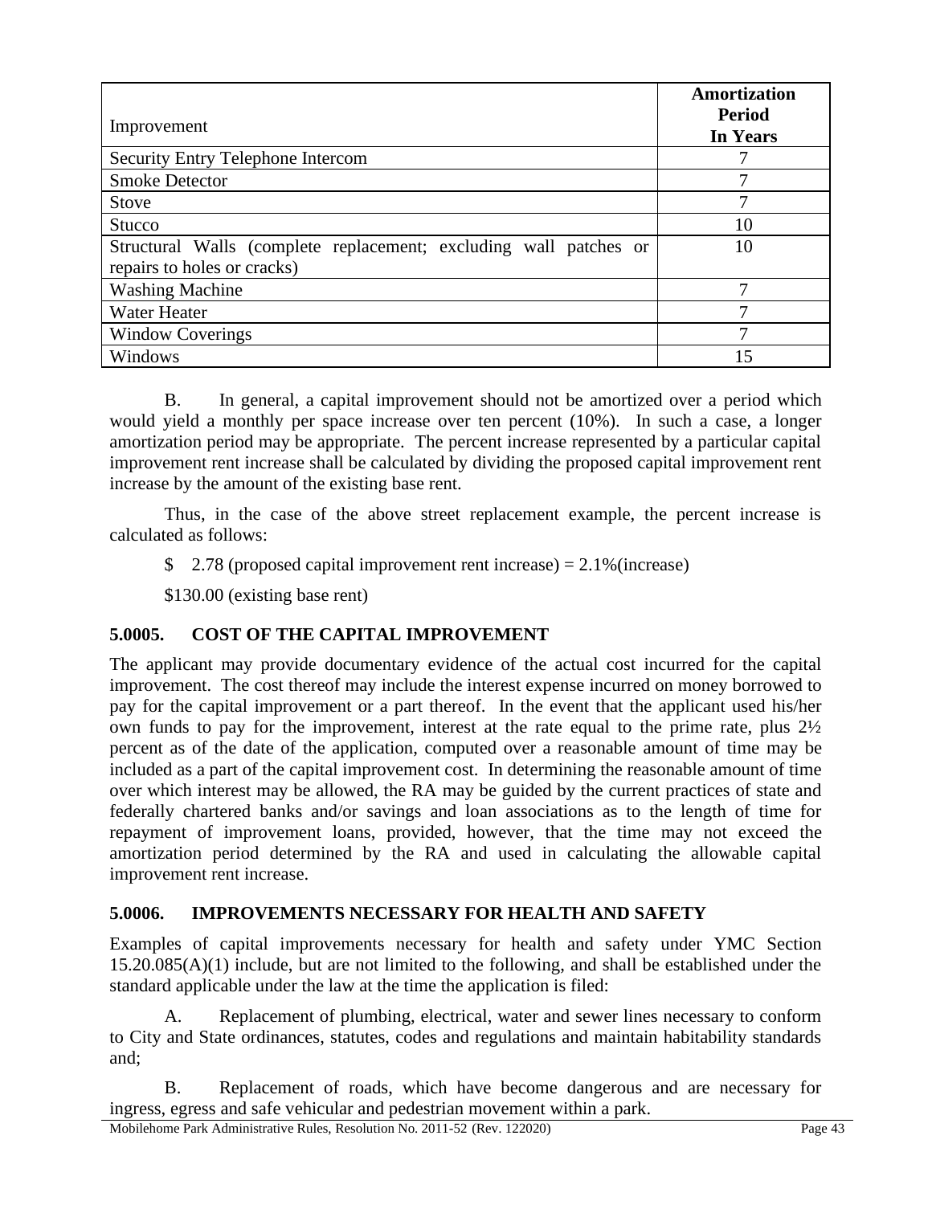| Improvement | Amortization Period In Years |
|---|---|
| Security Entry Telephone Intercom | 7 |
| Smoke Detector | 7 |
| Stove | 7 |
| Stucco | 10 |
| Structural Walls (complete replacement; excluding wall patches or repairs to holes or cracks) | 10 |
| Washing Machine | 7 |
| Water Heater | 7 |
| Window Coverings | 7 |
| Windows | 15 |

B. In general, a capital improvement should not be amortized over a period which would yield a monthly per space increase over ten percent (10%). In such a case, a longer amortization period may be appropriate. The percent increase represented by a particular capital improvement rent increase shall be calculated by dividing the proposed capital improvement rent increase by the amount of the existing base rent.

Thus, in the case of the above street replacement example, the percent increase is calculated as follows:

$ 2.78 (proposed capital improvement rent increase) = 2.1%(increase)

$130.00 (existing base rent)

### 5.0005. COST OF THE CAPITAL IMPROVEMENT

The applicant may provide documentary evidence of the actual cost incurred for the capital improvement. The cost thereof may include the interest expense incurred on money borrowed to pay for the capital improvement or a part thereof. In the event that the applicant used his/her own funds to pay for the improvement, interest at the rate equal to the prime rate, plus 2½ percent as of the date of the application, computed over a reasonable amount of time may be included as a part of the capital improvement cost. In determining the reasonable amount of time over which interest may be allowed, the RA may be guided by the current practices of state and federally chartered banks and/or savings and loan associations as to the length of time for repayment of improvement loans, provided, however, that the time may not exceed the amortization period determined by the RA and used in calculating the allowable capital improvement rent increase.

### 5.0006. IMPROVEMENTS NECESSARY FOR HEALTH AND SAFETY

Examples of capital improvements necessary for health and safety under YMC Section 15.20.085(A)(1) include, but are not limited to the following, and shall be established under the standard applicable under the law at the time the application is filed:

A. Replacement of plumbing, electrical, water and sewer lines necessary to conform to City and State ordinances, statutes, codes and regulations and maintain habitability standards and;

B. Replacement of roads, which have become dangerous and are necessary for ingress, egress and safe vehicular and pedestrian movement within a park.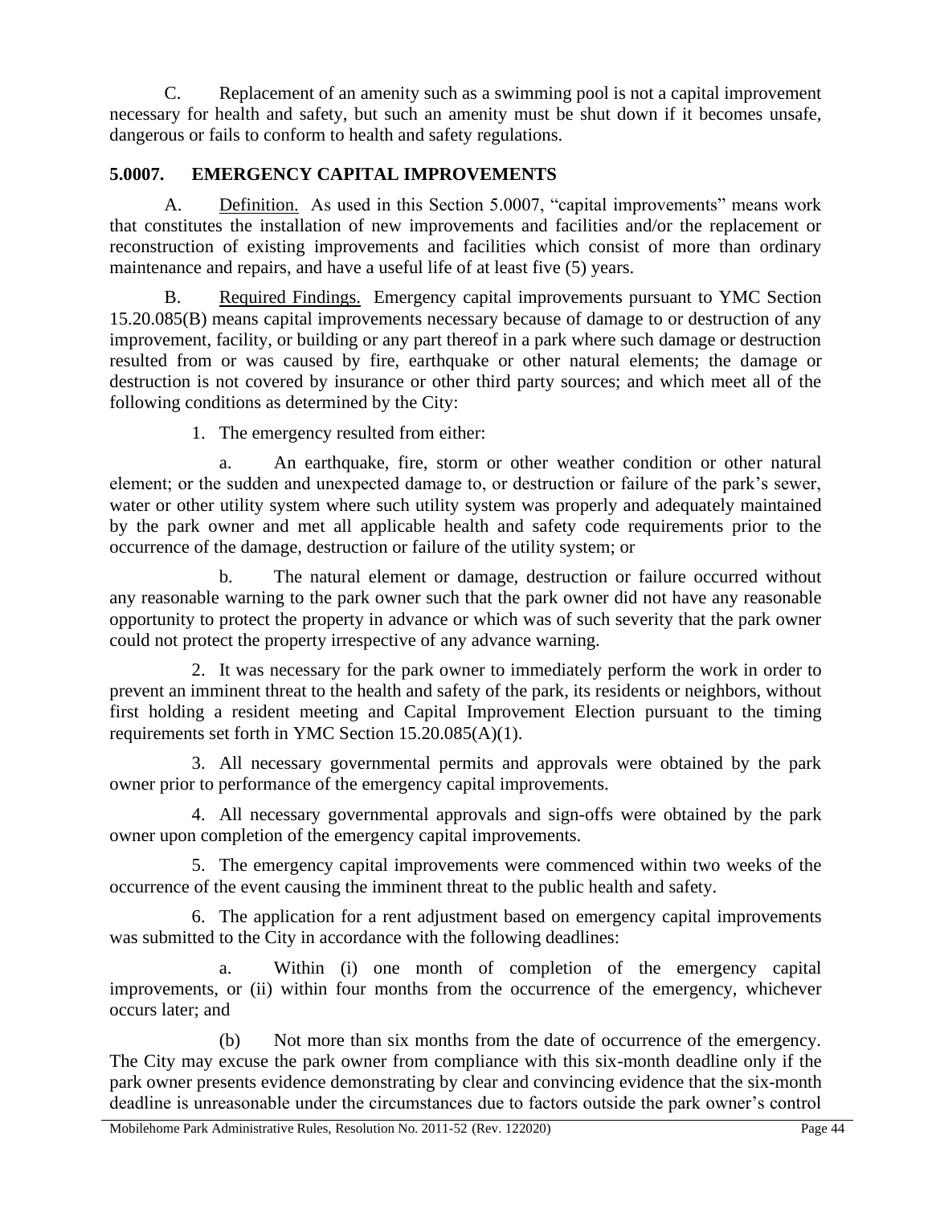C. Replacement of an amenity such as a swimming pool is not a capital improvement necessary for health and safety, but such an amenity must be shut down if it becomes unsafe, dangerous or fails to conform to health and safety regulations.

## 5.0007. EMERGENCY CAPITAL IMPROVEMENTS

A. Definition. As used in this Section 5.0007, "capital improvements" means work that constitutes the installation of new improvements and facilities and/or the replacement or reconstruction of existing improvements and facilities which consist of more than ordinary maintenance and repairs, and have a useful life of at least five (5) years.

B. Required Findings. Emergency capital improvements pursuant to YMC Section 15.20.085(B) means capital improvements necessary because of damage to or destruction of any improvement, facility, or building or any part thereof in a park where such damage or destruction resulted from or was caused by fire, earthquake or other natural elements; the damage or destruction is not covered by insurance or other third party sources; and which meet all of the following conditions as determined by the City:

1. The emergency resulted from either:

   a. An earthquake, fire, storm or other weather condition or other natural element; or the sudden and unexpected damage to, or destruction or failure of the park's sewer, water or other utility system where such utility system was properly and adequately maintained by the park owner and met all applicable health and safety code requirements prior to the occurrence of the damage, destruction or failure of the utility system; or

   b. The natural element or damage, destruction or failure occurred without any reasonable warning to the park owner such that the park owner did not have any reasonable opportunity to protect the property in advance or which was of such severity that the park owner could not protect the property irrespective of any advance warning.

2. It was necessary for the park owner to immediately perform the work in order to prevent an imminent threat to the health and safety of the park, its residents or neighbors, without first holding a resident meeting and Capital Improvement Election pursuant to the timing requirements set forth in YMC Section 15.20.085(A)(1).

3. All necessary governmental permits and approvals were obtained by the park owner prior to performance of the emergency capital improvements.

4. All necessary governmental approvals and sign-offs were obtained by the park owner upon completion of the emergency capital improvements.

5. The emergency capital improvements were commenced within two weeks of the occurrence of the event causing the imminent threat to the public health and safety.

6. The application for a rent adjustment based on emergency capital improvements was submitted to the City in accordance with the following deadlines:

   a. Within (i) one month of completion of the emergency capital improvements, or (ii) within four months from the occurrence of the emergency, whichever occurs later; and

   (b) Not more than six months from the date of occurrence of the emergency. The City may excuse the park owner from compliance with this six-month deadline only if the park owner presents evidence demonstrating by clear and convincing evidence that the six-month deadline is unreasonable under the circumstances due to factors outside the park owner's control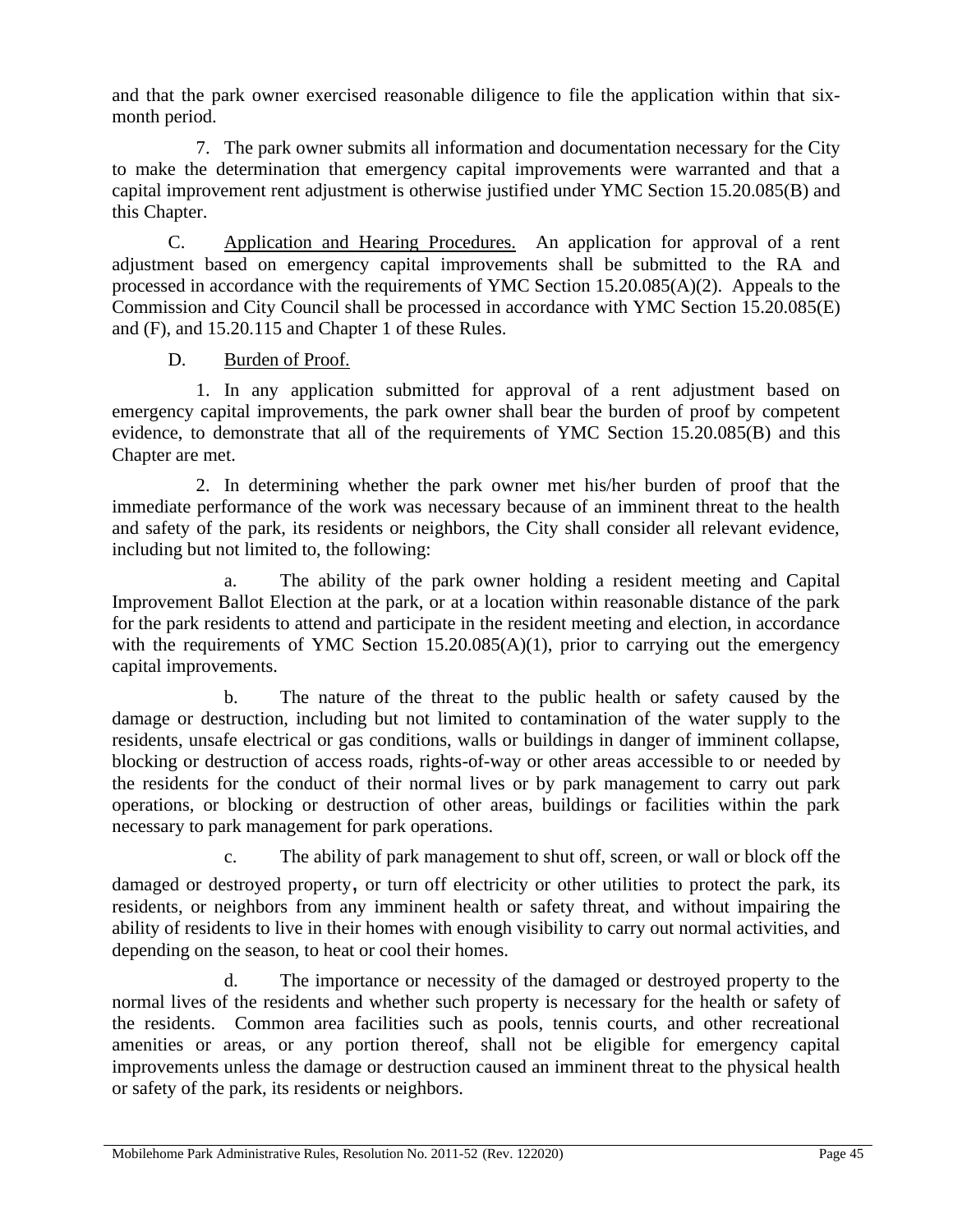and that the park owner exercised reasonable diligence to file the application within that six-month period.

7. The park owner submits all information and documentation necessary for the City to make the determination that emergency capital improvements were warranted and that a capital improvement rent adjustment is otherwise justified under YMC Section 15.20.085(B) and this Chapter.

C. Application and Hearing Procedures. An application for approval of a rent adjustment based on emergency capital improvements shall be submitted to the RA and processed in accordance with the requirements of YMC Section 15.20.085(A)(2). Appeals to the Commission and City Council shall be processed in accordance with YMC Section 15.20.085(E) and (F), and 15.20.115 and Chapter 1 of these Rules.

D. Burden of Proof.

1. In any application submitted for approval of a rent adjustment based on emergency capital improvements, the park owner shall bear the burden of proof by competent evidence, to demonstrate that all of the requirements of YMC Section 15.20.085(B) and this Chapter are met.

2. In determining whether the park owner met his/her burden of proof that the immediate performance of the work was necessary because of an imminent threat to the health and safety of the park, its residents or neighbors, the City shall consider all relevant evidence, including but not limited to, the following:

a. The ability of the park owner holding a resident meeting and Capital Improvement Ballot Election at the park, or at a location within reasonable distance of the park for the park residents to attend and participate in the resident meeting and election, in accordance with the requirements of YMC Section 15.20.085(A)(1), prior to carrying out the emergency capital improvements.

b. The nature of the threat to the public health or safety caused by the damage or destruction, including but not limited to contamination of the water supply to the residents, unsafe electrical or gas conditions, walls or buildings in danger of imminent collapse, blocking or destruction of access roads, rights-of-way or other areas accessible to or needed by the residents for the conduct of their normal lives or by park management to carry out park operations, or blocking or destruction of other areas, buildings or facilities within the park necessary to park management for park operations.

c. The ability of park management to shut off, screen, or wall or block off the damaged or destroyed property, or turn off electricity or other utilities to protect the park, its residents, or neighbors from any imminent health or safety threat, and without impairing the ability of residents to live in their homes with enough visibility to carry out normal activities, and depending on the season, to heat or cool their homes.

d. The importance or necessity of the damaged or destroyed property to the normal lives of the residents and whether such property is necessary for the health or safety of the residents. Common area facilities such as pools, tennis courts, and other recreational amenities or areas, or any portion thereof, shall not be eligible for emergency capital improvements unless the damage or destruction caused an imminent threat to the physical health or safety of the park, its residents or neighbors.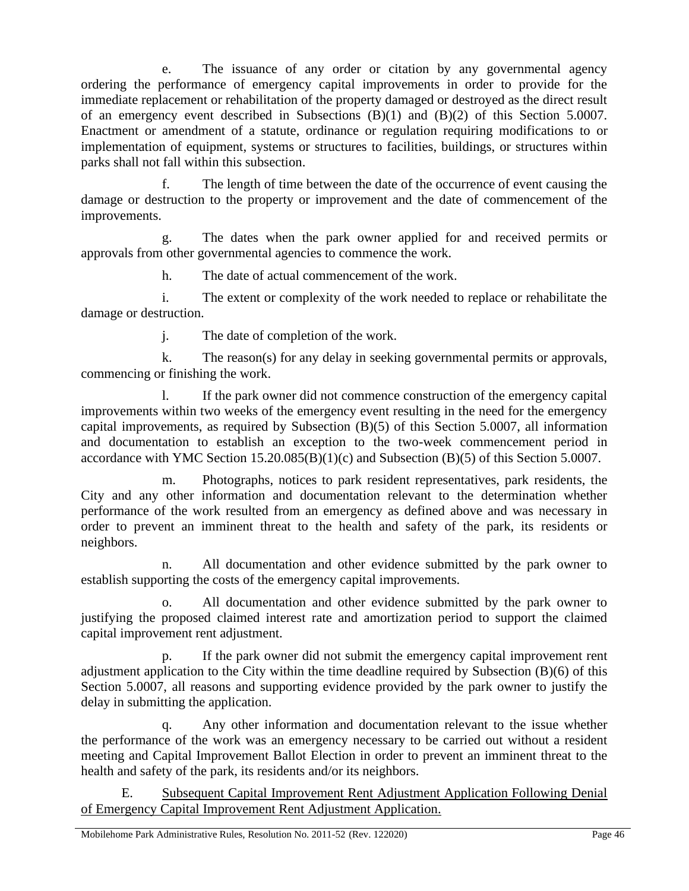e. The issuance of any order or citation by any governmental agency ordering the performance of emergency capital improvements in order to provide for the immediate replacement or rehabilitation of the property damaged or destroyed as the direct result of an emergency event described in Subsections (B)(1) and (B)(2) of this Section 5.0007. Enactment or amendment of a statute, ordinance or regulation requiring modifications to or implementation of equipment, systems or structures to facilities, buildings, or structures within parks shall not fall within this subsection.

f. The length of time between the date of the occurrence of event causing the damage or destruction to the property or improvement and the date of commencement of the improvements.

g. The dates when the park owner applied for and received permits or approvals from other governmental agencies to commence the work.

h. The date of actual commencement of the work.

i. The extent or complexity of the work needed to replace or rehabilitate the damage or destruction.

j. The date of completion of the work.

k. The reason(s) for any delay in seeking governmental permits or approvals, commencing or finishing the work.

l. If the park owner did not commence construction of the emergency capital improvements within two weeks of the emergency event resulting in the need for the emergency capital improvements, as required by Subsection (B)(5) of this Section 5.0007, all information and documentation to establish an exception to the two-week commencement period in accordance with YMC Section 15.20.085(B)(1)(c) and Subsection (B)(5) of this Section 5.0007.

m. Photographs, notices to park resident representatives, park residents, the City and any other information and documentation relevant to the determination whether performance of the work resulted from an emergency as defined above and was necessary in order to prevent an imminent threat to the health and safety of the park, its residents or neighbors.

n. All documentation and other evidence submitted by the park owner to establish supporting the costs of the emergency capital improvements.

o. All documentation and other evidence submitted by the park owner to justifying the proposed claimed interest rate and amortization period to support the claimed capital improvement rent adjustment.

p. If the park owner did not submit the emergency capital improvement rent adjustment application to the City within the time deadline required by Subsection (B)(6) of this Section 5.0007, all reasons and supporting evidence provided by the park owner to justify the delay in submitting the application.

q. Any other information and documentation relevant to the issue whether the performance of the work was an emergency necessary to be carried out without a resident meeting and Capital Improvement Ballot Election in order to prevent an imminent threat to the health and safety of the park, its residents and/or its neighbors.

E. Subsequent Capital Improvement Rent Adjustment Application Following Denial of Emergency Capital Improvement Rent Adjustment Application.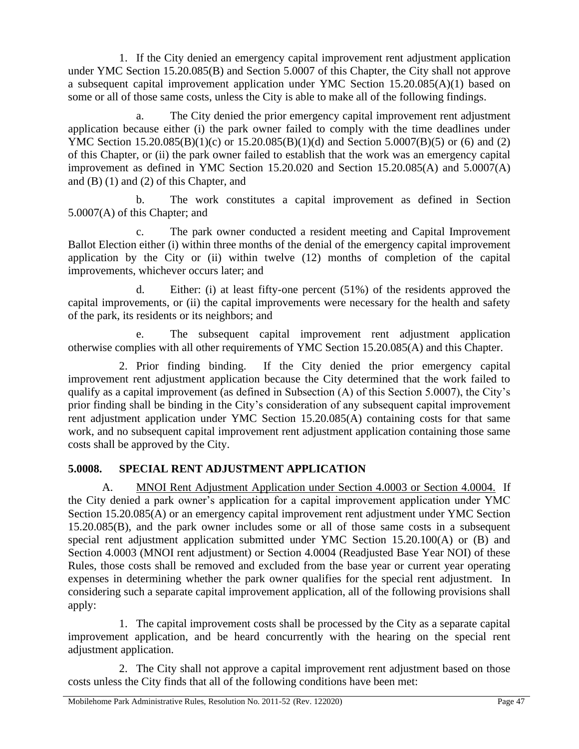1. If the City denied an emergency capital improvement rent adjustment application under YMC Section 15.20.085(B) and Section 5.0007 of this Chapter, the City shall not approve a subsequent capital improvement application under YMC Section 15.20.085(A)(1) based on some or all of those same costs, unless the City is able to make all of the following findings.

a. The City denied the prior emergency capital improvement rent adjustment application because either (i) the park owner failed to comply with the time deadlines under YMC Section 15.20.085(B)(1)(c) or 15.20.085(B)(1)(d) and Section 5.0007(B)(5) or (6) and (2) of this Chapter, or (ii) the park owner failed to establish that the work was an emergency capital improvement as defined in YMC Section 15.20.020 and Section 15.20.085(A) and 5.0007(A) and (B) (1) and (2) of this Chapter, and

b. The work constitutes a capital improvement as defined in Section 5.0007(A) of this Chapter; and

c. The park owner conducted a resident meeting and Capital Improvement Ballot Election either (i) within three months of the denial of the emergency capital improvement application by the City or (ii) within twelve (12) months of completion of the capital improvements, whichever occurs later; and

d. Either: (i) at least fifty-one percent (51%) of the residents approved the capital improvements, or (ii) the capital improvements were necessary for the health and safety of the park, its residents or its neighbors; and

e. The subsequent capital improvement rent adjustment application otherwise complies with all other requirements of YMC Section 15.20.085(A) and this Chapter.

2. Prior finding binding. If the City denied the prior emergency capital improvement rent adjustment application because the City determined that the work failed to qualify as a capital improvement (as defined in Subsection (A) of this Section 5.0007), the City's prior finding shall be binding in the City's consideration of any subsequent capital improvement rent adjustment application under YMC Section 15.20.085(A) containing costs for that same work, and no subsequent capital improvement rent adjustment application containing those same costs shall be approved by the City.

## 5.0008. SPECIAL RENT ADJUSTMENT APPLICATION

A. MNOI Rent Adjustment Application under Section 4.0003 or Section 4.0004. If the City denied a park owner's application for a capital improvement application under YMC Section 15.20.085(A) or an emergency capital improvement rent adjustment under YMC Section 15.20.085(B), and the park owner includes some or all of those same costs in a subsequent special rent adjustment application submitted under YMC Section 15.20.100(A) or (B) and Section 4.0003 (MNOI rent adjustment) or Section 4.0004 (Readjusted Base Year NOI) of these Rules, those costs shall be removed and excluded from the base year or current year operating expenses in determining whether the park owner qualifies for the special rent adjustment. In considering such a separate capital improvement application, all of the following provisions shall apply:

1. The capital improvement costs shall be processed by the City as a separate capital improvement application, and be heard concurrently with the hearing on the special rent adjustment application.

2. The City shall not approve a capital improvement rent adjustment based on those costs unless the City finds that all of the following conditions have been met: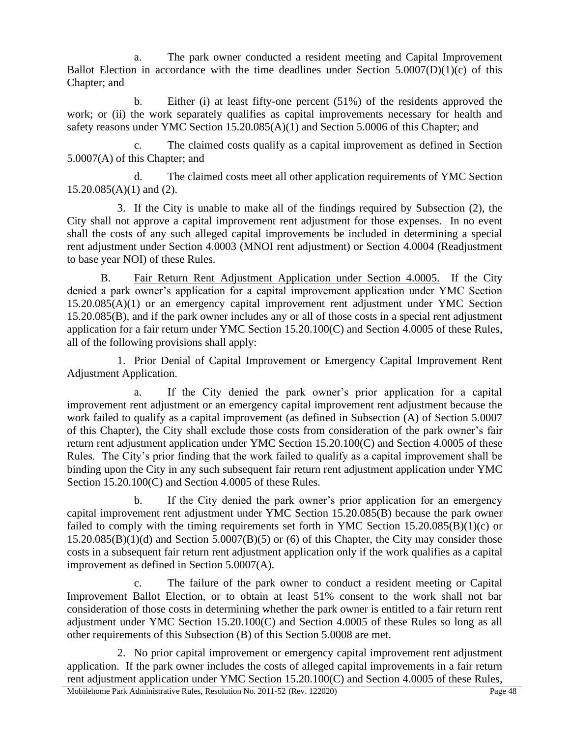a. The park owner conducted a resident meeting and Capital Improvement Ballot Election in accordance with the time deadlines under Section 5.0007(D)(1)(c) of this Chapter; and

b. Either (i) at least fifty-one percent (51%) of the residents approved the work; or (ii) the work separately qualifies as capital improvements necessary for health and safety reasons under YMC Section 15.20.085(A)(1) and Section 5.0006 of this Chapter; and

c. The claimed costs qualify as a capital improvement as defined in Section 5.0007(A) of this Chapter; and

d. The claimed costs meet all other application requirements of YMC Section 15.20.085(A)(1) and (2).

3. If the City is unable to make all of the findings required by Subsection (2), the City shall not approve a capital improvement rent adjustment for those expenses. In no event shall the costs of any such alleged capital improvements be included in determining a special rent adjustment under Section 4.0003 (MNOI rent adjustment) or Section 4.0004 (Readjustment to base year NOI) of these Rules.

B. Fair Return Rent Adjustment Application under Section 4.0005. If the City denied a park owner's application for a capital improvement application under YMC Section 15.20.085(A)(1) or an emergency capital improvement rent adjustment under YMC Section 15.20.085(B), and if the park owner includes any or all of those costs in a special rent adjustment application for a fair return under YMC Section 15.20.100(C) and Section 4.0005 of these Rules, all of the following provisions shall apply:

1. Prior Denial of Capital Improvement or Emergency Capital Improvement Rent Adjustment Application.

a. If the City denied the park owner's prior application for a capital improvement rent adjustment or an emergency capital improvement rent adjustment because the work failed to qualify as a capital improvement (as defined in Subsection (A) of Section 5.0007 of this Chapter), the City shall exclude those costs from consideration of the park owner's fair return rent adjustment application under YMC Section 15.20.100(C) and Section 4.0005 of these Rules. The City's prior finding that the work failed to qualify as a capital improvement shall be binding upon the City in any such subsequent fair return rent adjustment application under YMC Section 15.20.100(C) and Section 4.0005 of these Rules.

b. If the City denied the park owner's prior application for an emergency capital improvement rent adjustment under YMC Section 15.20.085(B) because the park owner failed to comply with the timing requirements set forth in YMC Section 15.20.085(B)(1)(c) or 15.20.085(B)(1)(d) and Section 5.0007(B)(5) or (6) of this Chapter, the City may consider those costs in a subsequent fair return rent adjustment application only if the work qualifies as a capital improvement as defined in Section 5.0007(A).

c. The failure of the park owner to conduct a resident meeting or Capital Improvement Ballot Election, or to obtain at least 51% consent to the work shall not bar consideration of those costs in determining whether the park owner is entitled to a fair return rent adjustment under YMC Section 15.20.100(C) and Section 4.0005 of these Rules so long as all other requirements of this Subsection (B) of this Section 5.0008 are met.

2. No prior capital improvement or emergency capital improvement rent adjustment application. If the park owner includes the costs of alleged capital improvements in a fair return rent adjustment application under YMC Section 15.20.100(C) and Section 4.0005 of these Rules,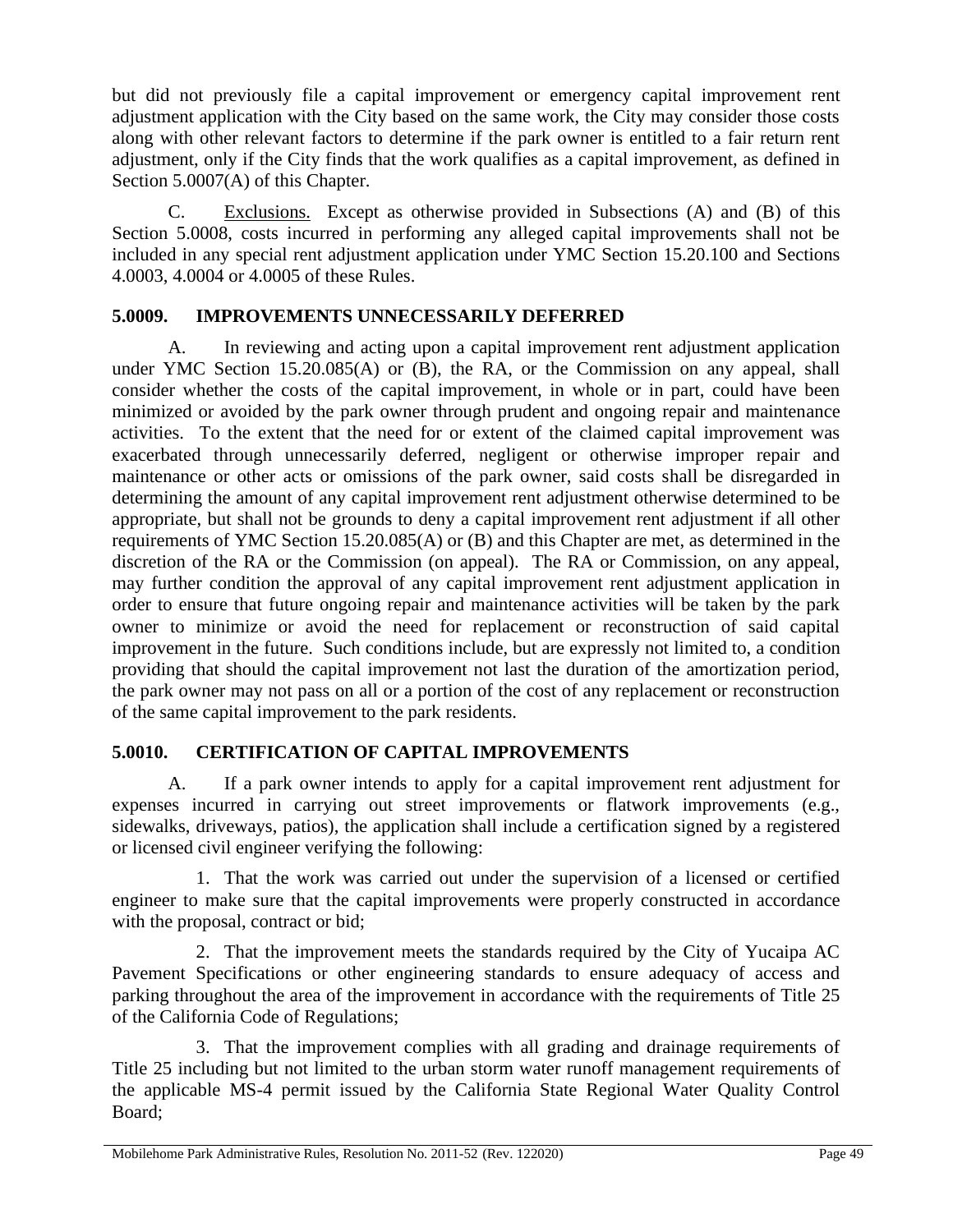but did not previously file a capital improvement or emergency capital improvement rent adjustment application with the City based on the same work, the City may consider those costs along with other relevant factors to determine if the park owner is entitled to a fair return rent adjustment, only if the City finds that the work qualifies as a capital improvement, as defined in Section 5.0007(A) of this Chapter.

C. Exclusions. Except as otherwise provided in Subsections (A) and (B) of this Section 5.0008, costs incurred in performing any alleged capital improvements shall not be included in any special rent adjustment application under YMC Section 15.20.100 and Sections 4.0003, 4.0004 or 4.0005 of these Rules.

## 5.0009. IMPROVEMENTS UNNECESSARILY DEFERRED

A. In reviewing and acting upon a capital improvement rent adjustment application under YMC Section 15.20.085(A) or (B), the RA, or the Commission on any appeal, shall consider whether the costs of the capital improvement, in whole or in part, could have been minimized or avoided by the park owner through prudent and ongoing repair and maintenance activities. To the extent that the need for or extent of the claimed capital improvement was exacerbated through unnecessarily deferred, negligent or otherwise improper repair and maintenance or other acts or omissions of the park owner, said costs shall be disregarded in determining the amount of any capital improvement rent adjustment otherwise determined to be appropriate, but shall not be grounds to deny a capital improvement rent adjustment if all other requirements of YMC Section 15.20.085(A) or (B) and this Chapter are met, as determined in the discretion of the RA or the Commission (on appeal). The RA or Commission, on any appeal, may further condition the approval of any capital improvement rent adjustment application in order to ensure that future ongoing repair and maintenance activities will be taken by the park owner to minimize or avoid the need for replacement or reconstruction of said capital improvement in the future. Such conditions include, but are expressly not limited to, a condition providing that should the capital improvement not last the duration of the amortization period, the park owner may not pass on all or a portion of the cost of any replacement or reconstruction of the same capital improvement to the park residents.

## 5.0010. CERTIFICATION OF CAPITAL IMPROVEMENTS

A. If a park owner intends to apply for a capital improvement rent adjustment for expenses incurred in carrying out street improvements or flatwork improvements (e.g., sidewalks, driveways, patios), the application shall include a certification signed by a registered or licensed civil engineer verifying the following:

1. That the work was carried out under the supervision of a licensed or certified engineer to make sure that the capital improvements were properly constructed in accordance with the proposal, contract or bid;

2. That the improvement meets the standards required by the City of Yucaipa AC Pavement Specifications or other engineering standards to ensure adequacy of access and parking throughout the area of the improvement in accordance with the requirements of Title 25 of the California Code of Regulations;

3. That the improvement complies with all grading and drainage requirements of Title 25 including but not limited to the urban storm water runoff management requirements of the applicable MS-4 permit issued by the California State Regional Water Quality Control Board;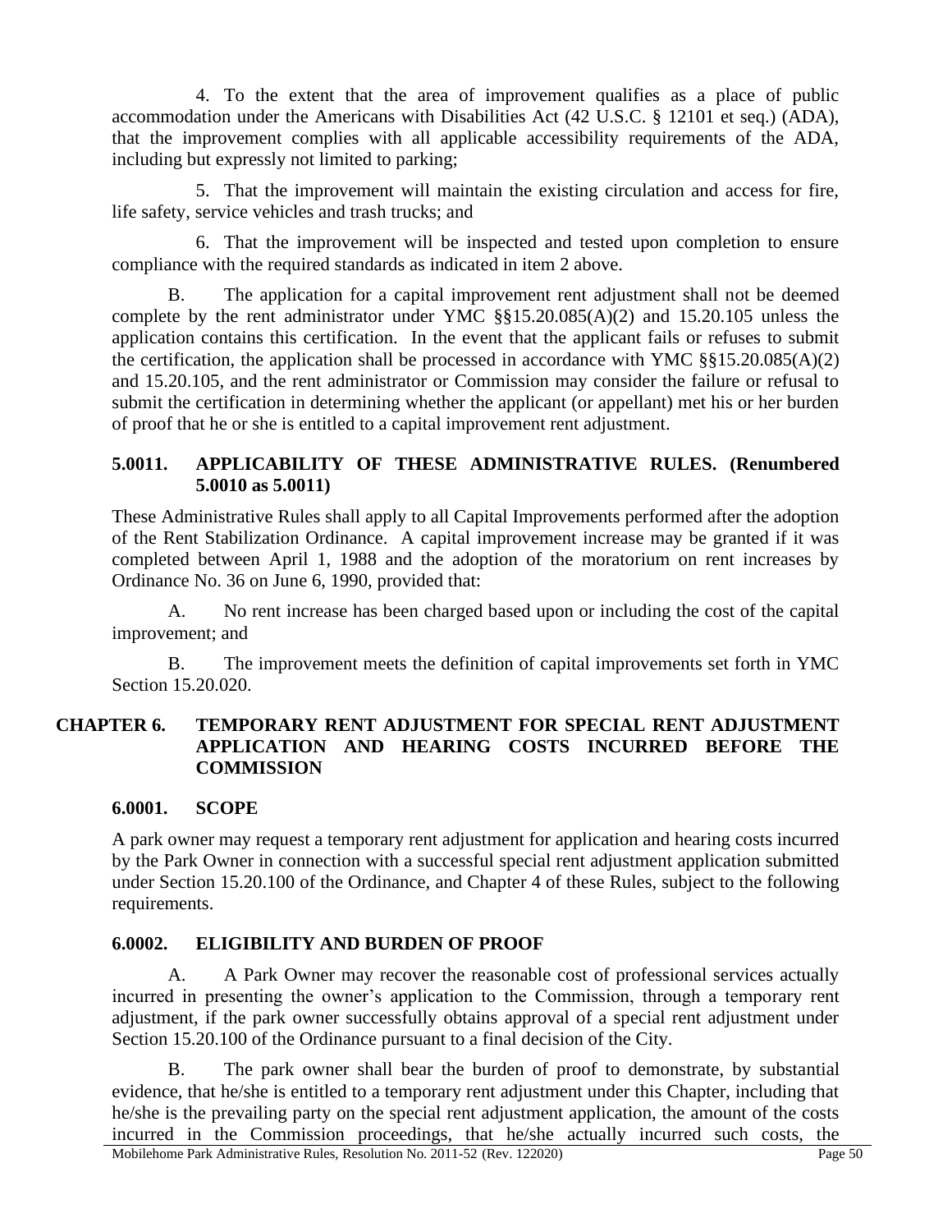4. To the extent that the area of improvement qualifies as a place of public accommodation under the Americans with Disabilities Act (42 U.S.C. § 12101 et seq.) (ADA), that the improvement complies with all applicable accessibility requirements of the ADA, including but expressly not limited to parking;

5. That the improvement will maintain the existing circulation and access for fire, life safety, service vehicles and trash trucks; and

6. That the improvement will be inspected and tested upon completion to ensure compliance with the required standards as indicated in item 2 above.

B. The application for a capital improvement rent adjustment shall not be deemed complete by the rent administrator under YMC §§15.20.085(A)(2) and 15.20.105 unless the application contains this certification. In the event that the applicant fails or refuses to submit the certification, the application shall be processed in accordance with YMC §§15.20.085(A)(2) and 15.20.105, and the rent administrator or Commission may consider the failure or refusal to submit the certification in determining whether the applicant (or appellant) met his or her burden of proof that he or she is entitled to a capital improvement rent adjustment.

### 5.0011. APPLICABILITY OF THESE ADMINISTRATIVE RULES. (Renumbered 5.0010 as 5.0011)

These Administrative Rules shall apply to all Capital Improvements performed after the adoption of the Rent Stabilization Ordinance. A capital improvement increase may be granted if it was completed between April 1, 1988 and the adoption of the moratorium on rent increases by Ordinance No. 36 on June 6, 1990, provided that:

A. No rent increase has been charged based upon or including the cost of the capital improvement; and

B. The improvement meets the definition of capital improvements set forth in YMC Section 15.20.020.

## CHAPTER 6. TEMPORARY RENT ADJUSTMENT FOR SPECIAL RENT ADJUSTMENT APPLICATION AND HEARING COSTS INCURRED BEFORE THE COMMISSION

### 6.0001. SCOPE

A park owner may request a temporary rent adjustment for application and hearing costs incurred by the Park Owner in connection with a successful special rent adjustment application submitted under Section 15.20.100 of the Ordinance, and Chapter 4 of these Rules, subject to the following requirements.

### 6.0002. ELIGIBILITY AND BURDEN OF PROOF

A. A Park Owner may recover the reasonable cost of professional services actually incurred in presenting the owner's application to the Commission, through a temporary rent adjustment, if the park owner successfully obtains approval of a special rent adjustment under Section 15.20.100 of the Ordinance pursuant to a final decision of the City.

B. The park owner shall bear the burden of proof to demonstrate, by substantial evidence, that he/she is entitled to a temporary rent adjustment under this Chapter, including that he/she is the prevailing party on the special rent adjustment application, the amount of the costs incurred in the Commission proceedings, that he/she actually incurred such costs, the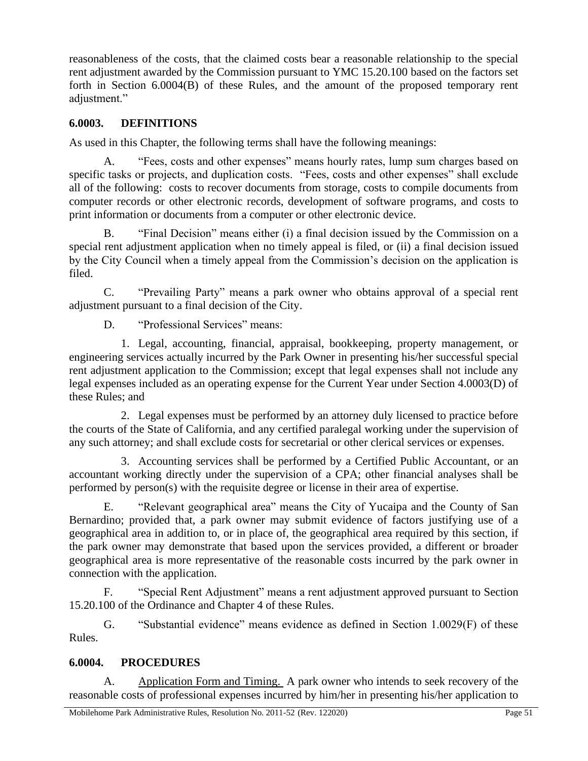reasonableness of the costs, that the claimed costs bear a reasonable relationship to the special rent adjustment awarded by the Commission pursuant to YMC 15.20.100 based on the factors set forth in Section 6.0004(B) of these Rules, and the amount of the proposed temporary rent adjustment."

## 6.0003. DEFINITIONS

As used in this Chapter, the following terms shall have the following meanings:

A. "Fees, costs and other expenses" means hourly rates, lump sum charges based on specific tasks or projects, and duplication costs. "Fees, costs and other expenses" shall exclude all of the following: costs to recover documents from storage, costs to compile documents from computer records or other electronic records, development of software programs, and costs to print information or documents from a computer or other electronic device.

B. "Final Decision" means either (i) a final decision issued by the Commission on a special rent adjustment application when no timely appeal is filed, or (ii) a final decision issued by the City Council when a timely appeal from the Commission's decision on the application is filed.

C. "Prevailing Party" means a park owner who obtains approval of a special rent adjustment pursuant to a final decision of the City.

D. "Professional Services" means:

1. Legal, accounting, financial, appraisal, bookkeeping, property management, or engineering services actually incurred by the Park Owner in presenting his/her successful special rent adjustment application to the Commission; except that legal expenses shall not include any legal expenses included as an operating expense for the Current Year under Section 4.0003(D) of these Rules; and

2. Legal expenses must be performed by an attorney duly licensed to practice before the courts of the State of California, and any certified paralegal working under the supervision of any such attorney; and shall exclude costs for secretarial or other clerical services or expenses.

3. Accounting services shall be performed by a Certified Public Accountant, or an accountant working directly under the supervision of a CPA; other financial analyses shall be performed by person(s) with the requisite degree or license in their area of expertise.

E. "Relevant geographical area" means the City of Yucaipa and the County of San Bernardino; provided that, a park owner may submit evidence of factors justifying use of a geographical area in addition to, or in place of, the geographical area required by this section, if the park owner may demonstrate that based upon the services provided, a different or broader geographical area is more representative of the reasonable costs incurred by the park owner in connection with the application.

F. "Special Rent Adjustment" means a rent adjustment approved pursuant to Section 15.20.100 of the Ordinance and Chapter 4 of these Rules.

G. "Substantial evidence" means evidence as defined in Section 1.0029(F) of these Rules.

## 6.0004. PROCEDURES

A. Application Form and Timing. A park owner who intends to seek recovery of the reasonable costs of professional expenses incurred by him/her in presenting his/her application to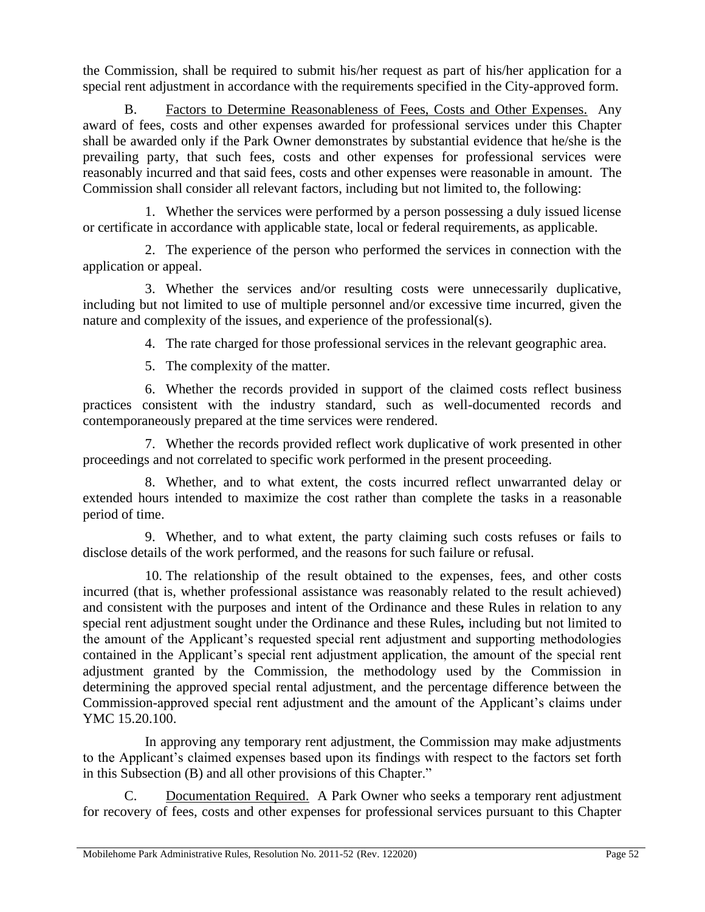the Commission, shall be required to submit his/her request as part of his/her application for a special rent adjustment in accordance with the requirements specified in the City-approved form.

B. Factors to Determine Reasonableness of Fees, Costs and Other Expenses. Any award of fees, costs and other expenses awarded for professional services under this Chapter shall be awarded only if the Park Owner demonstrates by substantial evidence that he/she is the prevailing party, that such fees, costs and other expenses for professional services were reasonably incurred and that said fees, costs and other expenses were reasonable in amount. The Commission shall consider all relevant factors, including but not limited to, the following:

1. Whether the services were performed by a person possessing a duly issued license or certificate in accordance with applicable state, local or federal requirements, as applicable.

2. The experience of the person who performed the services in connection with the application or appeal.

3. Whether the services and/or resulting costs were unnecessarily duplicative, including but not limited to use of multiple personnel and/or excessive time incurred, given the nature and complexity of the issues, and experience of the professional(s).

4. The rate charged for those professional services in the relevant geographic area.

5. The complexity of the matter.

6. Whether the records provided in support of the claimed costs reflect business practices consistent with the industry standard, such as well-documented records and contemporaneously prepared at the time services were rendered.

7. Whether the records provided reflect work duplicative of work presented in other proceedings and not correlated to specific work performed in the present proceeding.

8. Whether, and to what extent, the costs incurred reflect unwarranted delay or extended hours intended to maximize the cost rather than complete the tasks in a reasonable period of time.

9. Whether, and to what extent, the party claiming such costs refuses or fails to disclose details of the work performed, and the reasons for such failure or refusal.

10. The relationship of the result obtained to the expenses, fees, and other costs incurred (that is, whether professional assistance was reasonably related to the result achieved) and consistent with the purposes and intent of the Ordinance and these Rules in relation to any special rent adjustment sought under the Ordinance and these Rules**,** including but not limited to the amount of the Applicant's requested special rent adjustment and supporting methodologies contained in the Applicant's special rent adjustment application, the amount of the special rent adjustment granted by the Commission, the methodology used by the Commission in determining the approved special rental adjustment, and the percentage difference between the Commission-approved special rent adjustment and the amount of the Applicant's claims under YMC 15.20.100.

In approving any temporary rent adjustment, the Commission may make adjustments to the Applicant's claimed expenses based upon its findings with respect to the factors set forth in this Subsection (B) and all other provisions of this Chapter."

C. Documentation Required. A Park Owner who seeks a temporary rent adjustment for recovery of fees, costs and other expenses for professional services pursuant to this Chapter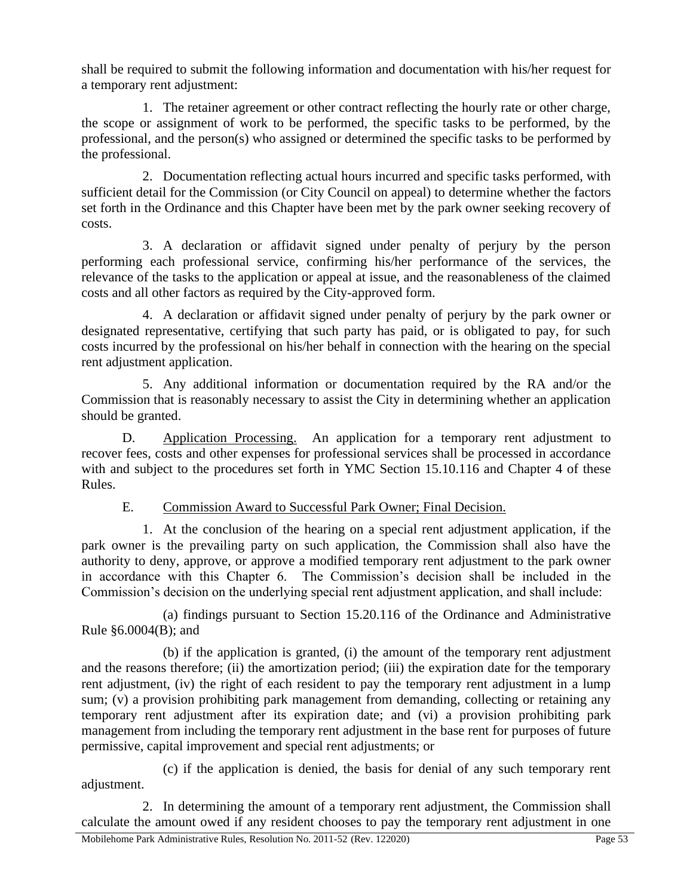shall be required to submit the following information and documentation with his/her request for a temporary rent adjustment:

1. The retainer agreement or other contract reflecting the hourly rate or other charge, the scope or assignment of work to be performed, the specific tasks to be performed, by the professional, and the person(s) who assigned or determined the specific tasks to be performed by the professional.

2. Documentation reflecting actual hours incurred and specific tasks performed, with sufficient detail for the Commission (or City Council on appeal) to determine whether the factors set forth in the Ordinance and this Chapter have been met by the park owner seeking recovery of costs.

3. A declaration or affidavit signed under penalty of perjury by the person performing each professional service, confirming his/her performance of the services, the relevance of the tasks to the application or appeal at issue, and the reasonableness of the claimed costs and all other factors as required by the City-approved form.

4. A declaration or affidavit signed under penalty of perjury by the park owner or designated representative, certifying that such party has paid, or is obligated to pay, for such costs incurred by the professional on his/her behalf in connection with the hearing on the special rent adjustment application.

5. Any additional information or documentation required by the RA and/or the Commission that is reasonably necessary to assist the City in determining whether an application should be granted.

D. Application Processing. An application for a temporary rent adjustment to recover fees, costs and other expenses for professional services shall be processed in accordance with and subject to the procedures set forth in YMC Section 15.10.116 and Chapter 4 of these Rules.

E. Commission Award to Successful Park Owner; Final Decision.

1. At the conclusion of the hearing on a special rent adjustment application, if the park owner is the prevailing party on such application, the Commission shall also have the authority to deny, approve, or approve a modified temporary rent adjustment to the park owner in accordance with this Chapter 6. The Commission's decision shall be included in the Commission's decision on the underlying special rent adjustment application, and shall include:

(a) findings pursuant to Section 15.20.116 of the Ordinance and Administrative Rule §6.0004(B); and

(b) if the application is granted, (i) the amount of the temporary rent adjustment and the reasons therefore; (ii) the amortization period; (iii) the expiration date for the temporary rent adjustment, (iv) the right of each resident to pay the temporary rent adjustment in a lump sum; (v) a provision prohibiting park management from demanding, collecting or retaining any temporary rent adjustment after its expiration date; and (vi) a provision prohibiting park management from including the temporary rent adjustment in the base rent for purposes of future permissive, capital improvement and special rent adjustments; or

(c) if the application is denied, the basis for denial of any such temporary rent adjustment.

2. In determining the amount of a temporary rent adjustment, the Commission shall calculate the amount owed if any resident chooses to pay the temporary rent adjustment in one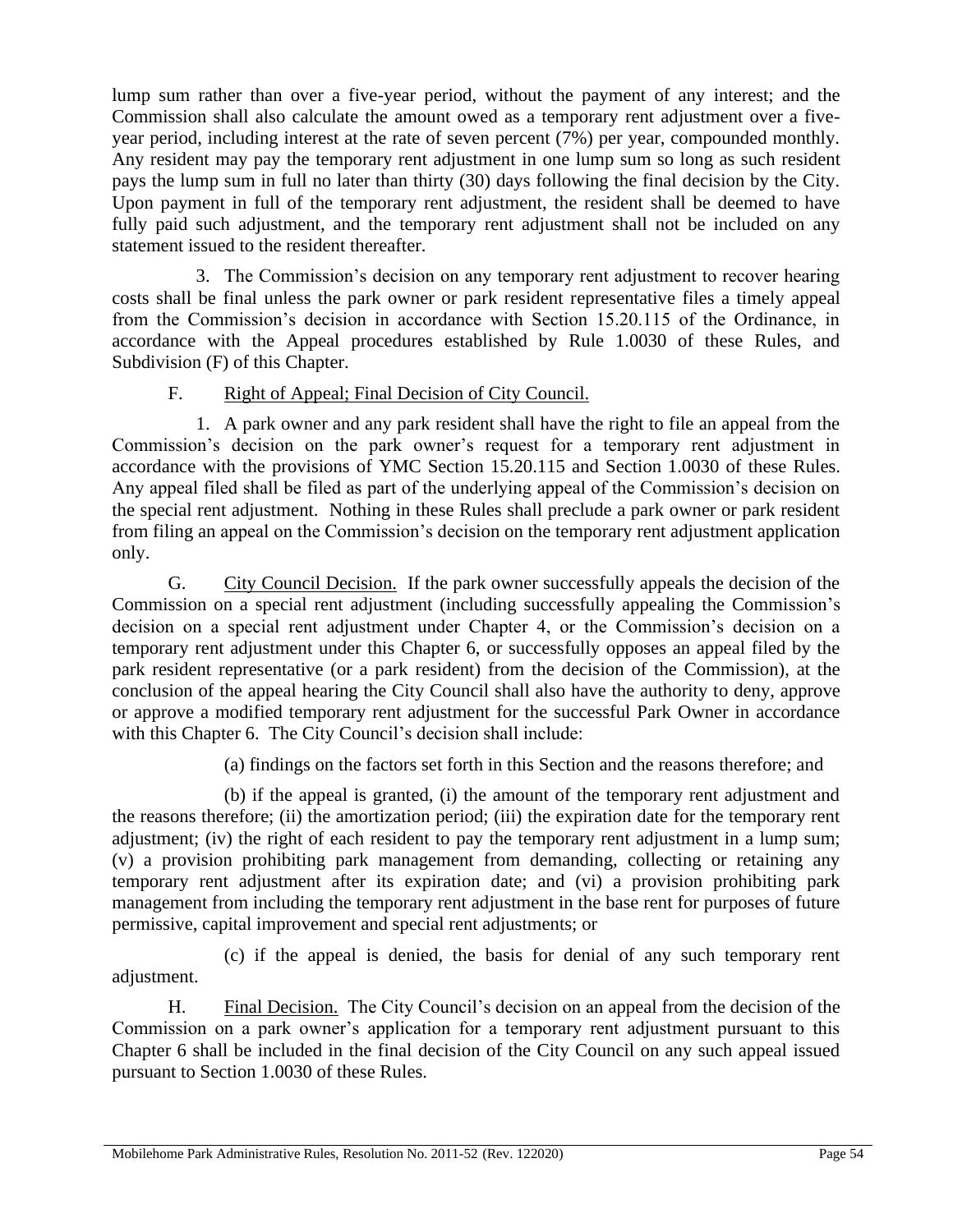lump sum rather than over a five-year period, without the payment of any interest; and the Commission shall also calculate the amount owed as a temporary rent adjustment over a five-year period, including interest at the rate of seven percent (7%) per year, compounded monthly. Any resident may pay the temporary rent adjustment in one lump sum so long as such resident pays the lump sum in full no later than thirty (30) days following the final decision by the City. Upon payment in full of the temporary rent adjustment, the resident shall be deemed to have fully paid such adjustment, and the temporary rent adjustment shall not be included on any statement issued to the resident thereafter.

3. The Commission's decision on any temporary rent adjustment to recover hearing costs shall be final unless the park owner or park resident representative files a timely appeal from the Commission's decision in accordance with Section 15.20.115 of the Ordinance, in accordance with the Appeal procedures established by Rule 1.0030 of these Rules, and Subdivision (F) of this Chapter.

F. Right of Appeal; Final Decision of City Council.

1. A park owner and any park resident shall have the right to file an appeal from the Commission's decision on the park owner's request for a temporary rent adjustment in accordance with the provisions of YMC Section 15.20.115 and Section 1.0030 of these Rules. Any appeal filed shall be filed as part of the underlying appeal of the Commission's decision on the special rent adjustment. Nothing in these Rules shall preclude a park owner or park resident from filing an appeal on the Commission's decision on the temporary rent adjustment application only.

G. City Council Decision. If the park owner successfully appeals the decision of the Commission on a special rent adjustment (including successfully appealing the Commission's decision on a special rent adjustment under Chapter 4, or the Commission's decision on a temporary rent adjustment under this Chapter 6, or successfully opposes an appeal filed by the park resident representative (or a park resident) from the decision of the Commission), at the conclusion of the appeal hearing the City Council shall also have the authority to deny, approve or approve a modified temporary rent adjustment for the successful Park Owner in accordance with this Chapter 6. The City Council's decision shall include:

(a) findings on the factors set forth in this Section and the reasons therefore; and

(b) if the appeal is granted, (i) the amount of the temporary rent adjustment and the reasons therefore; (ii) the amortization period; (iii) the expiration date for the temporary rent adjustment; (iv) the right of each resident to pay the temporary rent adjustment in a lump sum; (v) a provision prohibiting park management from demanding, collecting or retaining any temporary rent adjustment after its expiration date; and (vi) a provision prohibiting park management from including the temporary rent adjustment in the base rent for purposes of future permissive, capital improvement and special rent adjustments; or

(c) if the appeal is denied, the basis for denial of any such temporary rent adjustment.

H. Final Decision. The City Council's decision on an appeal from the decision of the Commission on a park owner's application for a temporary rent adjustment pursuant to this Chapter 6 shall be included in the final decision of the City Council on any such appeal issued pursuant to Section 1.0030 of these Rules.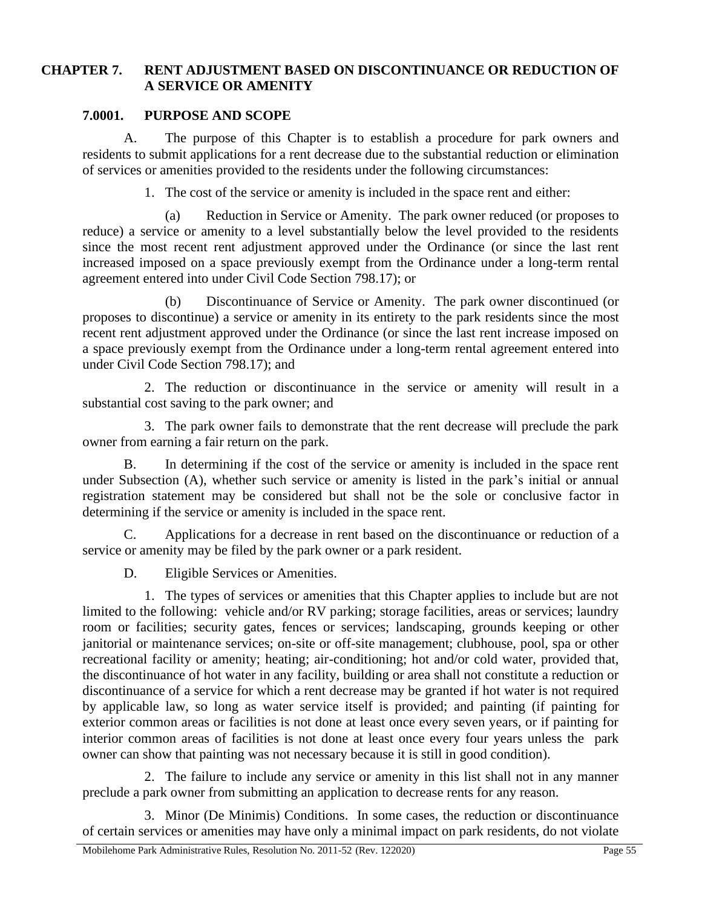# CHAPTER 7. RENT ADJUSTMENT BASED ON DISCONTINUANCE OR REDUCTION OF A SERVICE OR AMENITY

## 7.0001. PURPOSE AND SCOPE

A. The purpose of this Chapter is to establish a procedure for park owners and residents to submit applications for a rent decrease due to the substantial reduction or elimination of services or amenities provided to the residents under the following circumstances:

1. The cost of the service or amenity is included in the space rent and either:

(a) Reduction in Service or Amenity. The park owner reduced (or proposes to reduce) a service or amenity to a level substantially below the level provided to the residents since the most recent rent adjustment approved under the Ordinance (or since the last rent increased imposed on a space previously exempt from the Ordinance under a long-term rental agreement entered into under Civil Code Section 798.17); or

(b) Discontinuance of Service or Amenity. The park owner discontinued (or proposes to discontinue) a service or amenity in its entirety to the park residents since the most recent rent adjustment approved under the Ordinance (or since the last rent increase imposed on a space previously exempt from the Ordinance under a long-term rental agreement entered into under Civil Code Section 798.17); and

2. The reduction or discontinuance in the service or amenity will result in a substantial cost saving to the park owner; and

3. The park owner fails to demonstrate that the rent decrease will preclude the park owner from earning a fair return on the park.

B. In determining if the cost of the service or amenity is included in the space rent under Subsection (A), whether such service or amenity is listed in the park's initial or annual registration statement may be considered but shall not be the sole or conclusive factor in determining if the service or amenity is included in the space rent.

C. Applications for a decrease in rent based on the discontinuance or reduction of a service or amenity may be filed by the park owner or a park resident.

D. Eligible Services or Amenities.

1. The types of services or amenities that this Chapter applies to include but are not limited to the following: vehicle and/or RV parking; storage facilities, areas or services; laundry room or facilities; security gates, fences or services; landscaping, grounds keeping or other janitorial or maintenance services; on-site or off-site management; clubhouse, pool, spa or other recreational facility or amenity; heating; air-conditioning; hot and/or cold water, provided that, the discontinuance of hot water in any facility, building or area shall not constitute a reduction or discontinuance of a service for which a rent decrease may be granted if hot water is not required by applicable law, so long as water service itself is provided; and painting (if painting for exterior common areas or facilities is not done at least once every seven years, or if painting for interior common areas of facilities is not done at least once every four years unless the park owner can show that painting was not necessary because it is still in good condition).

2. The failure to include any service or amenity in this list shall not in any manner preclude a park owner from submitting an application to decrease rents for any reason.

3. Minor (De Minimis) Conditions. In some cases, the reduction or discontinuance of certain services or amenities may have only a minimal impact on park residents, do not violate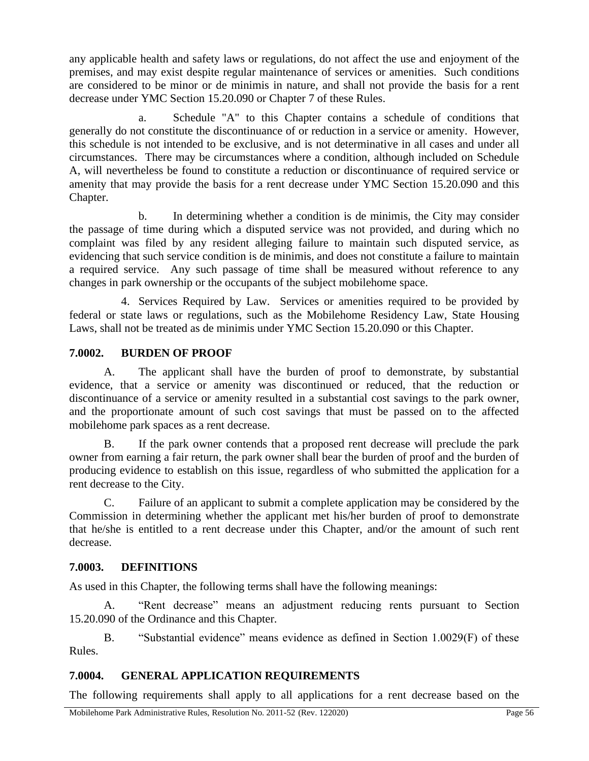any applicable health and safety laws or regulations, do not affect the use and enjoyment of the premises, and may exist despite regular maintenance of services or amenities. Such conditions are considered to be minor or de minimis in nature, and shall not provide the basis for a rent decrease under YMC Section 15.20.090 or Chapter 7 of these Rules.

a. Schedule "A" to this Chapter contains a schedule of conditions that generally do not constitute the discontinuance of or reduction in a service or amenity. However, this schedule is not intended to be exclusive, and is not determinative in all cases and under all circumstances. There may be circumstances where a condition, although included on Schedule A, will nevertheless be found to constitute a reduction or discontinuance of required service or amenity that may provide the basis for a rent decrease under YMC Section 15.20.090 and this Chapter.

b. In determining whether a condition is de minimis, the City may consider the passage of time during which a disputed service was not provided, and during which no complaint was filed by any resident alleging failure to maintain such disputed service, as evidencing that such service condition is de minimis, and does not constitute a failure to maintain a required service. Any such passage of time shall be measured without reference to any changes in park ownership or the occupants of the subject mobilehome space.

4. Services Required by Law. Services or amenities required to be provided by federal or state laws or regulations, such as the Mobilehome Residency Law, State Housing Laws, shall not be treated as de minimis under YMC Section 15.20.090 or this Chapter.

### 7.0002. BURDEN OF PROOF

A. The applicant shall have the burden of proof to demonstrate, by substantial evidence, that a service or amenity was discontinued or reduced, that the reduction or discontinuance of a service or amenity resulted in a substantial cost savings to the park owner, and the proportionate amount of such cost savings that must be passed on to the affected mobilehome park spaces as a rent decrease.

B. If the park owner contends that a proposed rent decrease will preclude the park owner from earning a fair return, the park owner shall bear the burden of proof and the burden of producing evidence to establish on this issue, regardless of who submitted the application for a rent decrease to the City.

C. Failure of an applicant to submit a complete application may be considered by the Commission in determining whether the applicant met his/her burden of proof to demonstrate that he/she is entitled to a rent decrease under this Chapter, and/or the amount of such rent decrease.

### 7.0003. DEFINITIONS

As used in this Chapter, the following terms shall have the following meanings:

A. "Rent decrease" means an adjustment reducing rents pursuant to Section 15.20.090 of the Ordinance and this Chapter.

B. "Substantial evidence" means evidence as defined in Section 1.0029(F) of these Rules.

### 7.0004. GENERAL APPLICATION REQUIREMENTS

The following requirements shall apply to all applications for a rent decrease based on the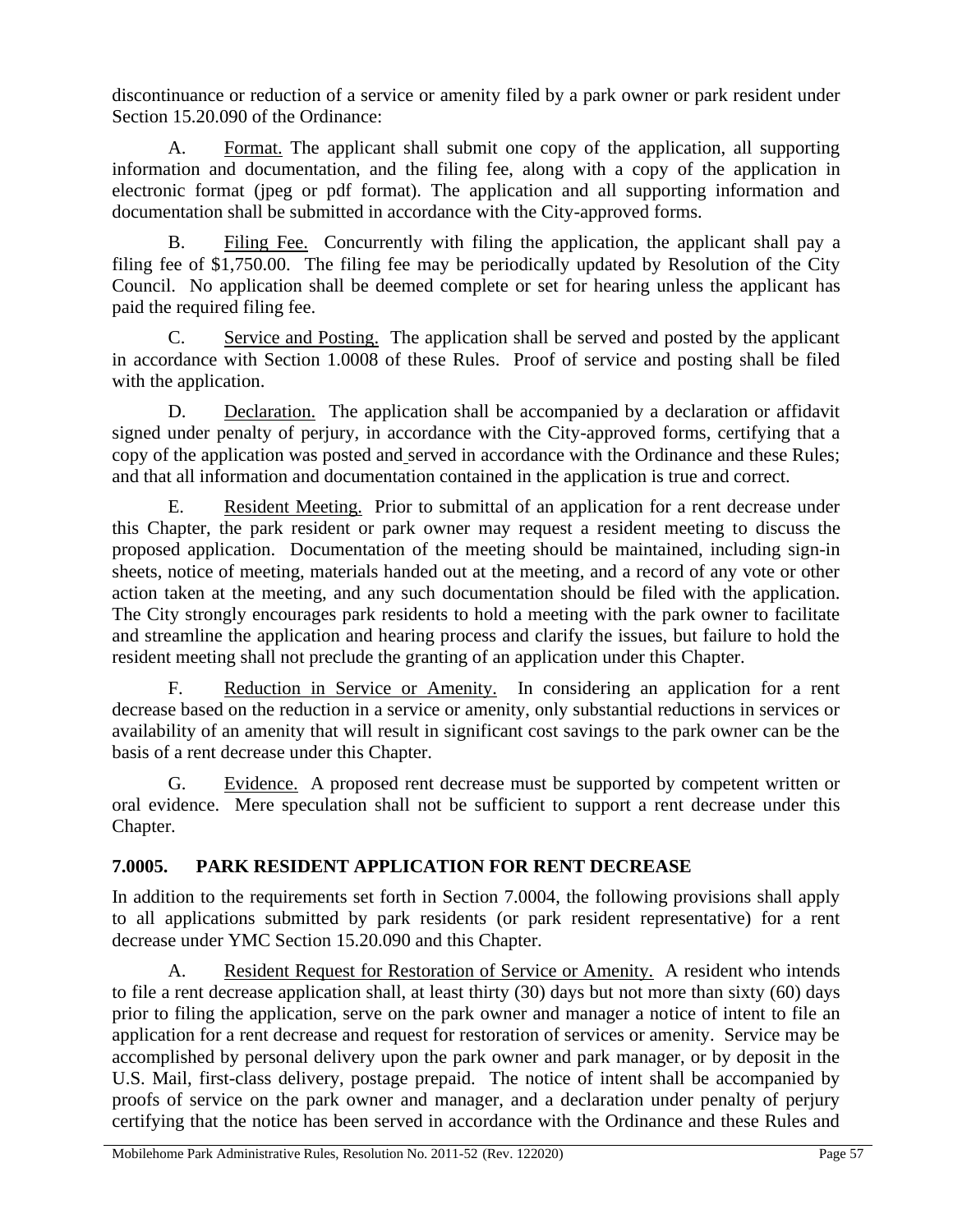discontinuance or reduction of a service or amenity filed by a park owner or park resident under Section 15.20.090 of the Ordinance:

A. Format. The applicant shall submit one copy of the application, all supporting information and documentation, and the filing fee, along with a copy of the application in electronic format (jpeg or pdf format). The application and all supporting information and documentation shall be submitted in accordance with the City-approved forms.

B. Filing Fee. Concurrently with filing the application, the applicant shall pay a filing fee of $1,750.00. The filing fee may be periodically updated by Resolution of the City Council. No application shall be deemed complete or set for hearing unless the applicant has paid the required filing fee.

C. Service and Posting. The application shall be served and posted by the applicant in accordance with Section 1.0008 of these Rules. Proof of service and posting shall be filed with the application.

D. Declaration. The application shall be accompanied by a declaration or affidavit signed under penalty of perjury, in accordance with the City-approved forms, certifying that a copy of the application was posted and served in accordance with the Ordinance and these Rules; and that all information and documentation contained in the application is true and correct.

E. Resident Meeting. Prior to submittal of an application for a rent decrease under this Chapter, the park resident or park owner may request a resident meeting to discuss the proposed application. Documentation of the meeting should be maintained, including sign-in sheets, notice of meeting, materials handed out at the meeting, and a record of any vote or other action taken at the meeting, and any such documentation should be filed with the application. The City strongly encourages park residents to hold a meeting with the park owner to facilitate and streamline the application and hearing process and clarify the issues, but failure to hold the resident meeting shall not preclude the granting of an application under this Chapter.

F. Reduction in Service or Amenity. In considering an application for a rent decrease based on the reduction in a service or amenity, only substantial reductions in services or availability of an amenity that will result in significant cost savings to the park owner can be the basis of a rent decrease under this Chapter.

G. Evidence. A proposed rent decrease must be supported by competent written or oral evidence. Mere speculation shall not be sufficient to support a rent decrease under this Chapter.

### 7.0005. PARK RESIDENT APPLICATION FOR RENT DECREASE

In addition to the requirements set forth in Section 7.0004, the following provisions shall apply to all applications submitted by park residents (or park resident representative) for a rent decrease under YMC Section 15.20.090 and this Chapter.

A. Resident Request for Restoration of Service or Amenity. A resident who intends to file a rent decrease application shall, at least thirty (30) days but not more than sixty (60) days prior to filing the application, serve on the park owner and manager a notice of intent to file an application for a rent decrease and request for restoration of services or amenity. Service may be accomplished by personal delivery upon the park owner and park manager, or by deposit in the U.S. Mail, first-class delivery, postage prepaid. The notice of intent shall be accompanied by proofs of service on the park owner and manager, and a declaration under penalty of perjury certifying that the notice has been served in accordance with the Ordinance and these Rules and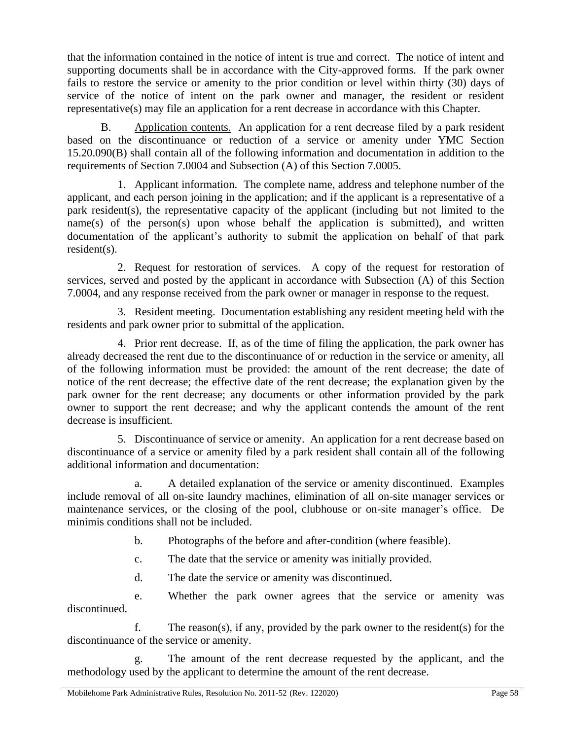that the information contained in the notice of intent is true and correct. The notice of intent and supporting documents shall be in accordance with the City-approved forms. If the park owner fails to restore the service or amenity to the prior condition or level within thirty (30) days of service of the notice of intent on the park owner and manager, the resident or resident representative(s) may file an application for a rent decrease in accordance with this Chapter.

B. Application contents. An application for a rent decrease filed by a park resident based on the discontinuance or reduction of a service or amenity under YMC Section 15.20.090(B) shall contain all of the following information and documentation in addition to the requirements of Section 7.0004 and Subsection (A) of this Section 7.0005.

1. Applicant information. The complete name, address and telephone number of the applicant, and each person joining in the application; and if the applicant is a representative of a park resident(s), the representative capacity of the applicant (including but not limited to the name(s) of the person(s) upon whose behalf the application is submitted), and written documentation of the applicant's authority to submit the application on behalf of that park resident(s).

2. Request for restoration of services. A copy of the request for restoration of services, served and posted by the applicant in accordance with Subsection (A) of this Section 7.0004, and any response received from the park owner or manager in response to the request.

3. Resident meeting. Documentation establishing any resident meeting held with the residents and park owner prior to submittal of the application.

4. Prior rent decrease. If, as of the time of filing the application, the park owner has already decreased the rent due to the discontinuance of or reduction in the service or amenity, all of the following information must be provided: the amount of the rent decrease; the date of notice of the rent decrease; the effective date of the rent decrease; the explanation given by the park owner for the rent decrease; any documents or other information provided by the park owner to support the rent decrease; and why the applicant contends the amount of the rent decrease is insufficient.

5. Discontinuance of service or amenity. An application for a rent decrease based on discontinuance of a service or amenity filed by a park resident shall contain all of the following additional information and documentation:

a. A detailed explanation of the service or amenity discontinued. Examples include removal of all on-site laundry machines, elimination of all on-site manager services or maintenance services, or the closing of the pool, clubhouse or on-site manager's office. De minimis conditions shall not be included.

b. Photographs of the before and after-condition (where feasible).

c. The date that the service or amenity was initially provided.

d. The date the service or amenity was discontinued.

e. Whether the park owner agrees that the service or amenity was discontinued.

f. The reason(s), if any, provided by the park owner to the resident(s) for the discontinuance of the service or amenity.

g. The amount of the rent decrease requested by the applicant, and the methodology used by the applicant to determine the amount of the rent decrease.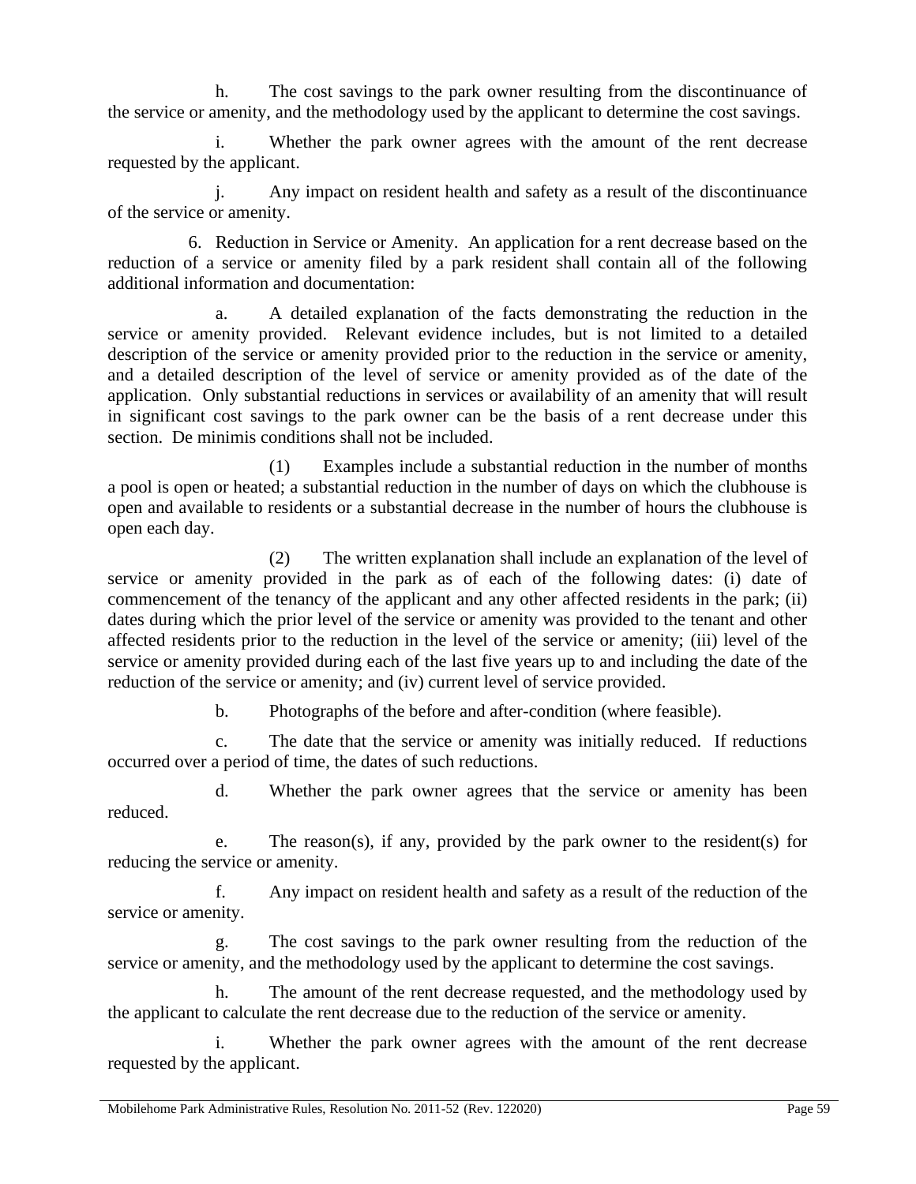h. The cost savings to the park owner resulting from the discontinuance of the service or amenity, and the methodology used by the applicant to determine the cost savings.

i. Whether the park owner agrees with the amount of the rent decrease requested by the applicant.

j. Any impact on resident health and safety as a result of the discontinuance of the service or amenity.

6. Reduction in Service or Amenity. An application for a rent decrease based on the reduction of a service or amenity filed by a park resident shall contain all of the following additional information and documentation:

a. A detailed explanation of the facts demonstrating the reduction in the service or amenity provided. Relevant evidence includes, but is not limited to a detailed description of the service or amenity provided prior to the reduction in the service or amenity, and a detailed description of the level of service or amenity provided as of the date of the application. Only substantial reductions in services or availability of an amenity that will result in significant cost savings to the park owner can be the basis of a rent decrease under this section. De minimis conditions shall not be included.

(1) Examples include a substantial reduction in the number of months a pool is open or heated; a substantial reduction in the number of days on which the clubhouse is open and available to residents or a substantial decrease in the number of hours the clubhouse is open each day.

(2) The written explanation shall include an explanation of the level of service or amenity provided in the park as of each of the following dates: (i) date of commencement of the tenancy of the applicant and any other affected residents in the park; (ii) dates during which the prior level of the service or amenity was provided to the tenant and other affected residents prior to the reduction in the level of the service or amenity; (iii) level of the service or amenity provided during each of the last five years up to and including the date of the reduction of the service or amenity; and (iv) current level of service provided.

b. Photographs of the before and after-condition (where feasible).

c. The date that the service or amenity was initially reduced. If reductions occurred over a period of time, the dates of such reductions.

d. Whether the park owner agrees that the service or amenity has been reduced.

e. The reason(s), if any, provided by the park owner to the resident(s) for reducing the service or amenity.

f. Any impact on resident health and safety as a result of the reduction of the service or amenity.

g. The cost savings to the park owner resulting from the reduction of the service or amenity, and the methodology used by the applicant to determine the cost savings.

h. The amount of the rent decrease requested, and the methodology used by the applicant to calculate the rent decrease due to the reduction of the service or amenity.

i. Whether the park owner agrees with the amount of the rent decrease requested by the applicant.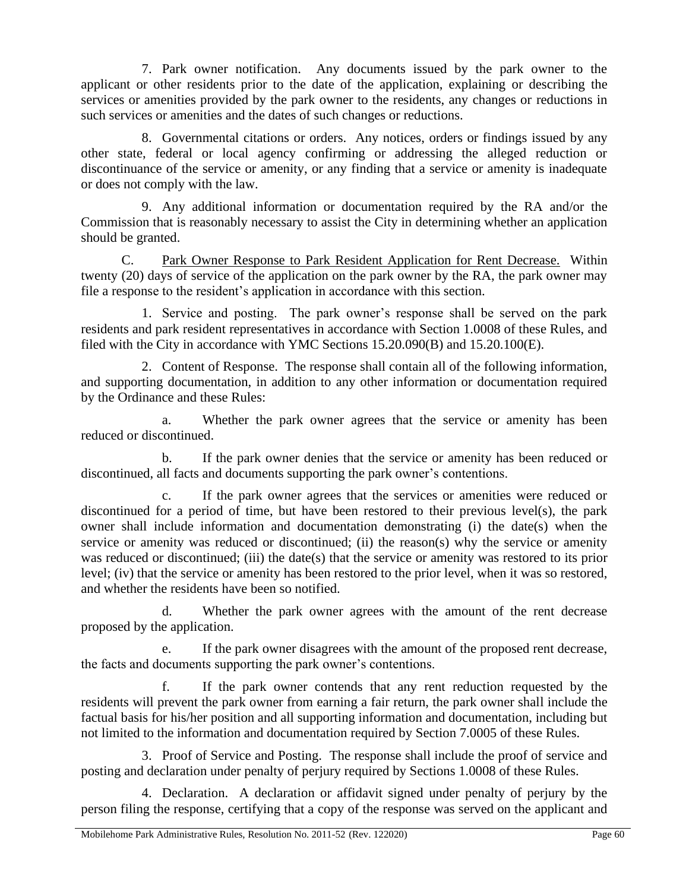7. Park owner notification. Any documents issued by the park owner to the applicant or other residents prior to the date of the application, explaining or describing the services or amenities provided by the park owner to the residents, any changes or reductions in such services or amenities and the dates of such changes or reductions.

8. Governmental citations or orders. Any notices, orders or findings issued by any other state, federal or local agency confirming or addressing the alleged reduction or discontinuance of the service or amenity, or any finding that a service or amenity is inadequate or does not comply with the law.

9. Any additional information or documentation required by the RA and/or the Commission that is reasonably necessary to assist the City in determining whether an application should be granted.

C. Park Owner Response to Park Resident Application for Rent Decrease. Within twenty (20) days of service of the application on the park owner by the RA, the park owner may file a response to the resident's application in accordance with this section.

1. Service and posting. The park owner's response shall be served on the park residents and park resident representatives in accordance with Section 1.0008 of these Rules, and filed with the City in accordance with YMC Sections 15.20.090(B) and 15.20.100(E).

2. Content of Response. The response shall contain all of the following information, and supporting documentation, in addition to any other information or documentation required by the Ordinance and these Rules:

a. Whether the park owner agrees that the service or amenity has been reduced or discontinued.

b. If the park owner denies that the service or amenity has been reduced or discontinued, all facts and documents supporting the park owner's contentions.

c. If the park owner agrees that the services or amenities were reduced or discontinued for a period of time, but have been restored to their previous level(s), the park owner shall include information and documentation demonstrating (i) the date(s) when the service or amenity was reduced or discontinued; (ii) the reason(s) why the service or amenity was reduced or discontinued; (iii) the date(s) that the service or amenity was restored to its prior level; (iv) that the service or amenity has been restored to the prior level, when it was so restored, and whether the residents have been so notified.

d. Whether the park owner agrees with the amount of the rent decrease proposed by the application.

e. If the park owner disagrees with the amount of the proposed rent decrease, the facts and documents supporting the park owner's contentions.

f. If the park owner contends that any rent reduction requested by the residents will prevent the park owner from earning a fair return, the park owner shall include the factual basis for his/her position and all supporting information and documentation, including but not limited to the information and documentation required by Section 7.0005 of these Rules.

3. Proof of Service and Posting. The response shall include the proof of service and posting and declaration under penalty of perjury required by Sections 1.0008 of these Rules.

4. Declaration. A declaration or affidavit signed under penalty of perjury by the person filing the response, certifying that a copy of the response was served on the applicant and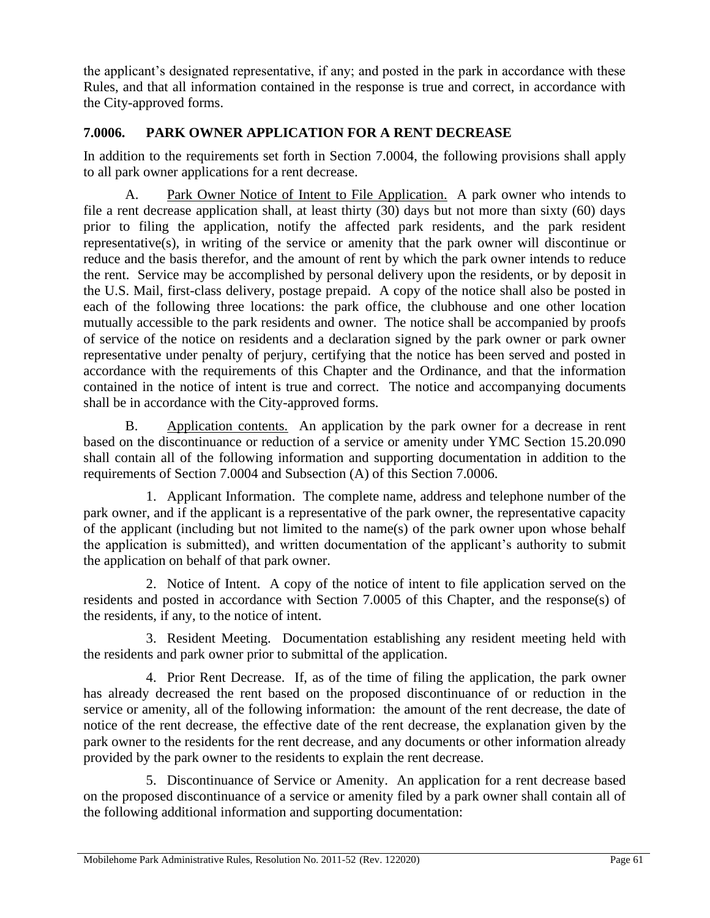the applicant's designated representative, if any; and posted in the park in accordance with these Rules, and that all information contained in the response is true and correct, in accordance with the City-approved forms.

## 7.0006. PARK OWNER APPLICATION FOR A RENT DECREASE

In addition to the requirements set forth in Section 7.0004, the following provisions shall apply to all park owner applications for a rent decrease.

A. Park Owner Notice of Intent to File Application. A park owner who intends to file a rent decrease application shall, at least thirty (30) days but not more than sixty (60) days prior to filing the application, notify the affected park residents, and the park resident representative(s), in writing of the service or amenity that the park owner will discontinue or reduce and the basis therefor, and the amount of rent by which the park owner intends to reduce the rent. Service may be accomplished by personal delivery upon the residents, or by deposit in the U.S. Mail, first-class delivery, postage prepaid. A copy of the notice shall also be posted in each of the following three locations: the park office, the clubhouse and one other location mutually accessible to the park residents and owner. The notice shall be accompanied by proofs of service of the notice on residents and a declaration signed by the park owner or park owner representative under penalty of perjury, certifying that the notice has been served and posted in accordance with the requirements of this Chapter and the Ordinance, and that the information contained in the notice of intent is true and correct. The notice and accompanying documents shall be in accordance with the City-approved forms.

B. Application contents. An application by the park owner for a decrease in rent based on the discontinuance or reduction of a service or amenity under YMC Section 15.20.090 shall contain all of the following information and supporting documentation in addition to the requirements of Section 7.0004 and Subsection (A) of this Section 7.0006.

1. Applicant Information. The complete name, address and telephone number of the park owner, and if the applicant is a representative of the park owner, the representative capacity of the applicant (including but not limited to the name(s) of the park owner upon whose behalf the application is submitted), and written documentation of the applicant's authority to submit the application on behalf of that park owner.

2. Notice of Intent. A copy of the notice of intent to file application served on the residents and posted in accordance with Section 7.0005 of this Chapter, and the response(s) of the residents, if any, to the notice of intent.

3. Resident Meeting. Documentation establishing any resident meeting held with the residents and park owner prior to submittal of the application.

4. Prior Rent Decrease. If, as of the time of filing the application, the park owner has already decreased the rent based on the proposed discontinuance of or reduction in the service or amenity, all of the following information: the amount of the rent decrease, the date of notice of the rent decrease, the effective date of the rent decrease, the explanation given by the park owner to the residents for the rent decrease, and any documents or other information already provided by the park owner to the residents to explain the rent decrease.

5. Discontinuance of Service or Amenity. An application for a rent decrease based on the proposed discontinuance of a service or amenity filed by a park owner shall contain all of the following additional information and supporting documentation: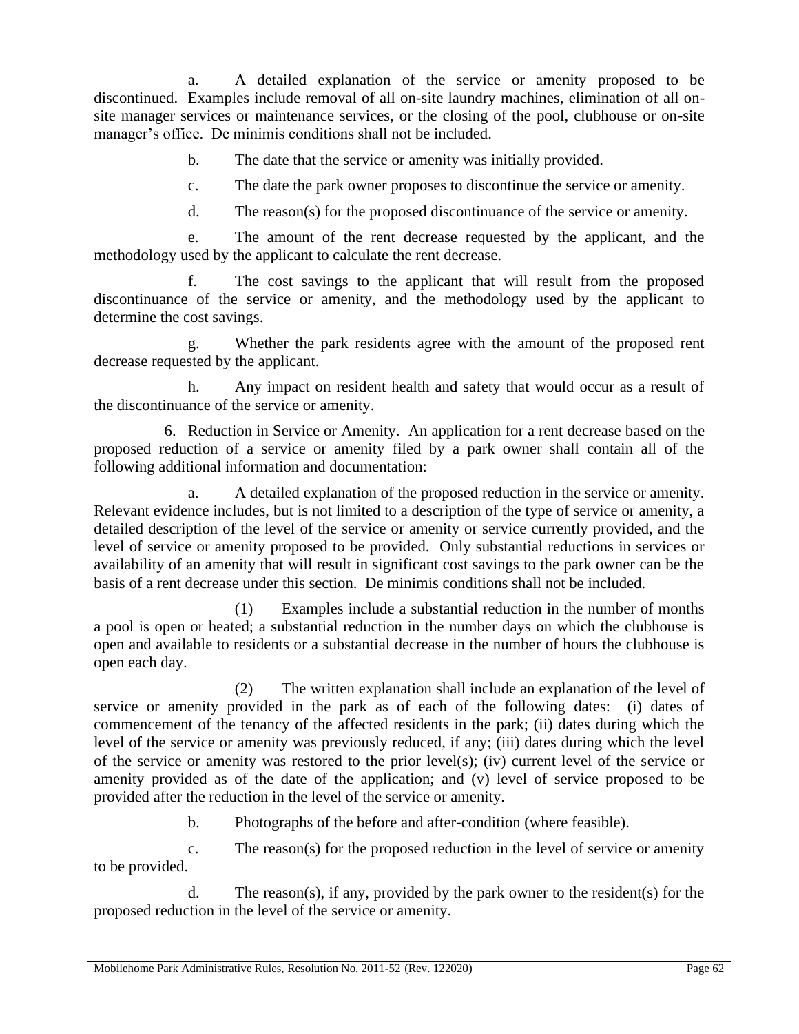a. A detailed explanation of the service or amenity proposed to be discontinued. Examples include removal of all on-site laundry machines, elimination of all on-site manager services or maintenance services, or the closing of the pool, clubhouse or on-site manager's office. De minimis conditions shall not be included.

b. The date that the service or amenity was initially provided.

c. The date the park owner proposes to discontinue the service or amenity.

d. The reason(s) for the proposed discontinuance of the service or amenity.

e. The amount of the rent decrease requested by the applicant, and the methodology used by the applicant to calculate the rent decrease.

f. The cost savings to the applicant that will result from the proposed discontinuance of the service or amenity, and the methodology used by the applicant to determine the cost savings.

g. Whether the park residents agree with the amount of the proposed rent decrease requested by the applicant.

h. Any impact on resident health and safety that would occur as a result of the discontinuance of the service or amenity.

6. Reduction in Service or Amenity. An application for a rent decrease based on the proposed reduction of a service or amenity filed by a park owner shall contain all of the following additional information and documentation:

a. A detailed explanation of the proposed reduction in the service or amenity. Relevant evidence includes, but is not limited to a description of the type of service or amenity, a detailed description of the level of the service or amenity or service currently provided, and the level of service or amenity proposed to be provided. Only substantial reductions in services or availability of an amenity that will result in significant cost savings to the park owner can be the basis of a rent decrease under this section. De minimis conditions shall not be included.

(1) Examples include a substantial reduction in the number of months a pool is open or heated; a substantial reduction in the number days on which the clubhouse is open and available to residents or a substantial decrease in the number of hours the clubhouse is open each day.

(2) The written explanation shall include an explanation of the level of service or amenity provided in the park as of each of the following dates: (i) dates of commencement of the tenancy of the affected residents in the park; (ii) dates during which the level of the service or amenity was previously reduced, if any; (iii) dates during which the level of the service or amenity was restored to the prior level(s); (iv) current level of the service or amenity provided as of the date of the application; and (v) level of service proposed to be provided after the reduction in the level of the service or amenity.

b. Photographs of the before and after-condition (where feasible).

c. The reason(s) for the proposed reduction in the level of service or amenity to be provided.

d. The reason(s), if any, provided by the park owner to the resident(s) for the proposed reduction in the level of the service or amenity.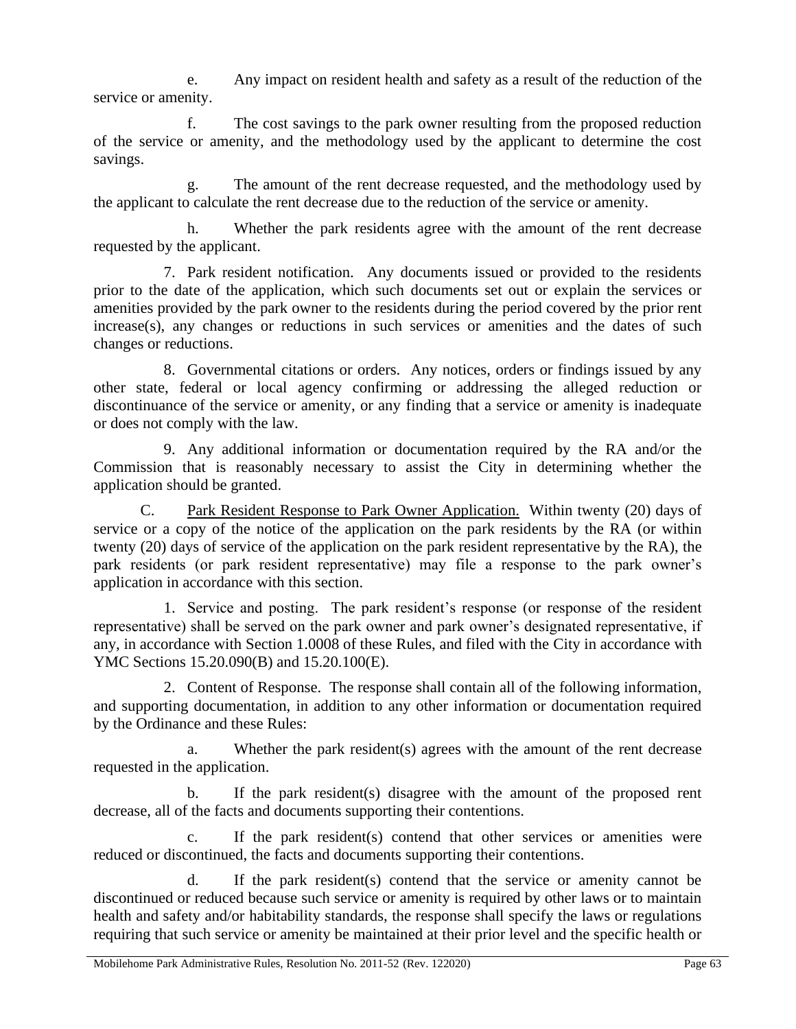e. Any impact on resident health and safety as a result of the reduction of the service or amenity.

f. The cost savings to the park owner resulting from the proposed reduction of the service or amenity, and the methodology used by the applicant to determine the cost savings.

g. The amount of the rent decrease requested, and the methodology used by the applicant to calculate the rent decrease due to the reduction of the service or amenity.

h. Whether the park residents agree with the amount of the rent decrease requested by the applicant.

7. Park resident notification. Any documents issued or provided to the residents prior to the date of the application, which such documents set out or explain the services or amenities provided by the park owner to the residents during the period covered by the prior rent increase(s), any changes or reductions in such services or amenities and the dates of such changes or reductions.

8. Governmental citations or orders. Any notices, orders or findings issued by any other state, federal or local agency confirming or addressing the alleged reduction or discontinuance of the service or amenity, or any finding that a service or amenity is inadequate or does not comply with the law.

9. Any additional information or documentation required by the RA and/or the Commission that is reasonably necessary to assist the City in determining whether the application should be granted.

C. <u>Park Resident Response to Park Owner Application.</u> Within twenty (20) days of service or a copy of the notice of the application on the park residents by the RA (or within twenty (20) days of service of the application on the park resident representative by the RA), the park residents (or park resident representative) may file a response to the park owner's application in accordance with this section.

1. Service and posting. The park resident's response (or response of the resident representative) shall be served on the park owner and park owner's designated representative, if any, in accordance with Section 1.0008 of these Rules, and filed with the City in accordance with YMC Sections 15.20.090(B) and 15.20.100(E).

2. Content of Response. The response shall contain all of the following information, and supporting documentation, in addition to any other information or documentation required by the Ordinance and these Rules:

a. Whether the park resident(s) agrees with the amount of the rent decrease requested in the application.

b. If the park resident(s) disagree with the amount of the proposed rent decrease, all of the facts and documents supporting their contentions.

c. If the park resident(s) contend that other services or amenities were reduced or discontinued, the facts and documents supporting their contentions.

d. If the park resident(s) contend that the service or amenity cannot be discontinued or reduced because such service or amenity is required by other laws or to maintain health and safety and/or habitability standards, the response shall specify the laws or regulations requiring that such service or amenity be maintained at their prior level and the specific health or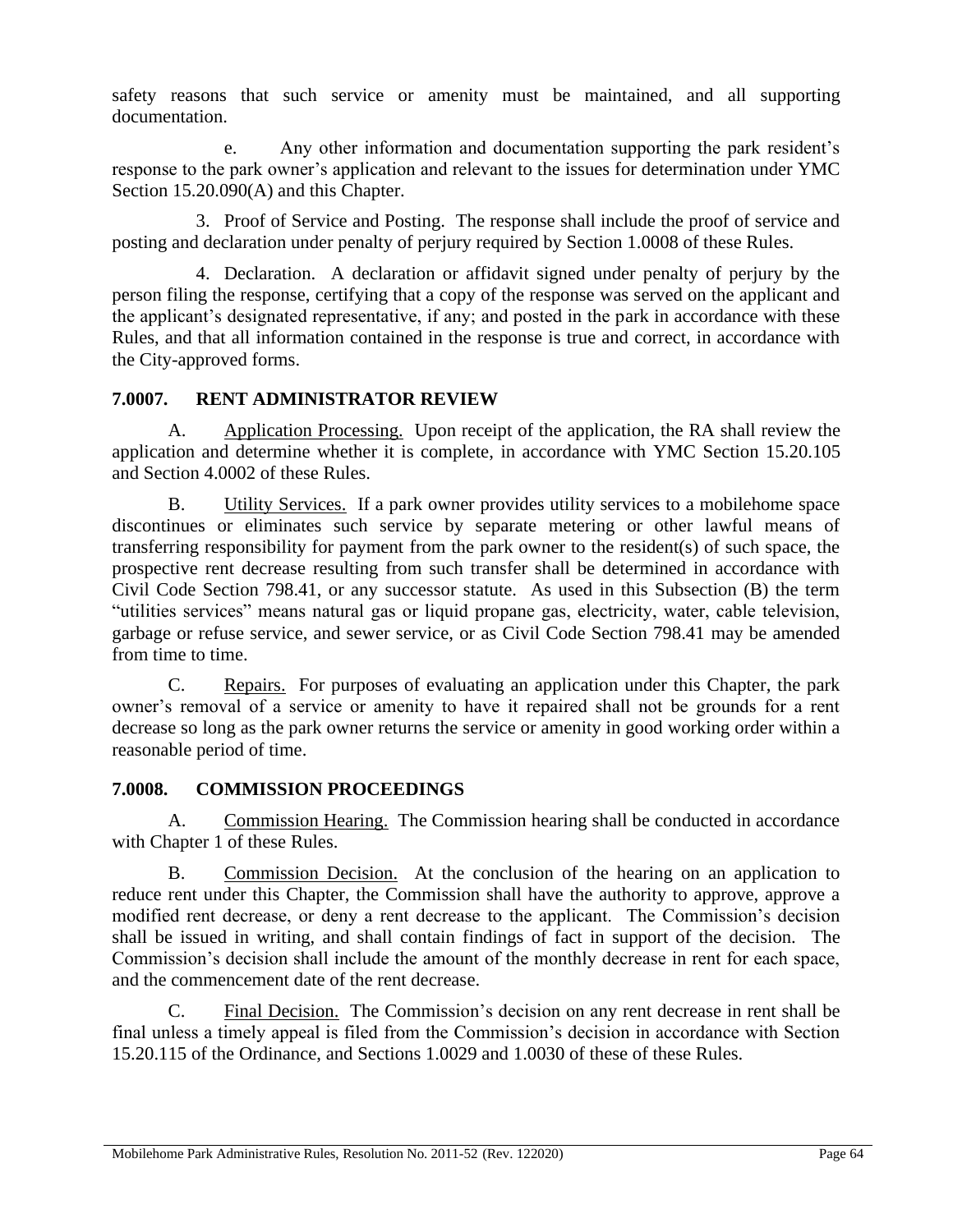safety reasons that such service or amenity must be maintained, and all supporting documentation.

e. Any other information and documentation supporting the park resident's response to the park owner's application and relevant to the issues for determination under YMC Section 15.20.090(A) and this Chapter.

3. Proof of Service and Posting. The response shall include the proof of service and posting and declaration under penalty of perjury required by Section 1.0008 of these Rules.

4. Declaration. A declaration or affidavit signed under penalty of perjury by the person filing the response, certifying that a copy of the response was served on the applicant and the applicant's designated representative, if any; and posted in the park in accordance with these Rules, and that all information contained in the response is true and correct, in accordance with the City-approved forms.

### 7.0007. RENT ADMINISTRATOR REVIEW

A. Application Processing. Upon receipt of the application, the RA shall review the application and determine whether it is complete, in accordance with YMC Section 15.20.105 and Section 4.0002 of these Rules.

B. Utility Services. If a park owner provides utility services to a mobilehome space discontinues or eliminates such service by separate metering or other lawful means of transferring responsibility for payment from the park owner to the resident(s) of such space, the prospective rent decrease resulting from such transfer shall be determined in accordance with Civil Code Section 798.41, or any successor statute. As used in this Subsection (B) the term "utilities services" means natural gas or liquid propane gas, electricity, water, cable television, garbage or refuse service, and sewer service, or as Civil Code Section 798.41 may be amended from time to time.

C. Repairs. For purposes of evaluating an application under this Chapter, the park owner's removal of a service or amenity to have it repaired shall not be grounds for a rent decrease so long as the park owner returns the service or amenity in good working order within a reasonable period of time.

### 7.0008. COMMISSION PROCEEDINGS

A. Commission Hearing. The Commission hearing shall be conducted in accordance with Chapter 1 of these Rules.

B. Commission Decision. At the conclusion of the hearing on an application to reduce rent under this Chapter, the Commission shall have the authority to approve, approve a modified rent decrease, or deny a rent decrease to the applicant. The Commission's decision shall be issued in writing, and shall contain findings of fact in support of the decision. The Commission's decision shall include the amount of the monthly decrease in rent for each space, and the commencement date of the rent decrease.

C. Final Decision. The Commission's decision on any rent decrease in rent shall be final unless a timely appeal is filed from the Commission's decision in accordance with Section 15.20.115 of the Ordinance, and Sections 1.0029 and 1.0030 of these of these Rules.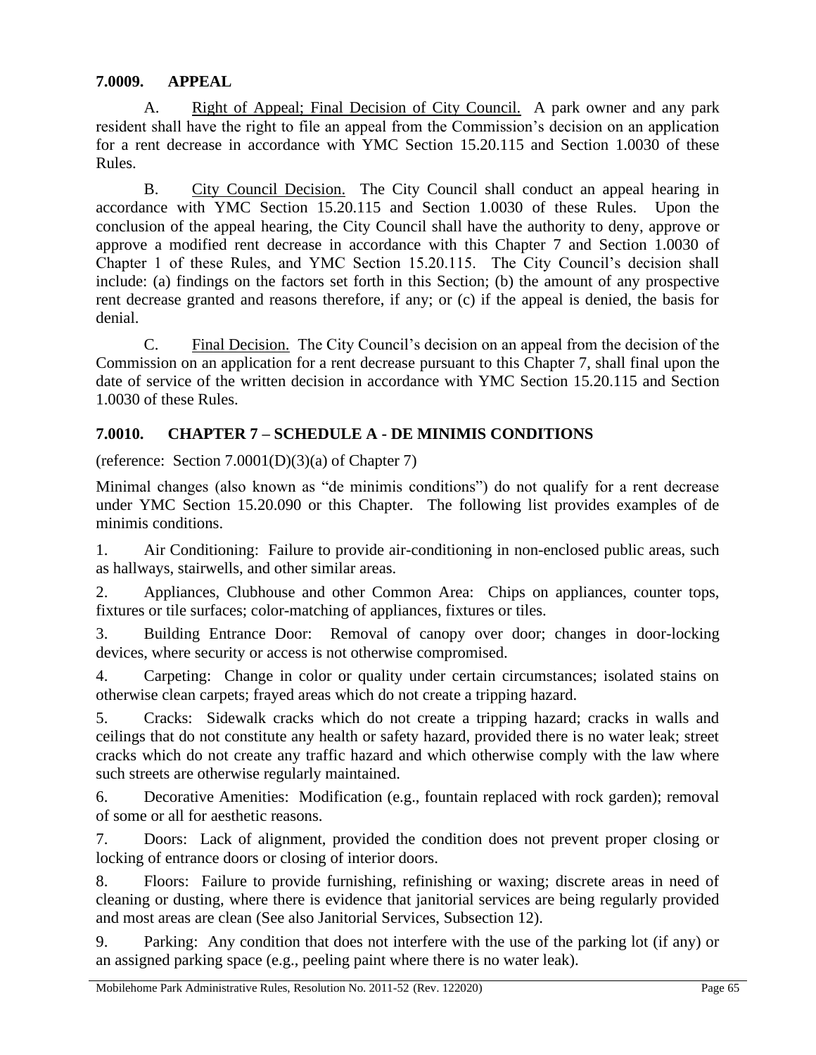## 7.0009. APPEAL

A. Right of Appeal; Final Decision of City Council. A park owner and any park resident shall have the right to file an appeal from the Commission's decision on an application for a rent decrease in accordance with YMC Section 15.20.115 and Section 1.0030 of these Rules.

B. City Council Decision. The City Council shall conduct an appeal hearing in accordance with YMC Section 15.20.115 and Section 1.0030 of these Rules. Upon the conclusion of the appeal hearing, the City Council shall have the authority to deny, approve or approve a modified rent decrease in accordance with this Chapter 7 and Section 1.0030 of Chapter 1 of these Rules, and YMC Section 15.20.115. The City Council's decision shall include: (a) findings on the factors set forth in this Section; (b) the amount of any prospective rent decrease granted and reasons therefore, if any; or (c) if the appeal is denied, the basis for denial.

C. Final Decision. The City Council's decision on an appeal from the decision of the Commission on an application for a rent decrease pursuant to this Chapter 7, shall final upon the date of service of the written decision in accordance with YMC Section 15.20.115 and Section 1.0030 of these Rules.

## 7.0010. CHAPTER 7 – SCHEDULE A - DE MINIMIS CONDITIONS

(reference: Section 7.0001(D)(3)(a) of Chapter 7)

Minimal changes (also known as "de minimis conditions") do not qualify for a rent decrease under YMC Section 15.20.090 or this Chapter. The following list provides examples of de minimis conditions.

1. Air Conditioning: Failure to provide air-conditioning in non-enclosed public areas, such as hallways, stairwells, and other similar areas.

2. Appliances, Clubhouse and other Common Area: Chips on appliances, counter tops, fixtures or tile surfaces; color-matching of appliances, fixtures or tiles.

3. Building Entrance Door: Removal of canopy over door; changes in door-locking devices, where security or access is not otherwise compromised.

4. Carpeting: Change in color or quality under certain circumstances; isolated stains on otherwise clean carpets; frayed areas which do not create a tripping hazard.

5. Cracks: Sidewalk cracks which do not create a tripping hazard; cracks in walls and ceilings that do not constitute any health or safety hazard, provided there is no water leak; street cracks which do not create any traffic hazard and which otherwise comply with the law where such streets are otherwise regularly maintained.

6. Decorative Amenities: Modification (e.g., fountain replaced with rock garden); removal of some or all for aesthetic reasons.

7. Doors: Lack of alignment, provided the condition does not prevent proper closing or locking of entrance doors or closing of interior doors.

8. Floors: Failure to provide furnishing, refinishing or waxing; discrete areas in need of cleaning or dusting, where there is evidence that janitorial services are being regularly provided and most areas are clean (See also Janitorial Services, Subsection 12).

9. Parking: Any condition that does not interfere with the use of the parking lot (if any) or an assigned parking space (e.g., peeling paint where there is no water leak).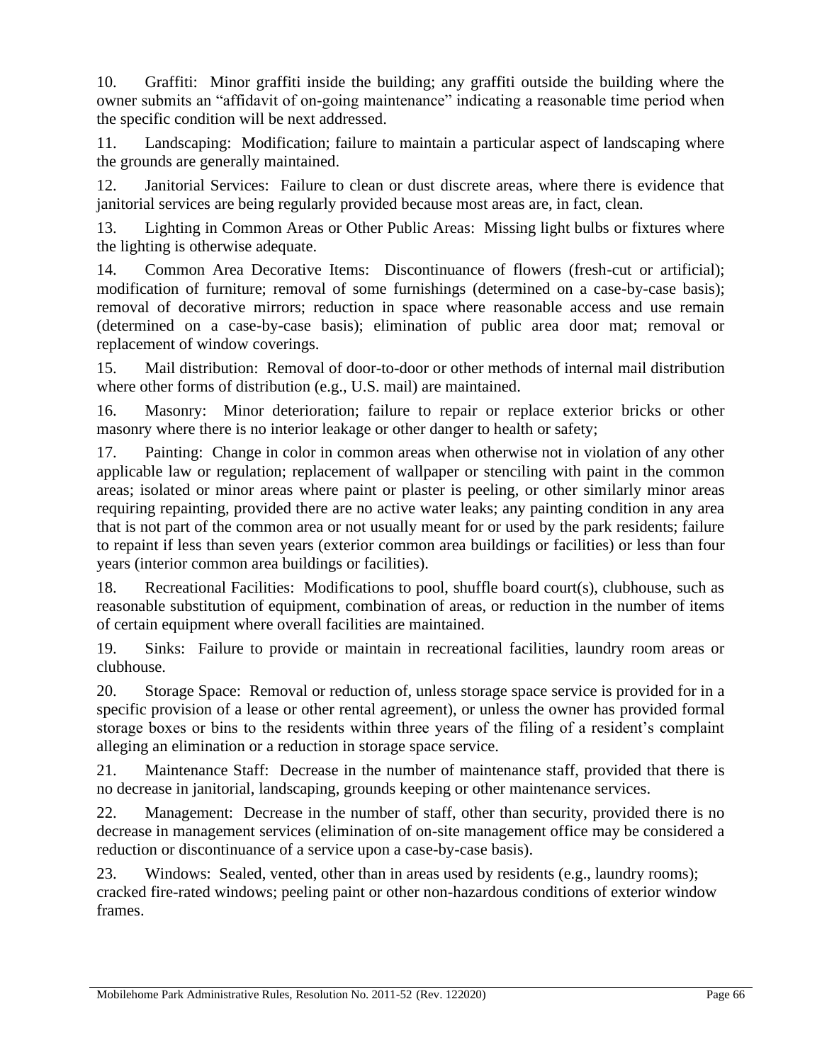10. Graffiti: Minor graffiti inside the building; any graffiti outside the building where the owner submits an "affidavit of on-going maintenance" indicating a reasonable time period when the specific condition will be next addressed.

11. Landscaping: Modification; failure to maintain a particular aspect of landscaping where the grounds are generally maintained.

12. Janitorial Services: Failure to clean or dust discrete areas, where there is evidence that janitorial services are being regularly provided because most areas are, in fact, clean.

13. Lighting in Common Areas or Other Public Areas: Missing light bulbs or fixtures where the lighting is otherwise adequate.

14. Common Area Decorative Items: Discontinuance of flowers (fresh-cut or artificial); modification of furniture; removal of some furnishings (determined on a case-by-case basis); removal of decorative mirrors; reduction in space where reasonable access and use remain (determined on a case-by-case basis); elimination of public area door mat; removal or replacement of window coverings.

15. Mail distribution: Removal of door-to-door or other methods of internal mail distribution where other forms of distribution (e.g., U.S. mail) are maintained.

16. Masonry: Minor deterioration; failure to repair or replace exterior bricks or other masonry where there is no interior leakage or other danger to health or safety;

17. Painting: Change in color in common areas when otherwise not in violation of any other applicable law or regulation; replacement of wallpaper or stenciling with paint in the common areas; isolated or minor areas where paint or plaster is peeling, or other similarly minor areas requiring repainting, provided there are no active water leaks; any painting condition in any area that is not part of the common area or not usually meant for or used by the park residents; failure to repaint if less than seven years (exterior common area buildings or facilities) or less than four years (interior common area buildings or facilities).

18. Recreational Facilities: Modifications to pool, shuffle board court(s), clubhouse, such as reasonable substitution of equipment, combination of areas, or reduction in the number of items of certain equipment where overall facilities are maintained.

19. Sinks: Failure to provide or maintain in recreational facilities, laundry room areas or clubhouse.

20. Storage Space: Removal or reduction of, unless storage space service is provided for in a specific provision of a lease or other rental agreement), or unless the owner has provided formal storage boxes or bins to the residents within three years of the filing of a resident's complaint alleging an elimination or a reduction in storage space service.

21. Maintenance Staff: Decrease in the number of maintenance staff, provided that there is no decrease in janitorial, landscaping, grounds keeping or other maintenance services.

22. Management: Decrease in the number of staff, other than security, provided there is no decrease in management services (elimination of on-site management office may be considered a reduction or discontinuance of a service upon a case-by-case basis).

23. Windows: Sealed, vented, other than in areas used by residents (e.g., laundry rooms); cracked fire-rated windows; peeling paint or other non-hazardous conditions of exterior window frames.